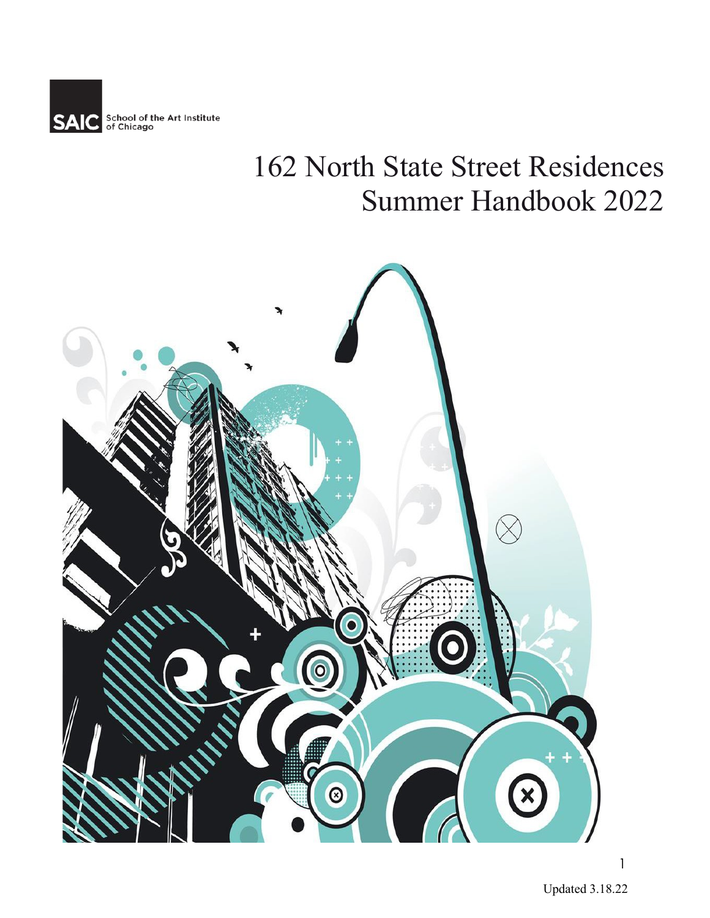SAIC School of the Art Institute of Chicago

# 162 North State Street Residences Summer Handbook 2022

Updated 3.18.22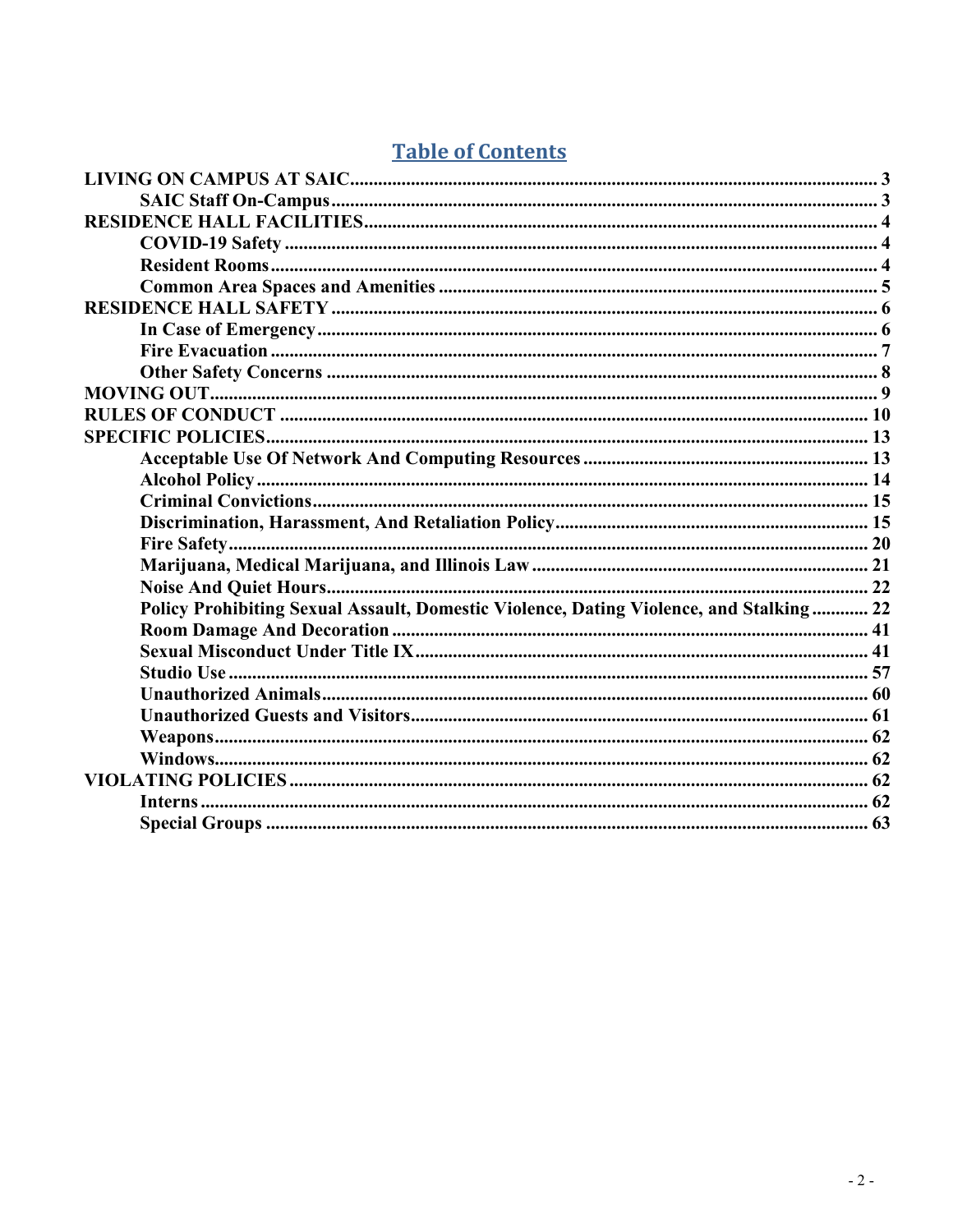## Table of Contents

- LIVING ON CAMPUS AT SAIC ..... 3
  - SAIC Staff On-Campus ..... 3
- RESIDENCE HALL FACILITIES ..... 4
  - COVID-19 Safety ..... 4
  - Resident Rooms ..... 4
  - Common Area Spaces and Amenities ..... 5
- RESIDENCE HALL SAFETY ..... 6
  - In Case of Emergency ..... 6
  - Fire Evacuation ..... 7
  - Other Safety Concerns ..... 8
- MOVING OUT ..... 9
- RULES OF CONDUCT ..... 10
- SPECIFIC POLICIES ..... 13
  - Acceptable Use Of Network And Computing Resources ..... 13
  - Alcohol Policy ..... 14
  - Criminal Convictions ..... 15
  - Discrimination, Harassment, And Retaliation Policy ..... 15
  - Fire Safety ..... 20
  - Marijuana, Medical Marijuana, and Illinois Law ..... 21
  - Noise And Quiet Hours ..... 22
  - Policy Prohibiting Sexual Assault, Domestic Violence, Dating Violence, and Stalking ..... 22
  - Room Damage And Decoration ..... 41
  - Sexual Misconduct Under Title IX ..... 41
  - Studio Use ..... 57
  - Unauthorized Animals ..... 60
  - Unauthorized Guests and Visitors ..... 61
  - Weapons ..... 62
  - Windows ..... 62
- VIOLATING POLICIES ..... 62
  - Interns ..... 62
  - Special Groups ..... 63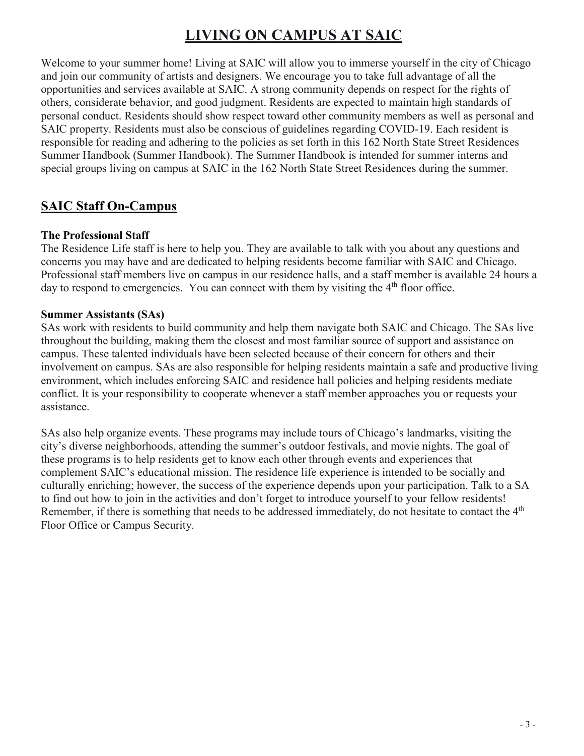# LIVING ON CAMPUS AT SAIC

Welcome to your summer home! Living at SAIC will allow you to immerse yourself in the city of Chicago and join our community of artists and designers. We encourage you to take full advantage of all the opportunities and services available at SAIC. A strong community depends on respect for the rights of others, considerate behavior, and good judgment. Residents are expected to maintain high standards of personal conduct. Residents should show respect toward other community members as well as personal and SAIC property. Residents must also be conscious of guidelines regarding COVID-19. Each resident is responsible for reading and adhering to the policies as set forth in this 162 North State Street Residences Summer Handbook (Summer Handbook). The Summer Handbook is intended for summer interns and special groups living on campus at SAIC in the 162 North State Street Residences during the summer.

## SAIC Staff On-Campus

### The Professional Staff

The Residence Life staff is here to help you. They are available to talk with you about any questions and concerns you may have and are dedicated to helping residents become familiar with SAIC and Chicago. Professional staff members live on campus in our residence halls, and a staff member is available 24 hours a day to respond to emergencies. You can connect with them by visiting the 4th floor office.

### Summer Assistants (SAs)

SAs work with residents to build community and help them navigate both SAIC and Chicago. The SAs live throughout the building, making them the closest and most familiar source of support and assistance on campus. These talented individuals have been selected because of their concern for others and their involvement on campus. SAs are also responsible for helping residents maintain a safe and productive living environment, which includes enforcing SAIC and residence hall policies and helping residents mediate conflict. It is your responsibility to cooperate whenever a staff member approaches you or requests your assistance.

SAs also help organize events. These programs may include tours of Chicago's landmarks, visiting the city's diverse neighborhoods, attending the summer's outdoor festivals, and movie nights. The goal of these programs is to help residents get to know each other through events and experiences that complement SAIC's educational mission. The residence life experience is intended to be socially and culturally enriching; however, the success of the experience depends upon your participation. Talk to a SA to find out how to join in the activities and don't forget to introduce yourself to your fellow residents! Remember, if there is something that needs to be addressed immediately, do not hesitate to contact the 4th Floor Office or Campus Security.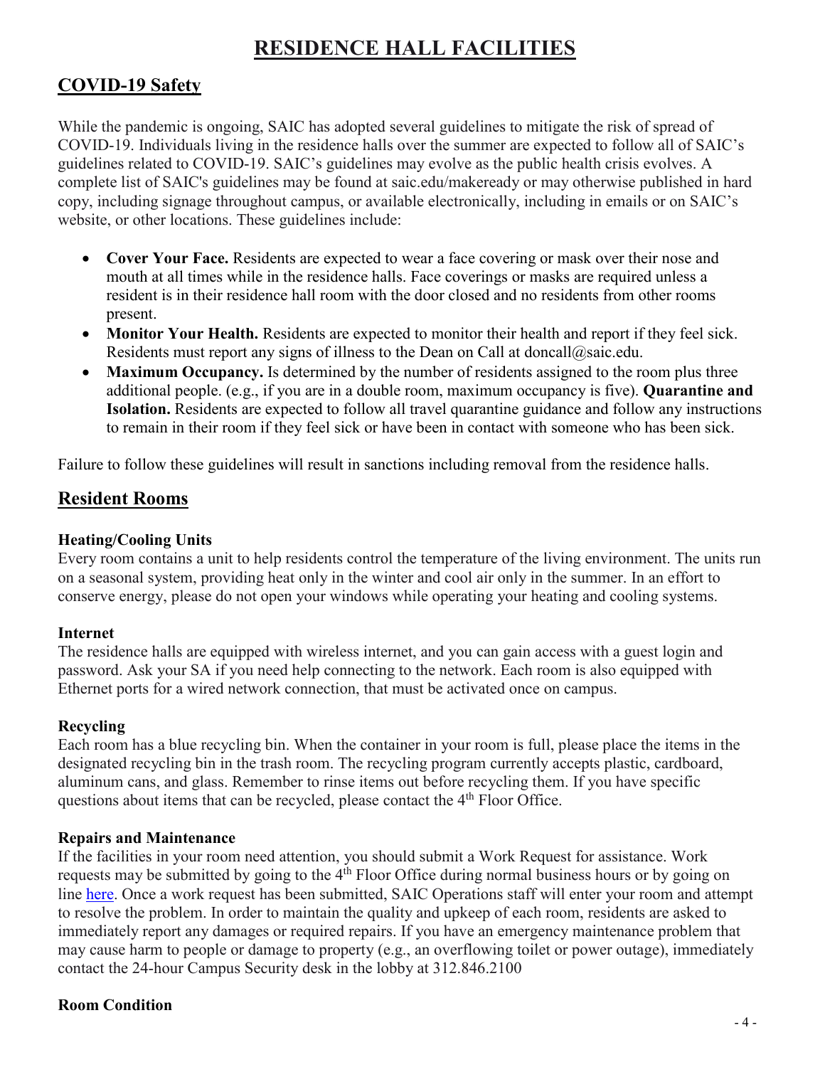# RESIDENCE HALL FACILITIES

## COVID-19 Safety

While the pandemic is ongoing, SAIC has adopted several guidelines to mitigate the risk of spread of COVID-19. Individuals living in the residence halls over the summer are expected to follow all of SAIC's guidelines related to COVID-19. SAIC's guidelines may evolve as the public health crisis evolves. A complete list of SAIC's guidelines may be found at saic.edu/makeready or may otherwise published in hard copy, including signage throughout campus, or available electronically, including in emails or on SAIC's website, or other locations. These guidelines include:

- **Cover Your Face.** Residents are expected to wear a face covering or mask over their nose and mouth at all times while in the residence halls. Face coverings or masks are required unless a resident is in their residence hall room with the door closed and no residents from other rooms present.
- **Monitor Your Health.** Residents are expected to monitor their health and report if they feel sick. Residents must report any signs of illness to the Dean on Call at doncall@saic.edu.
- **Maximum Occupancy.** Is determined by the number of residents assigned to the room plus three additional people. (e.g., if you are in a double room, maximum occupancy is five). **Quarantine and Isolation.** Residents are expected to follow all travel quarantine guidance and follow any instructions to remain in their room if they feel sick or have been in contact with someone who has been sick.

Failure to follow these guidelines will result in sanctions including removal from the residence halls.

## Resident Rooms

### Heating/Cooling Units

Every room contains a unit to help residents control the temperature of the living environment. The units run on a seasonal system, providing heat only in the winter and cool air only in the summer. In an effort to conserve energy, please do not open your windows while operating your heating and cooling systems.

### Internet

The residence halls are equipped with wireless internet, and you can gain access with a guest login and password. Ask your SA if you need help connecting to the network. Each room is also equipped with Ethernet ports for a wired network connection, that must be activated once on campus.

### Recycling

Each room has a blue recycling bin. When the container in your room is full, please place the items in the designated recycling bin in the trash room. The recycling program currently accepts plastic, cardboard, aluminum cans, and glass. Remember to rinse items out before recycling them. If you have specific questions about items that can be recycled, please contact the 4th Floor Office.

### Repairs and Maintenance

If the facilities in your room need attention, you should submit a Work Request for assistance. Work requests may be submitted by going to the 4th Floor Office during normal business hours or by going on line here. Once a work request has been submitted, SAIC Operations staff will enter your room and attempt to resolve the problem. In order to maintain the quality and upkeep of each room, residents are asked to immediately report any damages or required repairs. If you have an emergency maintenance problem that may cause harm to people or damage to property (e.g., an overflowing toilet or power outage), immediately contact the 24-hour Campus Security desk in the lobby at 312.846.2100

### Room Condition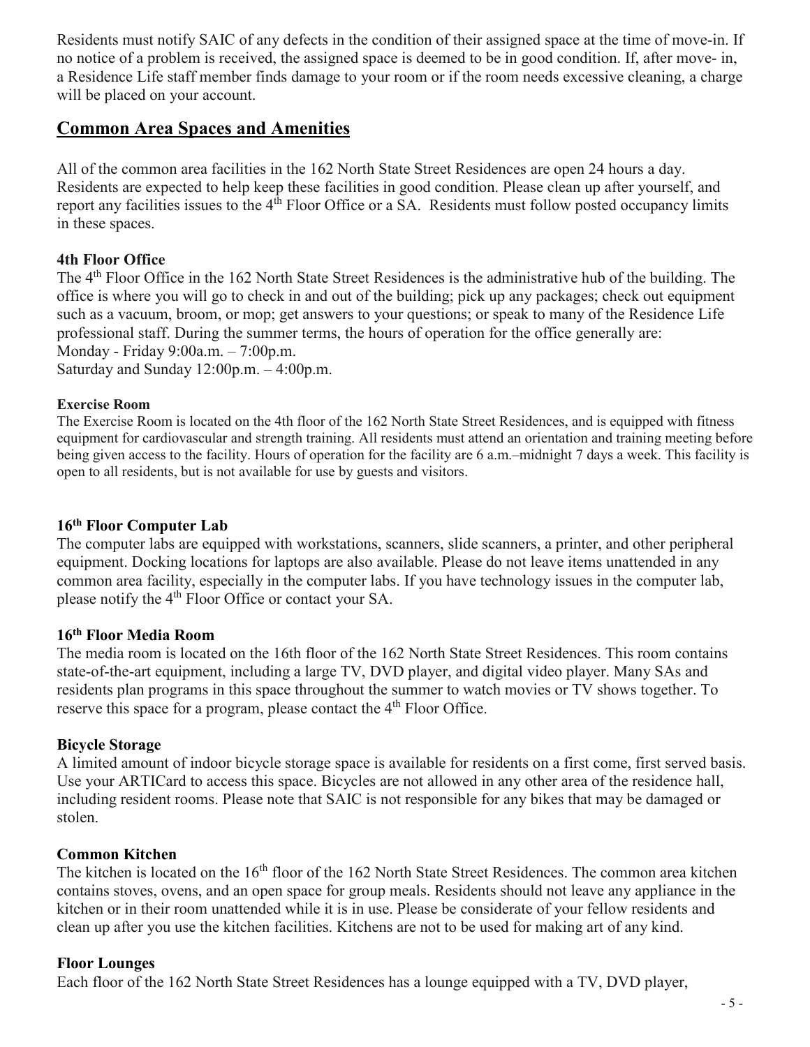Residents must notify SAIC of any defects in the condition of their assigned space at the time of move-in. If no notice of a problem is received, the assigned space is deemed to be in good condition. If, after move- in, a Residence Life staff member finds damage to your room or if the room needs excessive cleaning, a charge will be placed on your account.

## Common Area Spaces and Amenities

All of the common area facilities in the 162 North State Street Residences are open 24 hours a day. Residents are expected to help keep these facilities in good condition. Please clean up after yourself, and report any facilities issues to the 4th Floor Office or a SA. Residents must follow posted occupancy limits in these spaces.

### 4th Floor Office

The 4th Floor Office in the 162 North State Street Residences is the administrative hub of the building. The office is where you will go to check in and out of the building; pick up any packages; check out equipment such as a vacuum, broom, or mop; get answers to your questions; or speak to many of the Residence Life professional staff. During the summer terms, the hours of operation for the office generally are:
Monday - Friday 9:00a.m. – 7:00p.m.
Saturday and Sunday 12:00p.m. – 4:00p.m.

### Exercise Room

The Exercise Room is located on the 4th floor of the 162 North State Street Residences, and is equipped with fitness equipment for cardiovascular and strength training. All residents must attend an orientation and training meeting before being given access to the facility. Hours of operation for the facility are 6 a.m.–midnight 7 days a week. This facility is open to all residents, but is not available for use by guests and visitors.

### 16th Floor Computer Lab

The computer labs are equipped with workstations, scanners, slide scanners, a printer, and other peripheral equipment. Docking locations for laptops are also available. Please do not leave items unattended in any common area facility, especially in the computer labs. If you have technology issues in the computer lab, please notify the 4th Floor Office or contact your SA.

### 16th Floor Media Room

The media room is located on the 16th floor of the 162 North State Street Residences. This room contains state-of-the-art equipment, including a large TV, DVD player, and digital video player. Many SAs and residents plan programs in this space throughout the summer to watch movies or TV shows together. To reserve this space for a program, please contact the 4th Floor Office.

### Bicycle Storage

A limited amount of indoor bicycle storage space is available for residents on a first come, first served basis. Use your ARTICard to access this space. Bicycles are not allowed in any other area of the residence hall, including resident rooms. Please note that SAIC is not responsible for any bikes that may be damaged or stolen.

### Common Kitchen

The kitchen is located on the 16th floor of the 162 North State Street Residences. The common area kitchen contains stoves, ovens, and an open space for group meals. Residents should not leave any appliance in the kitchen or in their room unattended while it is in use. Please be considerate of your fellow residents and clean up after you use the kitchen facilities. Kitchens are not to be used for making art of any kind.

### Floor Lounges

Each floor of the 162 North State Street Residences has a lounge equipped with a TV, DVD player,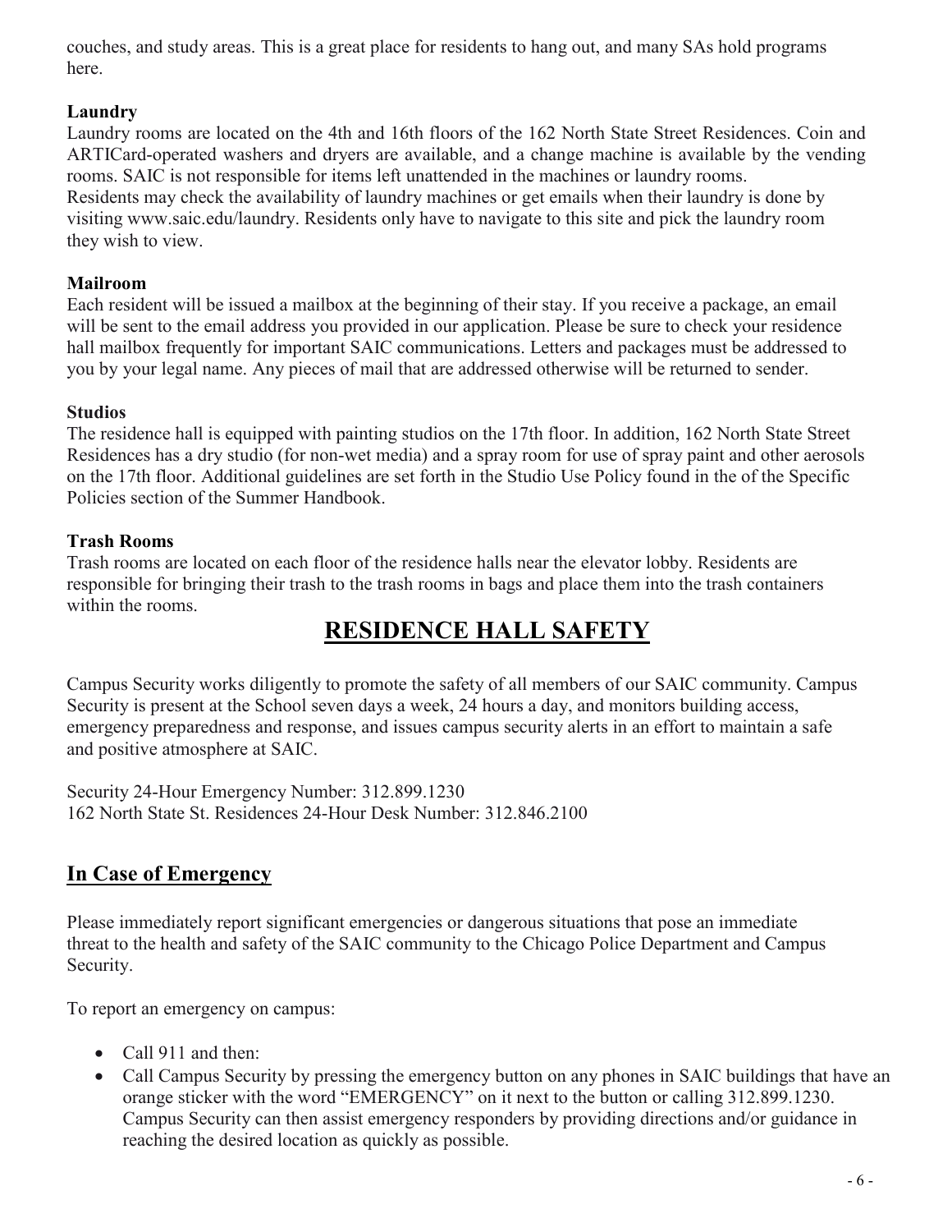couches, and study areas. This is a great place for residents to hang out, and many SAs hold programs here.

**Laundry**

Laundry rooms are located on the 4th and 16th floors of the 162 North State Street Residences. Coin and ARTICard-operated washers and dryers are available, and a change machine is available by the vending rooms. SAIC is not responsible for items left unattended in the machines or laundry rooms.
Residents may check the availability of laundry machines or get emails when their laundry is done by visiting www.saic.edu/laundry. Residents only have to navigate to this site and pick the laundry room they wish to view.

**Mailroom**

Each resident will be issued a mailbox at the beginning of their stay. If you receive a package, an email will be sent to the email address you provided in our application. Please be sure to check your residence hall mailbox frequently for important SAIC communications. Letters and packages must be addressed to you by your legal name. Any pieces of mail that are addressed otherwise will be returned to sender.

**Studios**

The residence hall is equipped with painting studios on the 17th floor. In addition, 162 North State Street Residences has a dry studio (for non-wet media) and a spray room for use of spray paint and other aerosols on the 17th floor. Additional guidelines are set forth in the Studio Use Policy found in the of the Specific Policies section of the Summer Handbook.

**Trash Rooms**

Trash rooms are located on each floor of the residence halls near the elevator lobby. Residents are responsible for bringing their trash to the trash rooms in bags and place them into the trash containers within the rooms.

# RESIDENCE HALL SAFETY

Campus Security works diligently to promote the safety of all members of our SAIC community. Campus Security is present at the School seven days a week, 24 hours a day, and monitors building access, emergency preparedness and response, and issues campus security alerts in an effort to maintain a safe and positive atmosphere at SAIC.

Security 24-Hour Emergency Number: 312.899.1230
162 North State St. Residences 24-Hour Desk Number: 312.846.2100

## In Case of Emergency

Please immediately report significant emergencies or dangerous situations that pose an immediate threat to the health and safety of the SAIC community to the Chicago Police Department and Campus Security.

To report an emergency on campus:

- Call 911 and then:
- Call Campus Security by pressing the emergency button on any phones in SAIC buildings that have an orange sticker with the word "EMERGENCY" on it next to the button or calling 312.899.1230. Campus Security can then assist emergency responders by providing directions and/or guidance in reaching the desired location as quickly as possible.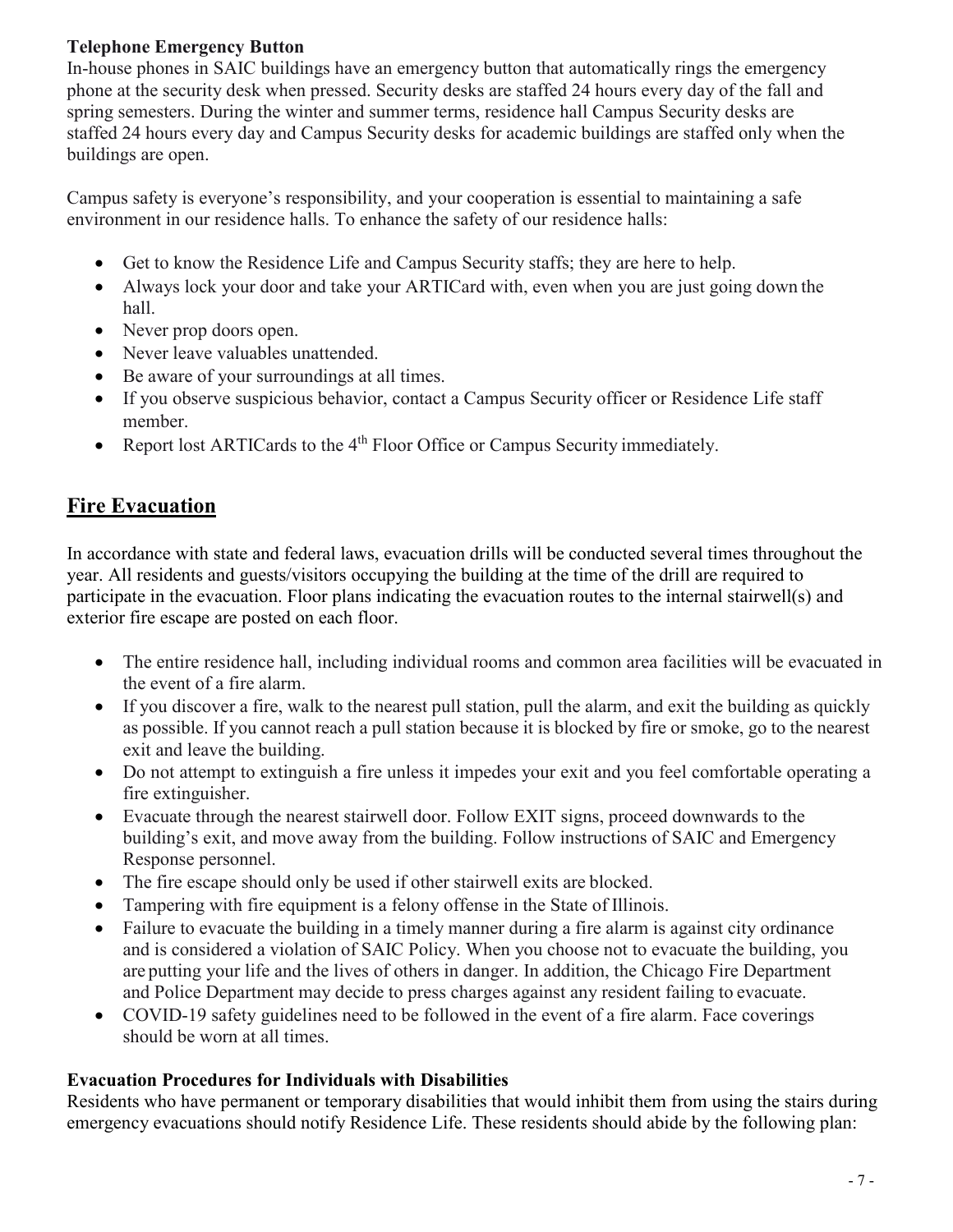**Telephone Emergency Button**

In-house phones in SAIC buildings have an emergency button that automatically rings the emergency phone at the security desk when pressed. Security desks are staffed 24 hours every day of the fall and spring semesters. During the winter and summer terms, residence hall Campus Security desks are staffed 24 hours every day and Campus Security desks for academic buildings are staffed only when the buildings are open.

Campus safety is everyone's responsibility, and your cooperation is essential to maintaining a safe environment in our residence halls. To enhance the safety of our residence halls:

- Get to know the Residence Life and Campus Security staffs; they are here to help.
- Always lock your door and take your ARTICard with, even when you are just going down the hall.
- Never prop doors open.
- Never leave valuables unattended.
- Be aware of your surroundings at all times.
- If you observe suspicious behavior, contact a Campus Security officer or Residence Life staff member.
- Report lost ARTICards to the 4th Floor Office or Campus Security immediately.

## Fire Evacuation

In accordance with state and federal laws, evacuation drills will be conducted several times throughout the year. All residents and guests/visitors occupying the building at the time of the drill are required to participate in the evacuation. Floor plans indicating the evacuation routes to the internal stairwell(s) and exterior fire escape are posted on each floor.

- The entire residence hall, including individual rooms and common area facilities will be evacuated in the event of a fire alarm.
- If you discover a fire, walk to the nearest pull station, pull the alarm, and exit the building as quickly as possible. If you cannot reach a pull station because it is blocked by fire or smoke, go to the nearest exit and leave the building.
- Do not attempt to extinguish a fire unless it impedes your exit and you feel comfortable operating a fire extinguisher.
- Evacuate through the nearest stairwell door. Follow EXIT signs, proceed downwards to the building's exit, and move away from the building. Follow instructions of SAIC and Emergency Response personnel.
- The fire escape should only be used if other stairwell exits are blocked.
- Tampering with fire equipment is a felony offense in the State of Illinois.
- Failure to evacuate the building in a timely manner during a fire alarm is against city ordinance and is considered a violation of SAIC Policy. When you choose not to evacuate the building, you are putting your life and the lives of others in danger. In addition, the Chicago Fire Department and Police Department may decide to press charges against any resident failing to evacuate.
- COVID-19 safety guidelines need to be followed in the event of a fire alarm. Face coverings should be worn at all times.

**Evacuation Procedures for Individuals with Disabilities**

Residents who have permanent or temporary disabilities that would inhibit them from using the stairs during emergency evacuations should notify Residence Life. These residents should abide by the following plan: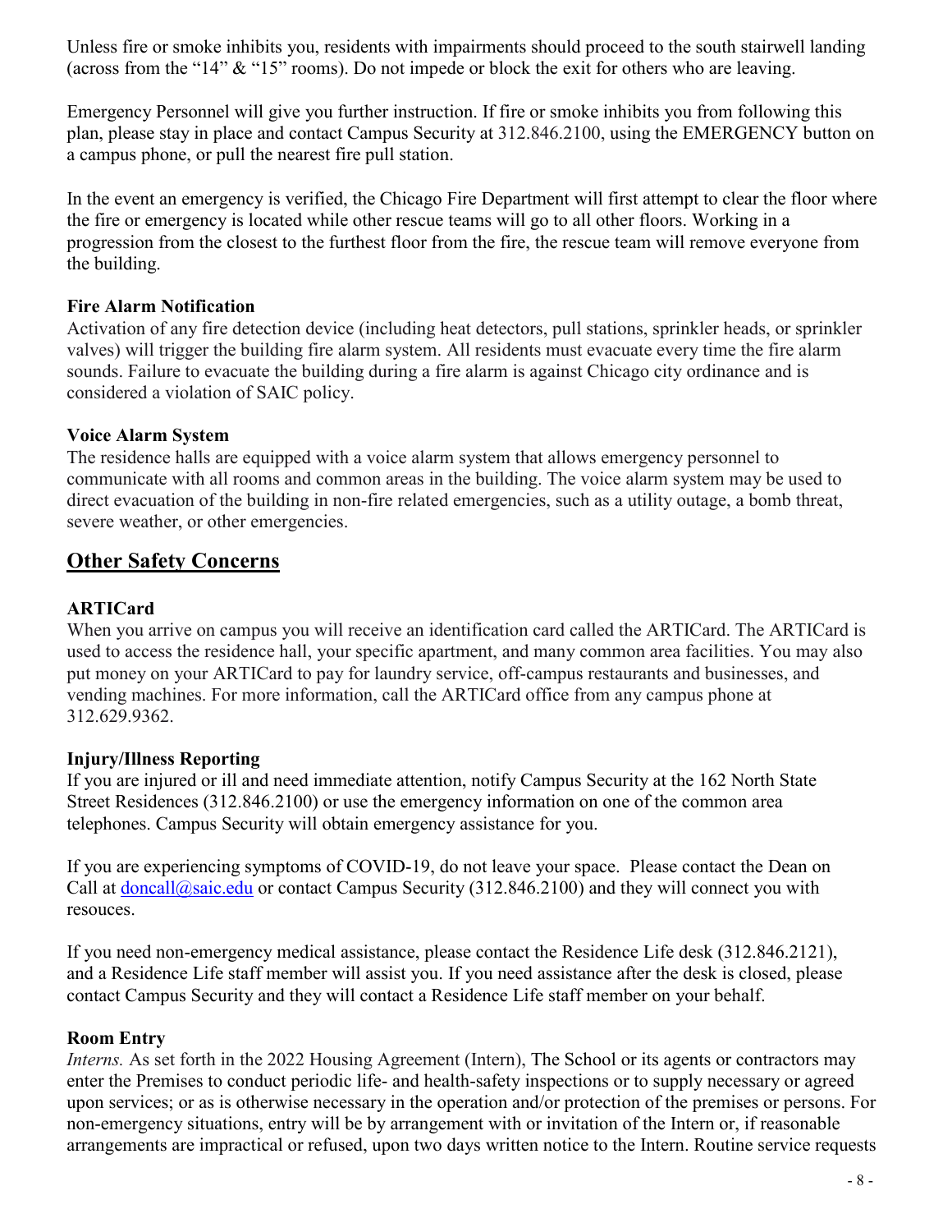Unless fire or smoke inhibits you, residents with impairments should proceed to the south stairwell landing (across from the "14" & "15" rooms). Do not impede or block the exit for others who are leaving.

Emergency Personnel will give you further instruction. If fire or smoke inhibits you from following this plan, please stay in place and contact Campus Security at 312.846.2100, using the EMERGENCY button on a campus phone, or pull the nearest fire pull station.

In the event an emergency is verified, the Chicago Fire Department will first attempt to clear the floor where the fire or emergency is located while other rescue teams will go to all other floors. Working in a progression from the closest to the furthest floor from the fire, the rescue team will remove everyone from the building.

**Fire Alarm Notification**

Activation of any fire detection device (including heat detectors, pull stations, sprinkler heads, or sprinkler valves) will trigger the building fire alarm system. All residents must evacuate every time the fire alarm sounds. Failure to evacuate the building during a fire alarm is against Chicago city ordinance and is considered a violation of SAIC policy.

**Voice Alarm System**

The residence halls are equipped with a voice alarm system that allows emergency personnel to communicate with all rooms and common areas in the building. The voice alarm system may be used to direct evacuation of the building in non-fire related emergencies, such as a utility outage, a bomb threat, severe weather, or other emergencies.

## Other Safety Concerns

**ARTICard**

When you arrive on campus you will receive an identification card called the ARTICard. The ARTICard is used to access the residence hall, your specific apartment, and many common area facilities. You may also put money on your ARTICard to pay for laundry service, off-campus restaurants and businesses, and vending machines. For more information, call the ARTICard office from any campus phone at 312.629.9362.

**Injury/Illness Reporting**

If you are injured or ill and need immediate attention, notify Campus Security at the 162 North State Street Residences (312.846.2100) or use the emergency information on one of the common area telephones. Campus Security will obtain emergency assistance for you.

If you are experiencing symptoms of COVID-19, do not leave your space. Please contact the Dean on Call at doncall@saic.edu or contact Campus Security (312.846.2100) and they will connect you with resouces.

If you need non-emergency medical assistance, please contact the Residence Life desk (312.846.2121), and a Residence Life staff member will assist you. If you need assistance after the desk is closed, please contact Campus Security and they will contact a Residence Life staff member on your behalf.

**Room Entry**

*Interns.* As set forth in the 2022 Housing Agreement (Intern), The School or its agents or contractors may enter the Premises to conduct periodic life- and health-safety inspections or to supply necessary or agreed upon services; or as is otherwise necessary in the operation and/or protection of the premises or persons. For non-emergency situations, entry will be by arrangement with or invitation of the Intern or, if reasonable arrangements are impractical or refused, upon two days written notice to the Intern. Routine service requests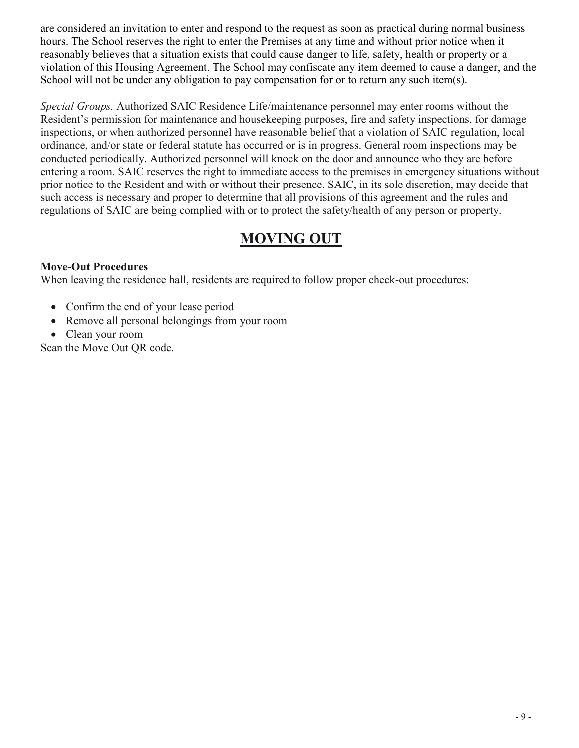are considered an invitation to enter and respond to the request as soon as practical during normal business hours. The School reserves the right to enter the Premises at any time and without prior notice when it reasonably believes that a situation exists that could cause danger to life, safety, health or property or a violation of this Housing Agreement. The School may confiscate any item deemed to cause a danger, and the School will not be under any obligation to pay compensation for or to return any such item(s).

*Special Groups.* Authorized SAIC Residence Life/maintenance personnel may enter rooms without the Resident's permission for maintenance and housekeeping purposes, fire and safety inspections, for damage inspections, or when authorized personnel have reasonable belief that a violation of SAIC regulation, local ordinance, and/or state or federal statute has occurred or is in progress. General room inspections may be conducted periodically. Authorized personnel will knock on the door and announce who they are before entering a room. SAIC reserves the right to immediate access to the premises in emergency situations without prior notice to the Resident and with or without their presence. SAIC, in its sole discretion, may decide that such access is necessary and proper to determine that all provisions of this agreement and the rules and regulations of SAIC are being complied with or to protect the safety/health of any person or property.

# MOVING OUT

**Move-Out Procedures**

When leaving the residence hall, residents are required to follow proper check-out procedures:

- Confirm the end of your lease period
- Remove all personal belongings from your room
- Clean your room

Scan the Move Out QR code.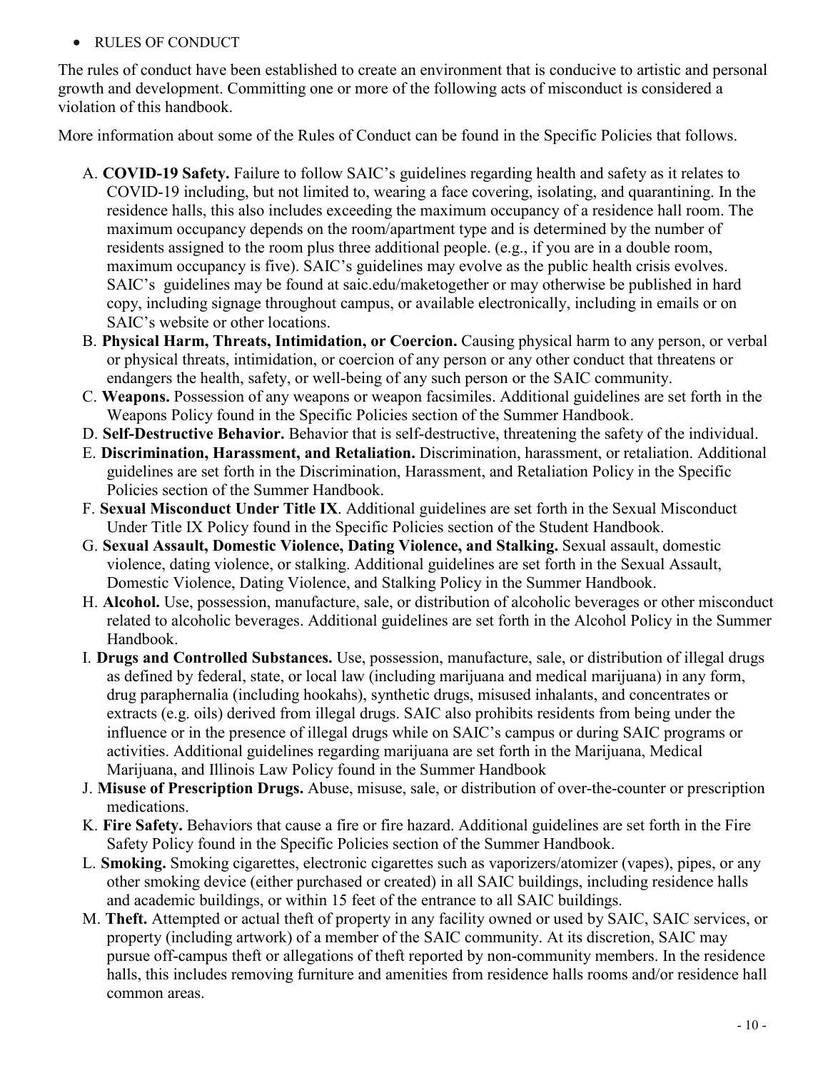- RULES OF CONDUCT

The rules of conduct have been established to create an environment that is conducive to artistic and personal growth and development. Committing one or more of the following acts of misconduct is considered a violation of this handbook.

More information about some of the Rules of Conduct can be found in the Specific Policies that follows.

A. **COVID-19 Safety.** Failure to follow SAIC's guidelines regarding health and safety as it relates to COVID-19 including, but not limited to, wearing a face covering, isolating, and quarantining. In the residence halls, this also includes exceeding the maximum occupancy of a residence hall room. The maximum occupancy depends on the room/apartment type and is determined by the number of residents assigned to the room plus three additional people. (e.g., if you are in a double room, maximum occupancy is five). SAIC's guidelines may evolve as the public health crisis evolves. SAIC's guidelines may be found at saic.edu/maketogether or may otherwise be published in hard copy, including signage throughout campus, or available electronically, including in emails or on SAIC's website or other locations.
B. **Physical Harm, Threats, Intimidation, or Coercion.** Causing physical harm to any person, or verbal or physical threats, intimidation, or coercion of any person or any other conduct that threatens or endangers the health, safety, or well-being of any such person or the SAIC community.
C. **Weapons.** Possession of any weapons or weapon facsimiles. Additional guidelines are set forth in the Weapons Policy found in the Specific Policies section of the Summer Handbook.
D. **Self-Destructive Behavior.** Behavior that is self-destructive, threatening the safety of the individual.
E. **Discrimination, Harassment, and Retaliation.** Discrimination, harassment, or retaliation. Additional guidelines are set forth in the Discrimination, Harassment, and Retaliation Policy in the Specific Policies section of the Summer Handbook.
F. **Sexual Misconduct Under Title IX**. Additional guidelines are set forth in the Sexual Misconduct Under Title IX Policy found in the Specific Policies section of the Student Handbook.
G. **Sexual Assault, Domestic Violence, Dating Violence, and Stalking.** Sexual assault, domestic violence, dating violence, or stalking. Additional guidelines are set forth in the Sexual Assault, Domestic Violence, Dating Violence, and Stalking Policy in the Summer Handbook.
H. **Alcohol.** Use, possession, manufacture, sale, or distribution of alcoholic beverages or other misconduct related to alcoholic beverages. Additional guidelines are set forth in the Alcohol Policy in the Summer Handbook.
I. **Drugs and Controlled Substances.** Use, possession, manufacture, sale, or distribution of illegal drugs as defined by federal, state, or local law (including marijuana and medical marijuana) in any form, drug paraphernalia (including hookahs), synthetic drugs, misused inhalants, and concentrates or extracts (e.g. oils) derived from illegal drugs. SAIC also prohibits residents from being under the influence or in the presence of illegal drugs while on SAIC's campus or during SAIC programs or activities. Additional guidelines regarding marijuana are set forth in the Marijuana, Medical Marijuana, and Illinois Law Policy found in the Summer Handbook
J. **Misuse of Prescription Drugs.** Abuse, misuse, sale, or distribution of over-the-counter or prescription medications.
K. **Fire Safety.** Behaviors that cause a fire or fire hazard. Additional guidelines are set forth in the Fire Safety Policy found in the Specific Policies section of the Summer Handbook.
L. **Smoking.** Smoking cigarettes, electronic cigarettes such as vaporizers/atomizer (vapes), pipes, or any other smoking device (either purchased or created) in all SAIC buildings, including residence halls and academic buildings, or within 15 feet of the entrance to all SAIC buildings.
M. **Theft.** Attempted or actual theft of property in any facility owned or used by SAIC, SAIC services, or property (including artwork) of a member of the SAIC community. At its discretion, SAIC may pursue off-campus theft or allegations of theft reported by non-community members. In the residence halls, this includes removing furniture and amenities from residence halls rooms and/or residence hall common areas.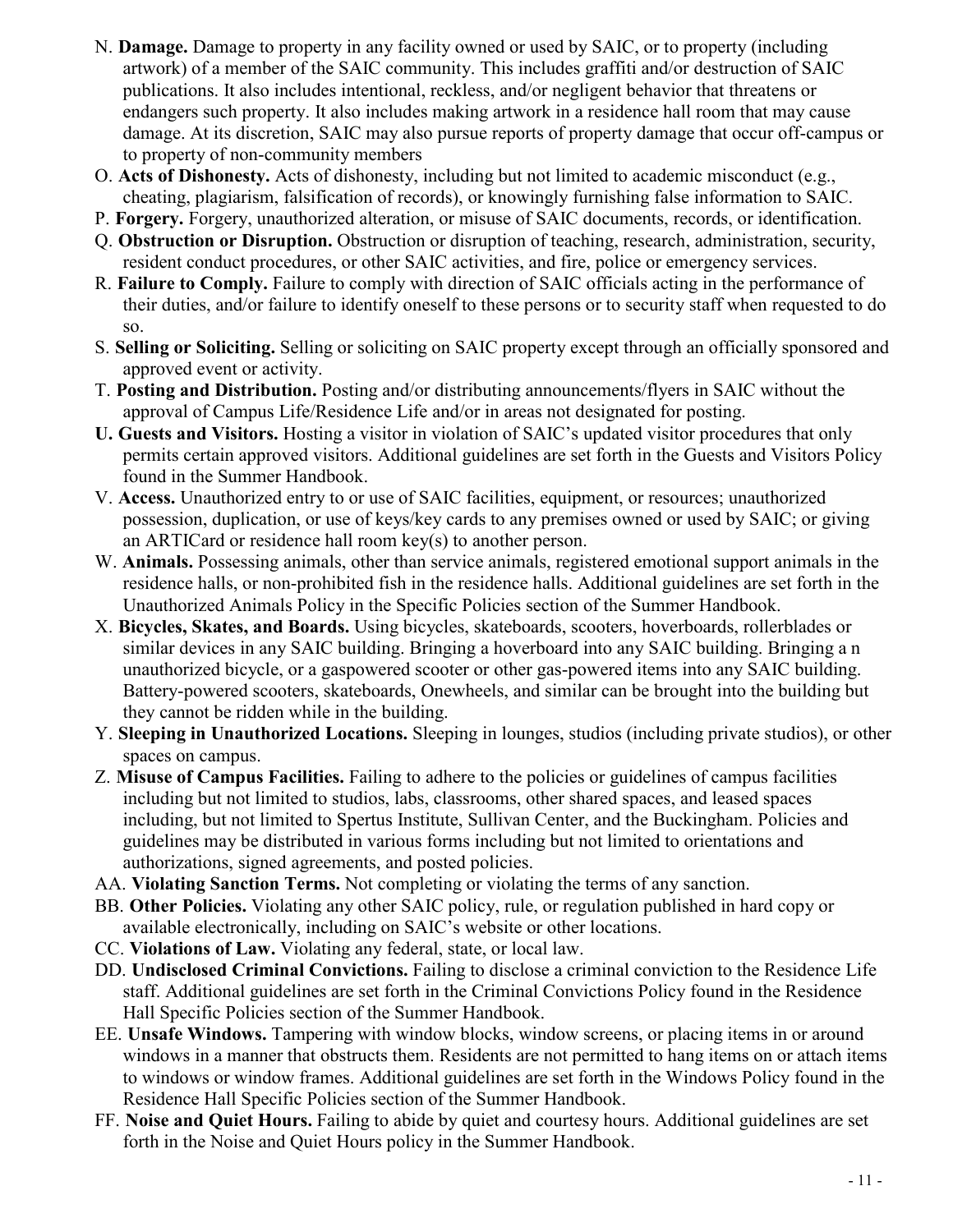N. **Damage.** Damage to property in any facility owned or used by SAIC, or to property (including artwork) of a member of the SAIC community. This includes graffiti and/or destruction of SAIC publications. It also includes intentional, reckless, and/or negligent behavior that threatens or endangers such property. It also includes making artwork in a residence hall room that may cause damage. At its discretion, SAIC may also pursue reports of property damage that occur off-campus or to property of non-community members

O. **Acts of Dishonesty.** Acts of dishonesty, including but not limited to academic misconduct (e.g., cheating, plagiarism, falsification of records), or knowingly furnishing false information to SAIC.

P. **Forgery.** Forgery, unauthorized alteration, or misuse of SAIC documents, records, or identification.

Q. **Obstruction or Disruption.** Obstruction or disruption of teaching, research, administration, security, resident conduct procedures, or other SAIC activities, and fire, police or emergency services.

R. **Failure to Comply.** Failure to comply with direction of SAIC officials acting in the performance of their duties, and/or failure to identify oneself to these persons or to security staff when requested to do so.

S. **Selling or Soliciting.** Selling or soliciting on SAIC property except through an officially sponsored and approved event or activity.

T. **Posting and Distribution.** Posting and/or distributing announcements/flyers in SAIC without the approval of Campus Life/Residence Life and/or in areas not designated for posting.

**U. Guests and Visitors.** Hosting a visitor in violation of SAIC's updated visitor procedures that only permits certain approved visitors. Additional guidelines are set forth in the Guests and Visitors Policy found in the Summer Handbook.

V. **Access.** Unauthorized entry to or use of SAIC facilities, equipment, or resources; unauthorized possession, duplication, or use of keys/key cards to any premises owned or used by SAIC; or giving an ARTICard or residence hall room key(s) to another person.

W. **Animals.** Possessing animals, other than service animals, registered emotional support animals in the residence halls, or non-prohibited fish in the residence halls. Additional guidelines are set forth in the Unauthorized Animals Policy in the Specific Policies section of the Summer Handbook.

X. **Bicycles, Skates, and Boards.** Using bicycles, skateboards, scooters, hoverboards, rollerblades or similar devices in any SAIC building. Bringing a hoverboard into any SAIC building. Bringing a n unauthorized bicycle, or a gaspowered scooter or other gas-powered items into any SAIC building. Battery-powered scooters, skateboards, Onewheels, and similar can be brought into the building but they cannot be ridden while in the building.

Y. **Sleeping in Unauthorized Locations.** Sleeping in lounges, studios (including private studios), or other spaces on campus.

Z. **Misuse of Campus Facilities.** Failing to adhere to the policies or guidelines of campus facilities including but not limited to studios, labs, classrooms, other shared spaces, and leased spaces including, but not limited to Spertus Institute, Sullivan Center, and the Buckingham. Policies and guidelines may be distributed in various forms including but not limited to orientations and authorizations, signed agreements, and posted policies.

AA. **Violating Sanction Terms.** Not completing or violating the terms of any sanction.

BB. **Other Policies.** Violating any other SAIC policy, rule, or regulation published in hard copy or available electronically, including on SAIC's website or other locations.

CC. **Violations of Law.** Violating any federal, state, or local law.

DD. **Undisclosed Criminal Convictions.** Failing to disclose a criminal conviction to the Residence Life staff. Additional guidelines are set forth in the Criminal Convictions Policy found in the Residence Hall Specific Policies section of the Summer Handbook.

EE. **Unsafe Windows.** Tampering with window blocks, window screens, or placing items in or around windows in a manner that obstructs them. Residents are not permitted to hang items on or attach items to windows or window frames. Additional guidelines are set forth in the Windows Policy found in the Residence Hall Specific Policies section of the Summer Handbook.

FF. **Noise and Quiet Hours.** Failing to abide by quiet and courtesy hours. Additional guidelines are set forth in the Noise and Quiet Hours policy in the Summer Handbook.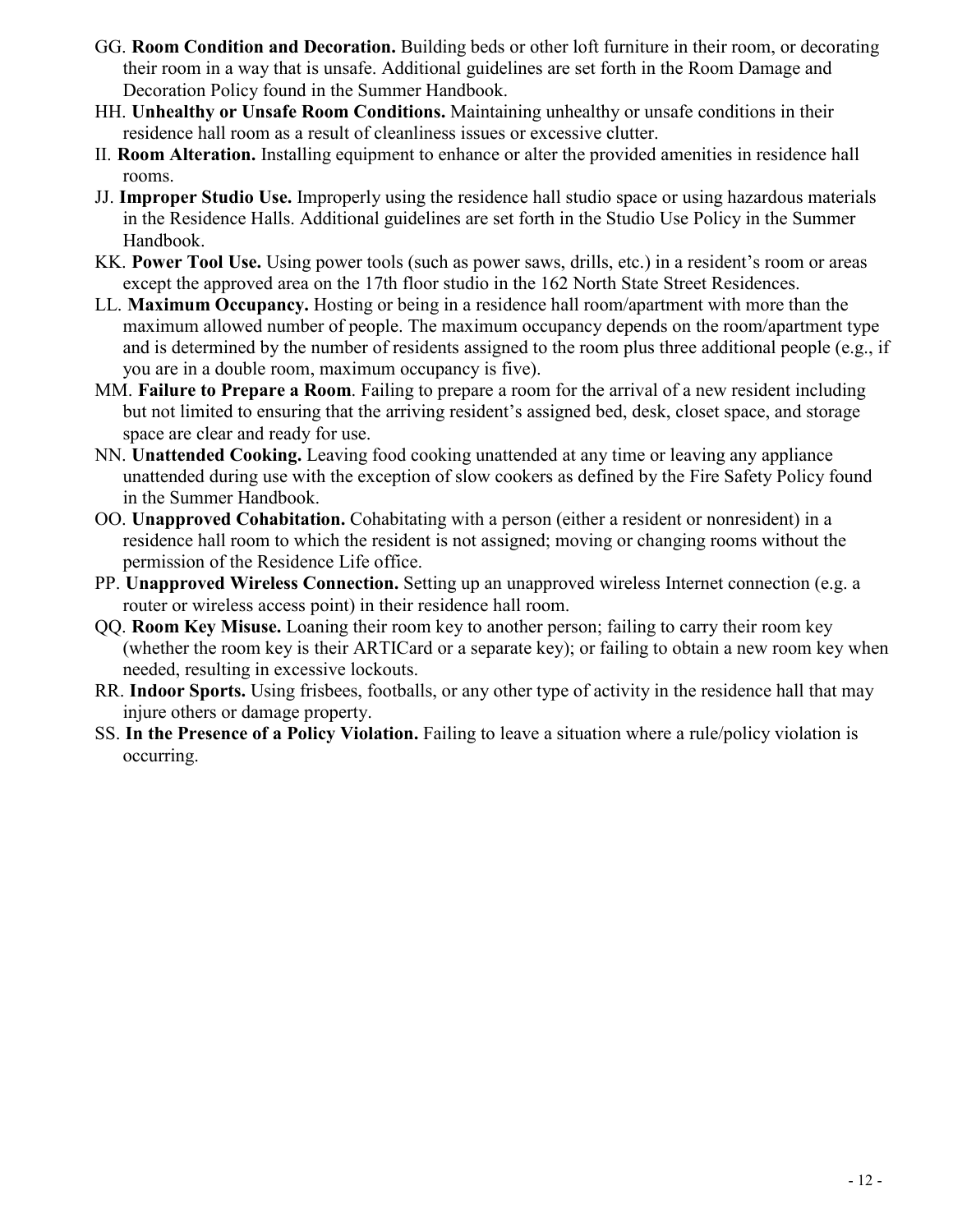GG. **Room Condition and Decoration.** Building beds or other loft furniture in their room, or decorating their room in a way that is unsafe. Additional guidelines are set forth in the Room Damage and Decoration Policy found in the Summer Handbook.

HH. **Unhealthy or Unsafe Room Conditions.** Maintaining unhealthy or unsafe conditions in their residence hall room as a result of cleanliness issues or excessive clutter.

II. **Room Alteration.** Installing equipment to enhance or alter the provided amenities in residence hall rooms.

JJ. **Improper Studio Use.** Improperly using the residence hall studio space or using hazardous materials in the Residence Halls. Additional guidelines are set forth in the Studio Use Policy in the Summer Handbook.

KK. **Power Tool Use.** Using power tools (such as power saws, drills, etc.) in a resident's room or areas except the approved area on the 17th floor studio in the 162 North State Street Residences.

LL. **Maximum Occupancy.** Hosting or being in a residence hall room/apartment with more than the maximum allowed number of people. The maximum occupancy depends on the room/apartment type and is determined by the number of residents assigned to the room plus three additional people (e.g., if you are in a double room, maximum occupancy is five).

MM. **Failure to Prepare a Room**. Failing to prepare a room for the arrival of a new resident including but not limited to ensuring that the arriving resident's assigned bed, desk, closet space, and storage space are clear and ready for use.

NN. **Unattended Cooking.** Leaving food cooking unattended at any time or leaving any appliance unattended during use with the exception of slow cookers as defined by the Fire Safety Policy found in the Summer Handbook.

OO. **Unapproved Cohabitation.** Cohabitating with a person (either a resident or nonresident) in a residence hall room to which the resident is not assigned; moving or changing rooms without the permission of the Residence Life office.

PP. **Unapproved Wireless Connection.** Setting up an unapproved wireless Internet connection (e.g. a router or wireless access point) in their residence hall room.

QQ. **Room Key Misuse.** Loaning their room key to another person; failing to carry their room key (whether the room key is their ARTICard or a separate key); or failing to obtain a new room key when needed, resulting in excessive lockouts.

RR. **Indoor Sports.** Using frisbees, footballs, or any other type of activity in the residence hall that may injure others or damage property.

SS. **In the Presence of a Policy Violation.** Failing to leave a situation where a rule/policy violation is occurring.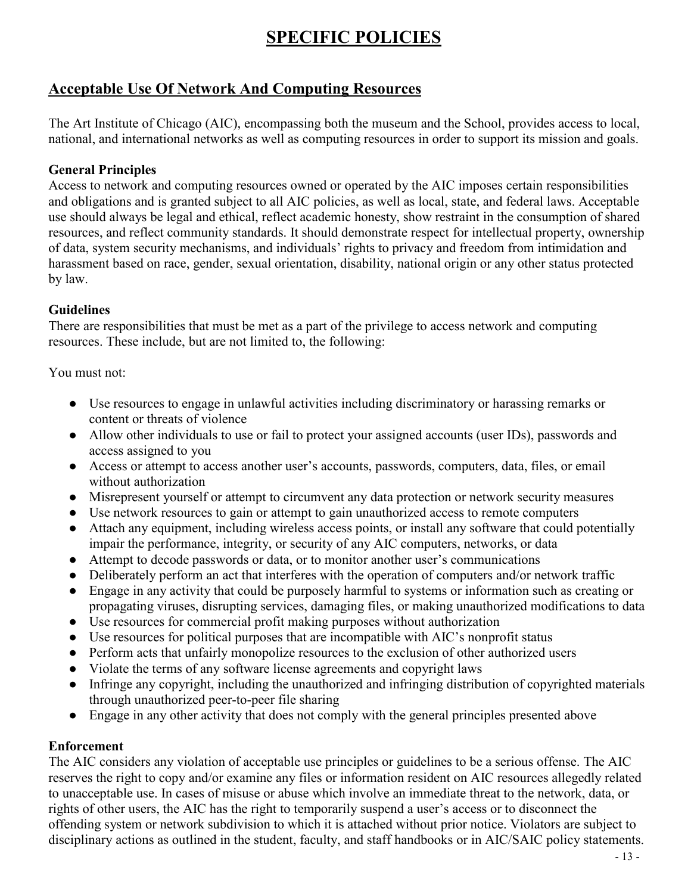# SPECIFIC POLICIES

## Acceptable Use Of Network And Computing Resources

The Art Institute of Chicago (AIC), encompassing both the museum and the School, provides access to local, national, and international networks as well as computing resources in order to support its mission and goals.

**General Principles**
Access to network and computing resources owned or operated by the AIC imposes certain responsibilities and obligations and is granted subject to all AIC policies, as well as local, state, and federal laws. Acceptable use should always be legal and ethical, reflect academic honesty, show restraint in the consumption of shared resources, and reflect community standards. It should demonstrate respect for intellectual property, ownership of data, system security mechanisms, and individuals' rights to privacy and freedom from intimidation and harassment based on race, gender, sexual orientation, disability, national origin or any other status protected by law.

**Guidelines**
There are responsibilities that must be met as a part of the privilege to access network and computing resources. These include, but are not limited to, the following:

You must not:

- Use resources to engage in unlawful activities including discriminatory or harassing remarks or content or threats of violence
- Allow other individuals to use or fail to protect your assigned accounts (user IDs), passwords and access assigned to you
- Access or attempt to access another user's accounts, passwords, computers, data, files, or email without authorization
- Misrepresent yourself or attempt to circumvent any data protection or network security measures
- Use network resources to gain or attempt to gain unauthorized access to remote computers
- Attach any equipment, including wireless access points, or install any software that could potentially impair the performance, integrity, or security of any AIC computers, networks, or data
- Attempt to decode passwords or data, or to monitor another user's communications
- Deliberately perform an act that interferes with the operation of computers and/or network traffic
- Engage in any activity that could be purposely harmful to systems or information such as creating or propagating viruses, disrupting services, damaging files, or making unauthorized modifications to data
- Use resources for commercial profit making purposes without authorization
- Use resources for political purposes that are incompatible with AIC's nonprofit status
- Perform acts that unfairly monopolize resources to the exclusion of other authorized users
- Violate the terms of any software license agreements and copyright laws
- Infringe any copyright, including the unauthorized and infringing distribution of copyrighted materials through unauthorized peer-to-peer file sharing
- Engage in any other activity that does not comply with the general principles presented above

**Enforcement**
The AIC considers any violation of acceptable use principles or guidelines to be a serious offense. The AIC reserves the right to copy and/or examine any files or information resident on AIC resources allegedly related to unacceptable use. In cases of misuse or abuse which involve an immediate threat to the network, data, or rights of other users, the AIC has the right to temporarily suspend a user's access or to disconnect the offending system or network subdivision to which it is attached without prior notice. Violators are subject to disciplinary actions as outlined in the student, faculty, and staff handbooks or in AIC/SAIC policy statements.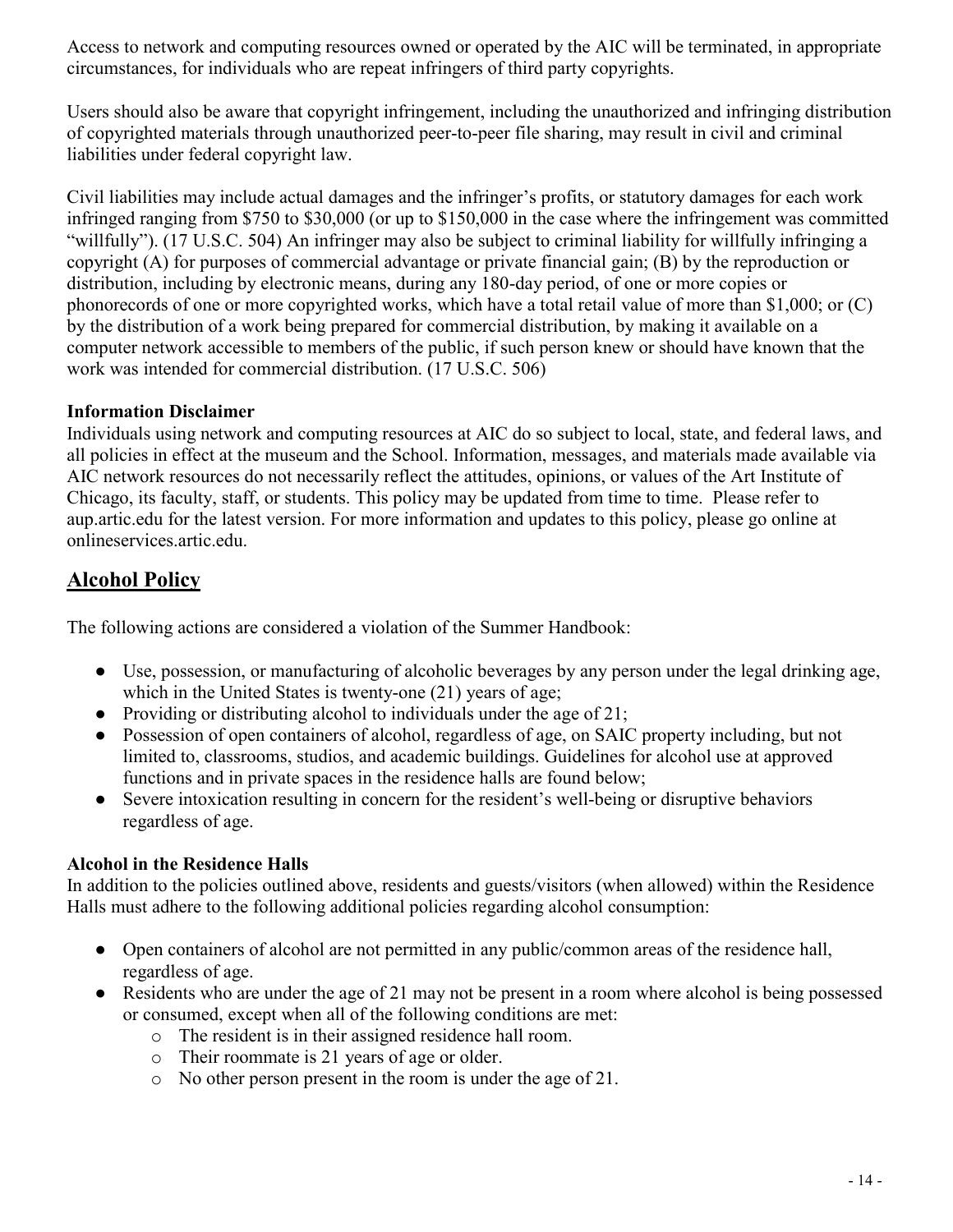Access to network and computing resources owned or operated by the AIC will be terminated, in appropriate circumstances, for individuals who are repeat infringers of third party copyrights.

Users should also be aware that copyright infringement, including the unauthorized and infringing distribution of copyrighted materials through unauthorized peer-to-peer file sharing, may result in civil and criminal liabilities under federal copyright law.

Civil liabilities may include actual damages and the infringer's profits, or statutory damages for each work infringed ranging from $750 to $30,000 (or up to $150,000 in the case where the infringement was committed "willfully"). (17 U.S.C. 504) An infringer may also be subject to criminal liability for willfully infringing a copyright (A) for purposes of commercial advantage or private financial gain; (B) by the reproduction or distribution, including by electronic means, during any 180-day period, of one or more copies or phonorecords of one or more copyrighted works, which have a total retail value of more than $1,000; or (C) by the distribution of a work being prepared for commercial distribution, by making it available on a computer network accessible to members of the public, if such person knew or should have known that the work was intended for commercial distribution. (17 U.S.C. 506)

**Information Disclaimer**

Individuals using network and computing resources at AIC do so subject to local, state, and federal laws, and all policies in effect at the museum and the School. Information, messages, and materials made available via AIC network resources do not necessarily reflect the attitudes, opinions, or values of the Art Institute of Chicago, its faculty, staff, or students. This policy may be updated from time to time. Please refer to aup.artic.edu for the latest version. For more information and updates to this policy, please go online at onlineservices.artic.edu.

## Alcohol Policy

The following actions are considered a violation of the Summer Handbook:

- Use, possession, or manufacturing of alcoholic beverages by any person under the legal drinking age, which in the United States is twenty-one (21) years of age;
- Providing or distributing alcohol to individuals under the age of 21;
- Possession of open containers of alcohol, regardless of age, on SAIC property including, but not limited to, classrooms, studios, and academic buildings. Guidelines for alcohol use at approved functions and in private spaces in the residence halls are found below;
- Severe intoxication resulting in concern for the resident's well-being or disruptive behaviors regardless of age.

**Alcohol in the Residence Halls**

In addition to the policies outlined above, residents and guests/visitors (when allowed) within the Residence Halls must adhere to the following additional policies regarding alcohol consumption:

- Open containers of alcohol are not permitted in any public/common areas of the residence hall, regardless of age.
- Residents who are under the age of 21 may not be present in a room where alcohol is being possessed or consumed, except when all of the following conditions are met:
    - The resident is in their assigned residence hall room.
    - Their roommate is 21 years of age or older.
    - No other person present in the room is under the age of 21.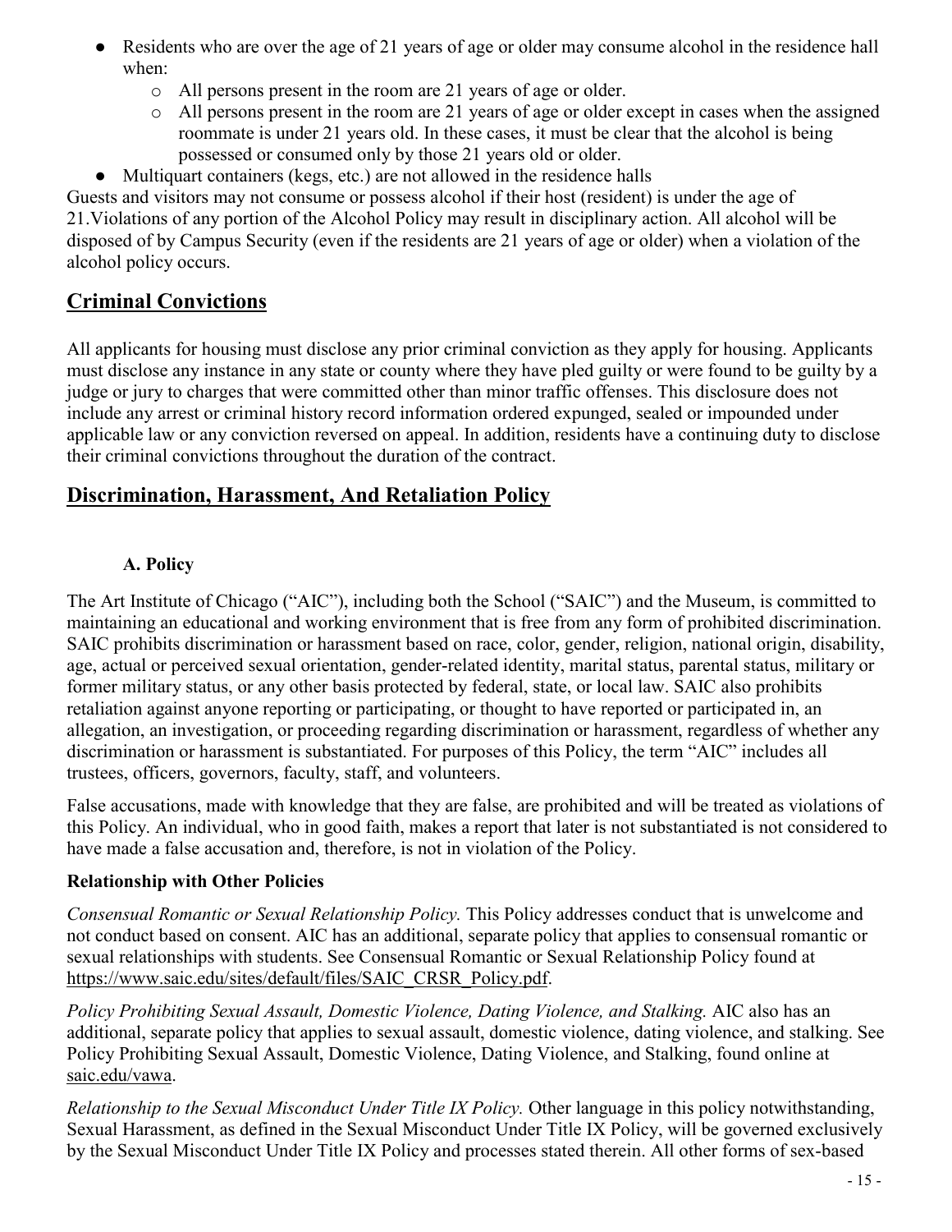- Residents who are over the age of 21 years of age or older may consume alcohol in the residence hall when:
    - All persons present in the room are 21 years of age or older.
    - All persons present in the room are 21 years of age or older except in cases when the assigned roommate is under 21 years old. In these cases, it must be clear that the alcohol is being possessed or consumed only by those 21 years old or older.
- Multiquart containers (kegs, etc.) are not allowed in the residence halls

Guests and visitors may not consume or possess alcohol if their host (resident) is under the age of 21.Violations of any portion of the Alcohol Policy may result in disciplinary action. All alcohol will be disposed of by Campus Security (even if the residents are 21 years of age or older) when a violation of the alcohol policy occurs.

## Criminal Convictions

All applicants for housing must disclose any prior criminal conviction as they apply for housing. Applicants must disclose any instance in any state or county where they have pled guilty or were found to be guilty by a judge or jury to charges that were committed other than minor traffic offenses. This disclosure does not include any arrest or criminal history record information ordered expunged, sealed or impounded under applicable law or any conviction reversed on appeal. In addition, residents have a continuing duty to disclose their criminal convictions throughout the duration of the contract.

## Discrimination, Harassment, And Retaliation Policy

### A. Policy

The Art Institute of Chicago ("AIC"), including both the School ("SAIC") and the Museum, is committed to maintaining an educational and working environment that is free from any form of prohibited discrimination. SAIC prohibits discrimination or harassment based on race, color, gender, religion, national origin, disability, age, actual or perceived sexual orientation, gender-related identity, marital status, parental status, military or former military status, or any other basis protected by federal, state, or local law. SAIC also prohibits retaliation against anyone reporting or participating, or thought to have reported or participated in, an allegation, an investigation, or proceeding regarding discrimination or harassment, regardless of whether any discrimination or harassment is substantiated. For purposes of this Policy, the term "AIC" includes all trustees, officers, governors, faculty, staff, and volunteers.

False accusations, made with knowledge that they are false, are prohibited and will be treated as violations of this Policy. An individual, who in good faith, makes a report that later is not substantiated is not considered to have made a false accusation and, therefore, is not in violation of the Policy.

**Relationship with Other Policies**

*Consensual Romantic or Sexual Relationship Policy.* This Policy addresses conduct that is unwelcome and not conduct based on consent. AIC has an additional, separate policy that applies to consensual romantic or sexual relationships with students. See Consensual Romantic or Sexual Relationship Policy found at https://www.saic.edu/sites/default/files/SAIC_CRSR_Policy.pdf.

*Policy Prohibiting Sexual Assault, Domestic Violence, Dating Violence, and Stalking.* AIC also has an additional, separate policy that applies to sexual assault, domestic violence, dating violence, and stalking. See Policy Prohibiting Sexual Assault, Domestic Violence, Dating Violence, and Stalking, found online at saic.edu/vawa.

*Relationship to the Sexual Misconduct Under Title IX Policy.* Other language in this policy notwithstanding, Sexual Harassment, as defined in the Sexual Misconduct Under Title IX Policy, will be governed exclusively by the Sexual Misconduct Under Title IX Policy and processes stated therein. All other forms of sex-based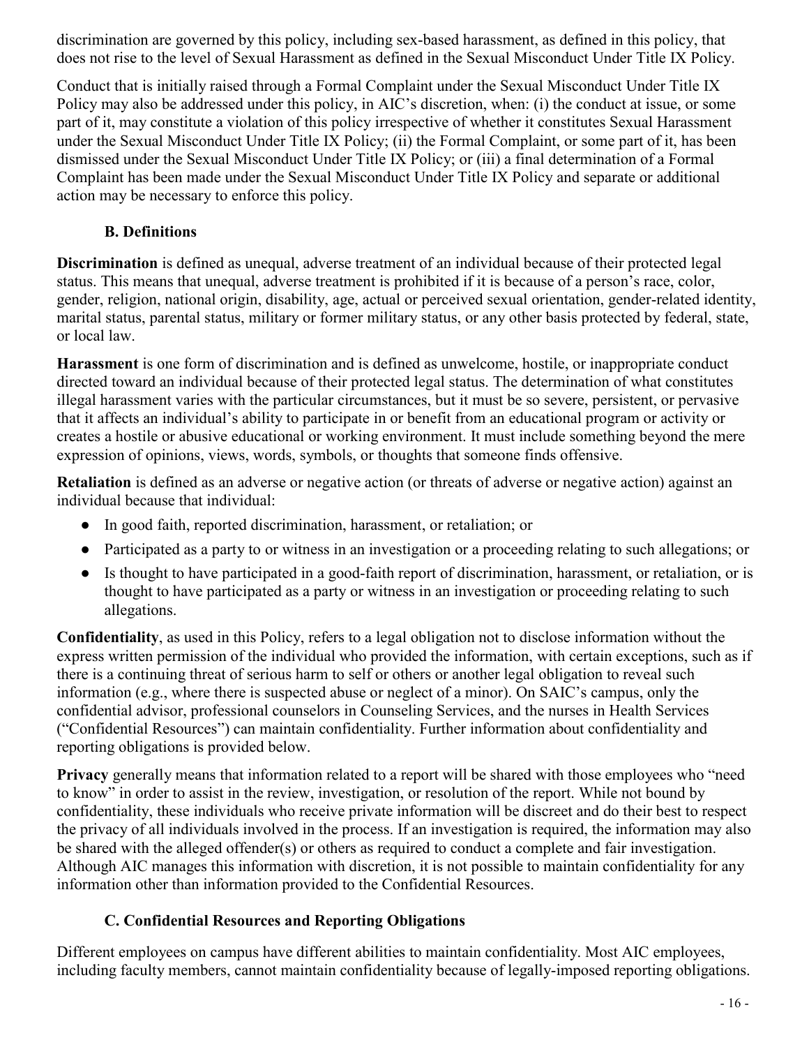discrimination are governed by this policy, including sex-based harassment, as defined in this policy, that does not rise to the level of Sexual Harassment as defined in the Sexual Misconduct Under Title IX Policy.

Conduct that is initially raised through a Formal Complaint under the Sexual Misconduct Under Title IX Policy may also be addressed under this policy, in AIC's discretion, when: (i) the conduct at issue, or some part of it, may constitute a violation of this policy irrespective of whether it constitutes Sexual Harassment under the Sexual Misconduct Under Title IX Policy; (ii) the Formal Complaint, or some part of it, has been dismissed under the Sexual Misconduct Under Title IX Policy; or (iii) a final determination of a Formal Complaint has been made under the Sexual Misconduct Under Title IX Policy and separate or additional action may be necessary to enforce this policy.

### B. Definitions

**Discrimination** is defined as unequal, adverse treatment of an individual because of their protected legal status. This means that unequal, adverse treatment is prohibited if it is because of a person's race, color, gender, religion, national origin, disability, age, actual or perceived sexual orientation, gender-related identity, marital status, parental status, military or former military status, or any other basis protected by federal, state, or local law.

**Harassment** is one form of discrimination and is defined as unwelcome, hostile, or inappropriate conduct directed toward an individual because of their protected legal status. The determination of what constitutes illegal harassment varies with the particular circumstances, but it must be so severe, persistent, or pervasive that it affects an individual's ability to participate in or benefit from an educational program or activity or creates a hostile or abusive educational or working environment. It must include something beyond the mere expression of opinions, views, words, symbols, or thoughts that someone finds offensive.

**Retaliation** is defined as an adverse or negative action (or threats of adverse or negative action) against an individual because that individual:

- In good faith, reported discrimination, harassment, or retaliation; or
- Participated as a party to or witness in an investigation or a proceeding relating to such allegations; or
- Is thought to have participated in a good-faith report of discrimination, harassment, or retaliation, or is thought to have participated as a party or witness in an investigation or proceeding relating to such allegations.

**Confidentiality**, as used in this Policy, refers to a legal obligation not to disclose information without the express written permission of the individual who provided the information, with certain exceptions, such as if there is a continuing threat of serious harm to self or others or another legal obligation to reveal such information (e.g., where there is suspected abuse or neglect of a minor). On SAIC's campus, only the confidential advisor, professional counselors in Counseling Services, and the nurses in Health Services ("Confidential Resources") can maintain confidentiality. Further information about confidentiality and reporting obligations is provided below.

**Privacy** generally means that information related to a report will be shared with those employees who "need to know" in order to assist in the review, investigation, or resolution of the report. While not bound by confidentiality, these individuals who receive private information will be discreet and do their best to respect the privacy of all individuals involved in the process. If an investigation is required, the information may also be shared with the alleged offender(s) or others as required to conduct a complete and fair investigation. Although AIC manages this information with discretion, it is not possible to maintain confidentiality for any information other than information provided to the Confidential Resources.

### C. Confidential Resources and Reporting Obligations

Different employees on campus have different abilities to maintain confidentiality. Most AIC employees, including faculty members, cannot maintain confidentiality because of legally-imposed reporting obligations.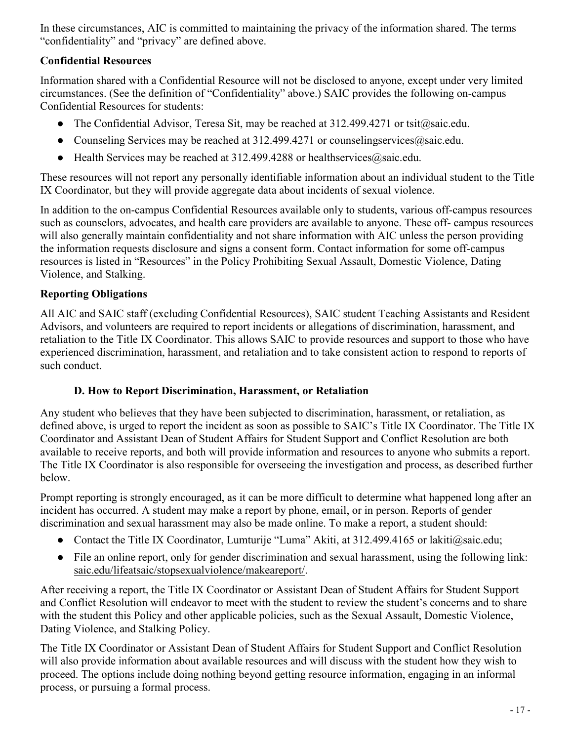In these circumstances, AIC is committed to maintaining the privacy of the information shared. The terms "confidentiality" and "privacy" are defined above.

**Confidential Resources**

Information shared with a Confidential Resource will not be disclosed to anyone, except under very limited circumstances. (See the definition of "Confidentiality" above.) SAIC provides the following on-campus Confidential Resources for students:

- The Confidential Advisor, Teresa Sit, may be reached at 312.499.4271 or tsit@saic.edu.
- Counseling Services may be reached at 312.499.4271 or counselingservices@saic.edu.
- Health Services may be reached at 312.499.4288 or healthservices@saic.edu.

These resources will not report any personally identifiable information about an individual student to the Title IX Coordinator, but they will provide aggregate data about incidents of sexual violence.

In addition to the on-campus Confidential Resources available only to students, various off-campus resources such as counselors, advocates, and health care providers are available to anyone. These off- campus resources will also generally maintain confidentiality and not share information with AIC unless the person providing the information requests disclosure and signs a consent form. Contact information for some off-campus resources is listed in "Resources" in the Policy Prohibiting Sexual Assault, Domestic Violence, Dating Violence, and Stalking.

**Reporting Obligations**

All AIC and SAIC staff (excluding Confidential Resources), SAIC student Teaching Assistants and Resident Advisors, and volunteers are required to report incidents or allegations of discrimination, harassment, and retaliation to the Title IX Coordinator. This allows SAIC to provide resources and support to those who have experienced discrimination, harassment, and retaliation and to take consistent action to respond to reports of such conduct.

### D. How to Report Discrimination, Harassment, or Retaliation

Any student who believes that they have been subjected to discrimination, harassment, or retaliation, as defined above, is urged to report the incident as soon as possible to SAIC's Title IX Coordinator. The Title IX Coordinator and Assistant Dean of Student Affairs for Student Support and Conflict Resolution are both available to receive reports, and both will provide information and resources to anyone who submits a report. The Title IX Coordinator is also responsible for overseeing the investigation and process, as described further below.

Prompt reporting is strongly encouraged, as it can be more difficult to determine what happened long after an incident has occurred. A student may make a report by phone, email, or in person. Reports of gender discrimination and sexual harassment may also be made online. To make a report, a student should:

- Contact the Title IX Coordinator, Lumturije "Luma" Akiti, at 312.499.4165 or lakiti@saic.edu;
- File an online report, only for gender discrimination and sexual harassment, using the following link: saic.edu/lifeatsaic/stopsexualviolence/makeareport/.

After receiving a report, the Title IX Coordinator or Assistant Dean of Student Affairs for Student Support and Conflict Resolution will endeavor to meet with the student to review the student's concerns and to share with the student this Policy and other applicable policies, such as the Sexual Assault, Domestic Violence, Dating Violence, and Stalking Policy.

The Title IX Coordinator or Assistant Dean of Student Affairs for Student Support and Conflict Resolution will also provide information about available resources and will discuss with the student how they wish to proceed. The options include doing nothing beyond getting resource information, engaging in an informal process, or pursuing a formal process.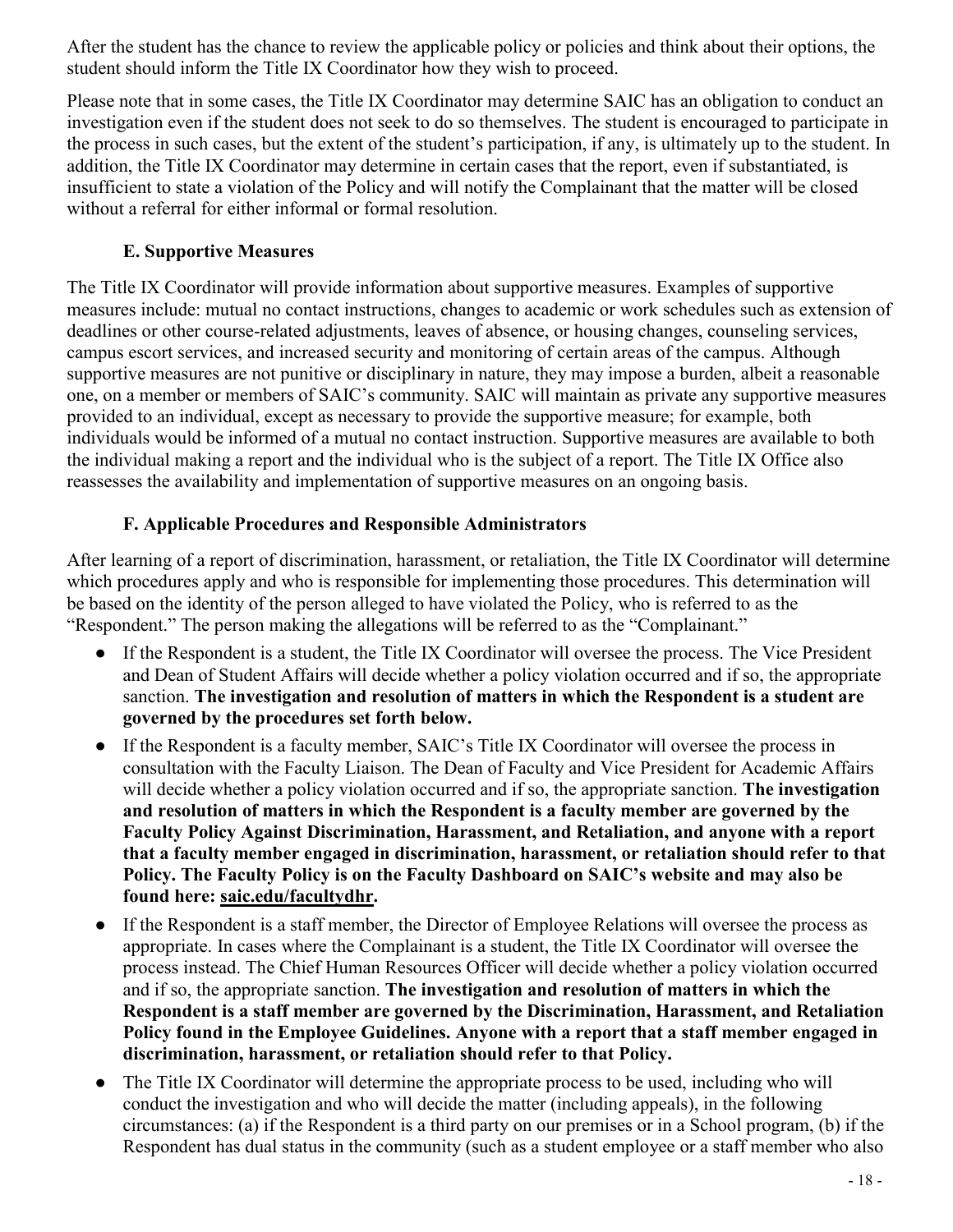After the student has the chance to review the applicable policy or policies and think about their options, the student should inform the Title IX Coordinator how they wish to proceed.

Please note that in some cases, the Title IX Coordinator may determine SAIC has an obligation to conduct an investigation even if the student does not seek to do so themselves. The student is encouraged to participate in the process in such cases, but the extent of the student's participation, if any, is ultimately up to the student. In addition, the Title IX Coordinator may determine in certain cases that the report, even if substantiated, is insufficient to state a violation of the Policy and will notify the Complainant that the matter will be closed without a referral for either informal or formal resolution.

### E. Supportive Measures

The Title IX Coordinator will provide information about supportive measures. Examples of supportive measures include: mutual no contact instructions, changes to academic or work schedules such as extension of deadlines or other course-related adjustments, leaves of absence, or housing changes, counseling services, campus escort services, and increased security and monitoring of certain areas of the campus. Although supportive measures are not punitive or disciplinary in nature, they may impose a burden, albeit a reasonable one, on a member or members of SAIC's community. SAIC will maintain as private any supportive measures provided to an individual, except as necessary to provide the supportive measure; for example, both individuals would be informed of a mutual no contact instruction. Supportive measures are available to both the individual making a report and the individual who is the subject of a report. The Title IX Office also reassesses the availability and implementation of supportive measures on an ongoing basis.

### F. Applicable Procedures and Responsible Administrators

After learning of a report of discrimination, harassment, or retaliation, the Title IX Coordinator will determine which procedures apply and who is responsible for implementing those procedures. This determination will be based on the identity of the person alleged to have violated the Policy, who is referred to as the "Respondent." The person making the allegations will be referred to as the "Complainant."

- If the Respondent is a student, the Title IX Coordinator will oversee the process. The Vice President and Dean of Student Affairs will decide whether a policy violation occurred and if so, the appropriate sanction. **The investigation and resolution of matters in which the Respondent is a student are governed by the procedures set forth below.**
- If the Respondent is a faculty member, SAIC's Title IX Coordinator will oversee the process in consultation with the Faculty Liaison. The Dean of Faculty and Vice President for Academic Affairs will decide whether a policy violation occurred and if so, the appropriate sanction. **The investigation and resolution of matters in which the Respondent is a faculty member are governed by the Faculty Policy Against Discrimination, Harassment, and Retaliation, and anyone with a report that a faculty member engaged in discrimination, harassment, or retaliation should refer to that Policy. The Faculty Policy is on the Faculty Dashboard on SAIC's website and may also be found here: saic.edu/facultydhr.**
- If the Respondent is a staff member, the Director of Employee Relations will oversee the process as appropriate. In cases where the Complainant is a student, the Title IX Coordinator will oversee the process instead. The Chief Human Resources Officer will decide whether a policy violation occurred and if so, the appropriate sanction. **The investigation and resolution of matters in which the Respondent is a staff member are governed by the Discrimination, Harassment, and Retaliation Policy found in the Employee Guidelines. Anyone with a report that a staff member engaged in discrimination, harassment, or retaliation should refer to that Policy.**
- The Title IX Coordinator will determine the appropriate process to be used, including who will conduct the investigation and who will decide the matter (including appeals), in the following circumstances: (a) if the Respondent is a third party on our premises or in a School program, (b) if the Respondent has dual status in the community (such as a student employee or a staff member who also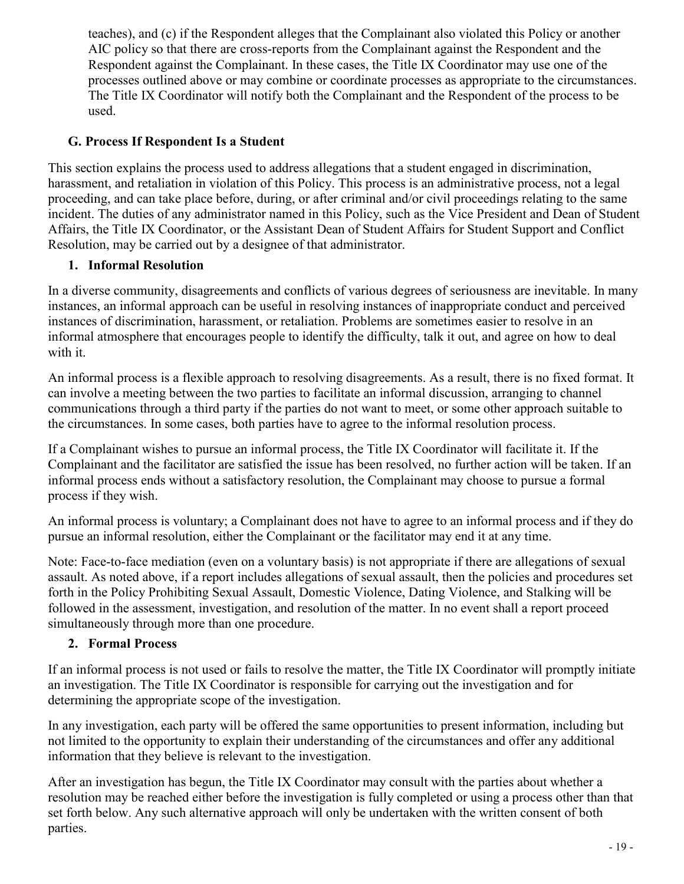teaches), and (c) if the Respondent alleges that the Complainant also violated this Policy or another AIC policy so that there are cross-reports from the Complainant against the Respondent and the Respondent against the Complainant. In these cases, the Title IX Coordinator may use one of the processes outlined above or may combine or coordinate processes as appropriate to the circumstances. The Title IX Coordinator will notify both the Complainant and the Respondent of the process to be used.

### G. Process If Respondent Is a Student

This section explains the process used to address allegations that a student engaged in discrimination, harassment, and retaliation in violation of this Policy. This process is an administrative process, not a legal proceeding, and can take place before, during, or after criminal and/or civil proceedings relating to the same incident. The duties of any administrator named in this Policy, such as the Vice President and Dean of Student Affairs, the Title IX Coordinator, or the Assistant Dean of Student Affairs for Student Support and Conflict Resolution, may be carried out by a designee of that administrator.

#### 1. Informal Resolution

In a diverse community, disagreements and conflicts of various degrees of seriousness are inevitable. In many instances, an informal approach can be useful in resolving instances of inappropriate conduct and perceived instances of discrimination, harassment, or retaliation. Problems are sometimes easier to resolve in an informal atmosphere that encourages people to identify the difficulty, talk it out, and agree on how to deal with it.

An informal process is a flexible approach to resolving disagreements. As a result, there is no fixed format. It can involve a meeting between the two parties to facilitate an informal discussion, arranging to channel communications through a third party if the parties do not want to meet, or some other approach suitable to the circumstances. In some cases, both parties have to agree to the informal resolution process.

If a Complainant wishes to pursue an informal process, the Title IX Coordinator will facilitate it. If the Complainant and the facilitator are satisfied the issue has been resolved, no further action will be taken. If an informal process ends without a satisfactory resolution, the Complainant may choose to pursue a formal process if they wish.

An informal process is voluntary; a Complainant does not have to agree to an informal process and if they do pursue an informal resolution, either the Complainant or the facilitator may end it at any time.

Note: Face-to-face mediation (even on a voluntary basis) is not appropriate if there are allegations of sexual assault. As noted above, if a report includes allegations of sexual assault, then the policies and procedures set forth in the Policy Prohibiting Sexual Assault, Domestic Violence, Dating Violence, and Stalking will be followed in the assessment, investigation, and resolution of the matter. In no event shall a report proceed simultaneously through more than one procedure.

#### 2. Formal Process

If an informal process is not used or fails to resolve the matter, the Title IX Coordinator will promptly initiate an investigation. The Title IX Coordinator is responsible for carrying out the investigation and for determining the appropriate scope of the investigation.

In any investigation, each party will be offered the same opportunities to present information, including but not limited to the opportunity to explain their understanding of the circumstances and offer any additional information that they believe is relevant to the investigation.

After an investigation has begun, the Title IX Coordinator may consult with the parties about whether a resolution may be reached either before the investigation is fully completed or using a process other than that set forth below. Any such alternative approach will only be undertaken with the written consent of both parties.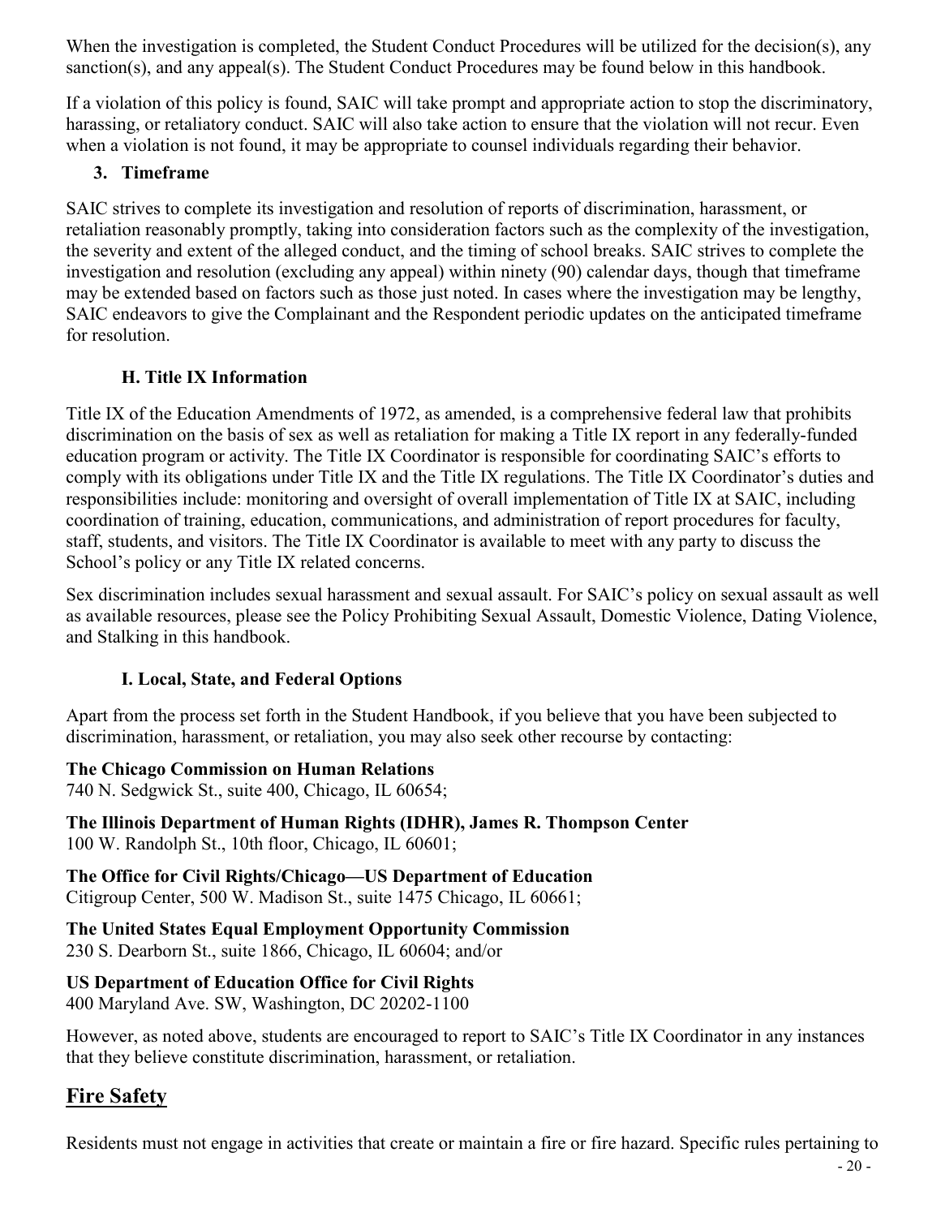When the investigation is completed, the Student Conduct Procedures will be utilized for the decision(s), any sanction(s), and any appeal(s). The Student Conduct Procedures may be found below in this handbook.

If a violation of this policy is found, SAIC will take prompt and appropriate action to stop the discriminatory, harassing, or retaliatory conduct. SAIC will also take action to ensure that the violation will not recur. Even when a violation is not found, it may be appropriate to counsel individuals regarding their behavior.

#### 3. Timeframe

SAIC strives to complete its investigation and resolution of reports of discrimination, harassment, or retaliation reasonably promptly, taking into consideration factors such as the complexity of the investigation, the severity and extent of the alleged conduct, and the timing of school breaks. SAIC strives to complete the investigation and resolution (excluding any appeal) within ninety (90) calendar days, though that timeframe may be extended based on factors such as those just noted. In cases where the investigation may be lengthy, SAIC endeavors to give the Complainant and the Respondent periodic updates on the anticipated timeframe for resolution.

### H. Title IX Information

Title IX of the Education Amendments of 1972, as amended, is a comprehensive federal law that prohibits discrimination on the basis of sex as well as retaliation for making a Title IX report in any federally-funded education program or activity. The Title IX Coordinator is responsible for coordinating SAIC's efforts to comply with its obligations under Title IX and the Title IX regulations. The Title IX Coordinator's duties and responsibilities include: monitoring and oversight of overall implementation of Title IX at SAIC, including coordination of training, education, communications, and administration of report procedures for faculty, staff, students, and visitors. The Title IX Coordinator is available to meet with any party to discuss the School's policy or any Title IX related concerns.

Sex discrimination includes sexual harassment and sexual assault. For SAIC's policy on sexual assault as well as available resources, please see the Policy Prohibiting Sexual Assault, Domestic Violence, Dating Violence, and Stalking in this handbook.

### I. Local, State, and Federal Options

Apart from the process set forth in the Student Handbook, if you believe that you have been subjected to discrimination, harassment, or retaliation, you may also seek other recourse by contacting:

**The Chicago Commission on Human Relations**
740 N. Sedgwick St., suite 400, Chicago, IL 60654;

**The Illinois Department of Human Rights (IDHR), James R. Thompson Center**
100 W. Randolph St., 10th floor, Chicago, IL 60601;

**The Office for Civil Rights/Chicago—US Department of Education**
Citigroup Center, 500 W. Madison St., suite 1475 Chicago, IL 60661;

**The United States Equal Employment Opportunity Commission**
230 S. Dearborn St., suite 1866, Chicago, IL 60604; and/or

**US Department of Education Office for Civil Rights**
400 Maryland Ave. SW, Washington, DC 20202-1100

However, as noted above, students are encouraged to report to SAIC's Title IX Coordinator in any instances that they believe constitute discrimination, harassment, or retaliation.

## Fire Safety

Residents must not engage in activities that create or maintain a fire or fire hazard. Specific rules pertaining to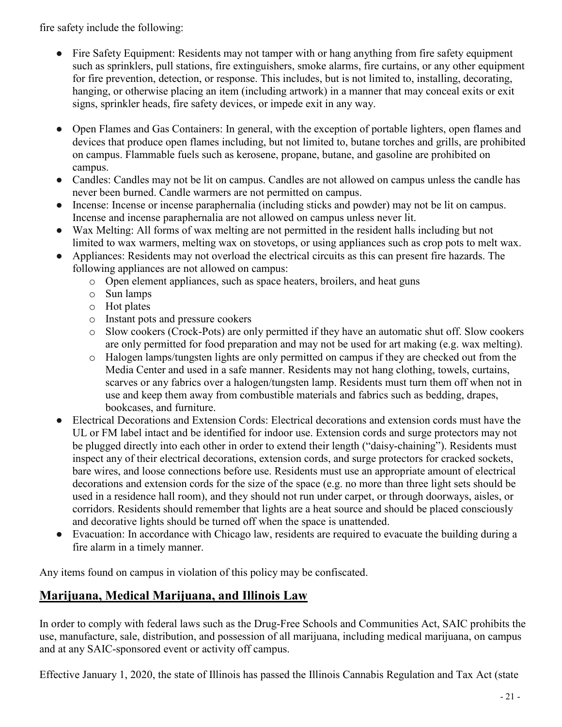fire safety include the following:

- Fire Safety Equipment: Residents may not tamper with or hang anything from fire safety equipment such as sprinklers, pull stations, fire extinguishers, smoke alarms, fire curtains, or any other equipment for fire prevention, detection, or response. This includes, but is not limited to, installing, decorating, hanging, or otherwise placing an item (including artwork) in a manner that may conceal exits or exit signs, sprinkler heads, fire safety devices, or impede exit in any way.

- Open Flames and Gas Containers: In general, with the exception of portable lighters, open flames and devices that produce open flames including, but not limited to, butane torches and grills, are prohibited on campus. Flammable fuels such as kerosene, propane, butane, and gasoline are prohibited on campus.
- Candles: Candles may not be lit on campus. Candles are not allowed on campus unless the candle has never been burned. Candle warmers are not permitted on campus.
- Incense: Incense or incense paraphernalia (including sticks and powder) may not be lit on campus. Incense and incense paraphernalia are not allowed on campus unless never lit.
- Wax Melting: All forms of wax melting are not permitted in the resident halls including but not limited to wax warmers, melting wax on stovetops, or using appliances such as crop pots to melt wax.
- Appliances: Residents may not overload the electrical circuits as this can present fire hazards. The following appliances are not allowed on campus:
  - Open element appliances, such as space heaters, broilers, and heat guns
  - Sun lamps
  - Hot plates
  - Instant pots and pressure cookers
  - Slow cookers (Crock-Pots) are only permitted if they have an automatic shut off. Slow cookers are only permitted for food preparation and may not be used for art making (e.g. wax melting).
  - Halogen lamps/tungsten lights are only permitted on campus if they are checked out from the Media Center and used in a safe manner. Residents may not hang clothing, towels, curtains, scarves or any fabrics over a halogen/tungsten lamp. Residents must turn them off when not in use and keep them away from combustible materials and fabrics such as bedding, drapes, bookcases, and furniture.
- Electrical Decorations and Extension Cords: Electrical decorations and extension cords must have the UL or FM label intact and be identified for indoor use. Extension cords and surge protectors may not be plugged directly into each other in order to extend their length ("daisy-chaining"). Residents must inspect any of their electrical decorations, extension cords, and surge protectors for cracked sockets, bare wires, and loose connections before use. Residents must use an appropriate amount of electrical decorations and extension cords for the size of the space (e.g. no more than three light sets should be used in a residence hall room), and they should not run under carpet, or through doorways, aisles, or corridors. Residents should remember that lights are a heat source and should be placed consciously and decorative lights should be turned off when the space is unattended.
- Evacuation: In accordance with Chicago law, residents are required to evacuate the building during a fire alarm in a timely manner.

Any items found on campus in violation of this policy may be confiscated.

## Marijuana, Medical Marijuana, and Illinois Law

In order to comply with federal laws such as the Drug-Free Schools and Communities Act, SAIC prohibits the use, manufacture, sale, distribution, and possession of all marijuana, including medical marijuana, on campus and at any SAIC-sponsored event or activity off campus.

Effective January 1, 2020, the state of Illinois has passed the Illinois Cannabis Regulation and Tax Act (state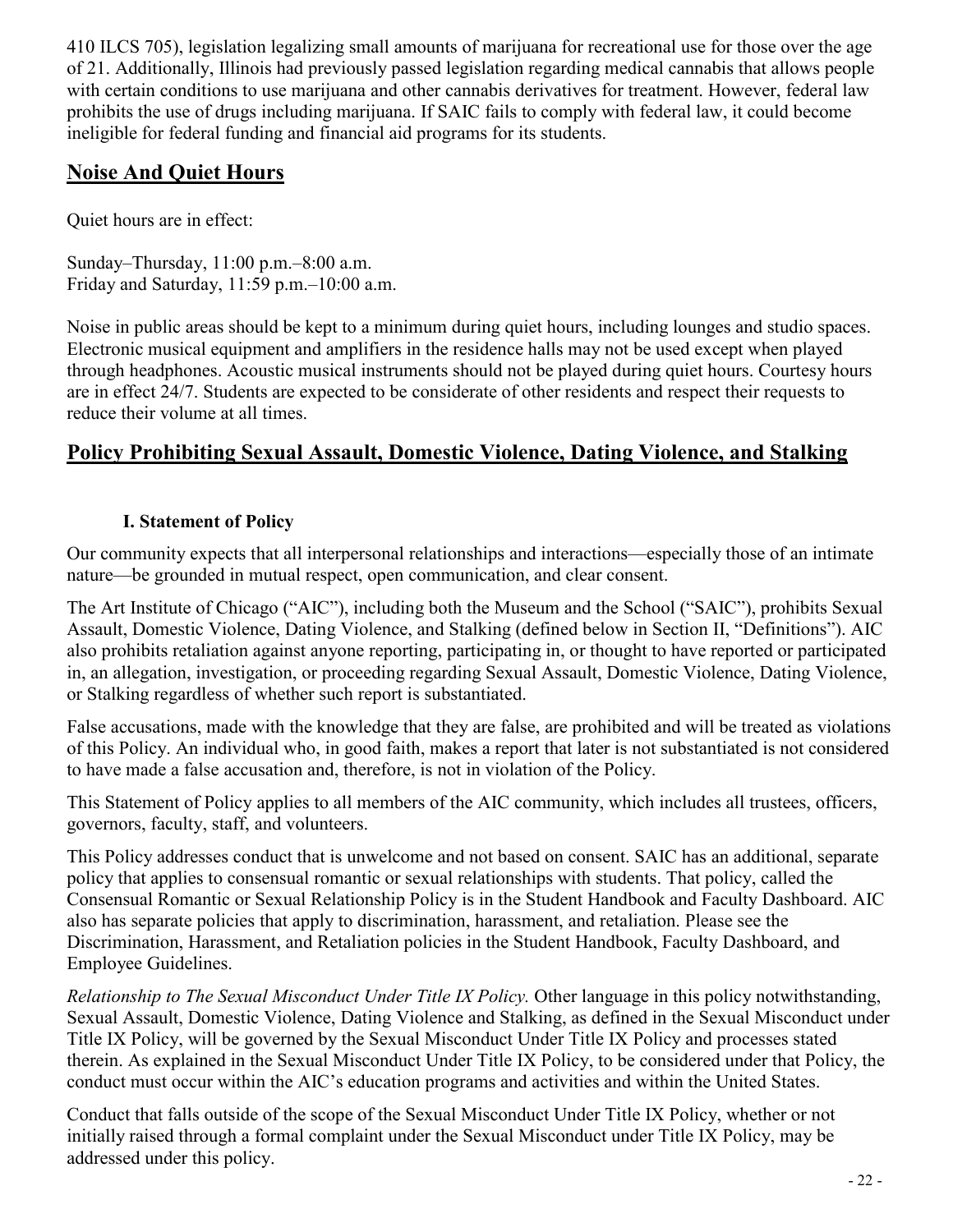410 ILCS 705), legislation legalizing small amounts of marijuana for recreational use for those over the age of 21. Additionally, Illinois had previously passed legislation regarding medical cannabis that allows people with certain conditions to use marijuana and other cannabis derivatives for treatment. However, federal law prohibits the use of drugs including marijuana. If SAIC fails to comply with federal law, it could become ineligible for federal funding and financial aid programs for its students.

## Noise And Quiet Hours

Quiet hours are in effect:

Sunday–Thursday, 11:00 p.m.–8:00 a.m.
Friday and Saturday, 11:59 p.m.–10:00 a.m.

Noise in public areas should be kept to a minimum during quiet hours, including lounges and studio spaces. Electronic musical equipment and amplifiers in the residence halls may not be used except when played through headphones. Acoustic musical instruments should not be played during quiet hours. Courtesy hours are in effect 24/7. Students are expected to be considerate of other residents and respect their requests to reduce their volume at all times.

## Policy Prohibiting Sexual Assault, Domestic Violence, Dating Violence, and Stalking

### I. Statement of Policy

Our community expects that all interpersonal relationships and interactions—especially those of an intimate nature—be grounded in mutual respect, open communication, and clear consent.

The Art Institute of Chicago ("AIC"), including both the Museum and the School ("SAIC"), prohibits Sexual Assault, Domestic Violence, Dating Violence, and Stalking (defined below in Section II, "Definitions"). AIC also prohibits retaliation against anyone reporting, participating in, or thought to have reported or participated in, an allegation, investigation, or proceeding regarding Sexual Assault, Domestic Violence, Dating Violence, or Stalking regardless of whether such report is substantiated.

False accusations, made with the knowledge that they are false, are prohibited and will be treated as violations of this Policy. An individual who, in good faith, makes a report that later is not substantiated is not considered to have made a false accusation and, therefore, is not in violation of the Policy.

This Statement of Policy applies to all members of the AIC community, which includes all trustees, officers, governors, faculty, staff, and volunteers.

This Policy addresses conduct that is unwelcome and not based on consent. SAIC has an additional, separate policy that applies to consensual romantic or sexual relationships with students. That policy, called the Consensual Romantic or Sexual Relationship Policy is in the Student Handbook and Faculty Dashboard. AIC also has separate policies that apply to discrimination, harassment, and retaliation. Please see the Discrimination, Harassment, and Retaliation policies in the Student Handbook, Faculty Dashboard, and Employee Guidelines.

*Relationship to The Sexual Misconduct Under Title IX Policy.* Other language in this policy notwithstanding, Sexual Assault, Domestic Violence, Dating Violence and Stalking, as defined in the Sexual Misconduct under Title IX Policy, will be governed by the Sexual Misconduct Under Title IX Policy and processes stated therein. As explained in the Sexual Misconduct Under Title IX Policy, to be considered under that Policy, the conduct must occur within the AIC's education programs and activities and within the United States.

Conduct that falls outside of the scope of the Sexual Misconduct Under Title IX Policy, whether or not initially raised through a formal complaint under the Sexual Misconduct under Title IX Policy, may be addressed under this policy.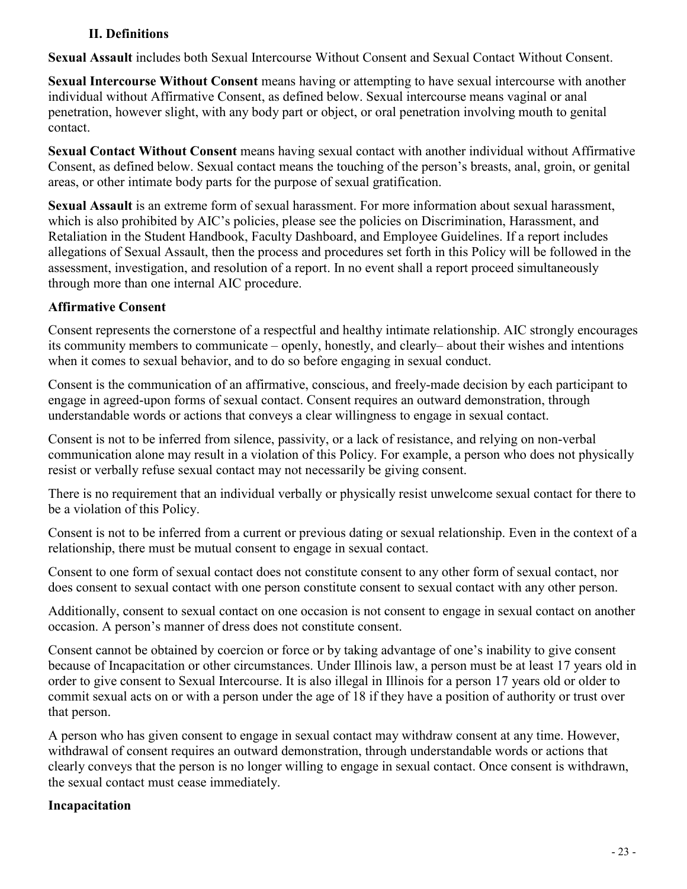## II. Definitions

**Sexual Assault** includes both Sexual Intercourse Without Consent and Sexual Contact Without Consent.

**Sexual Intercourse Without Consent** means having or attempting to have sexual intercourse with another individual without Affirmative Consent, as defined below. Sexual intercourse means vaginal or anal penetration, however slight, with any body part or object, or oral penetration involving mouth to genital contact.

**Sexual Contact Without Consent** means having sexual contact with another individual without Affirmative Consent, as defined below. Sexual contact means the touching of the person's breasts, anal, groin, or genital areas, or other intimate body parts for the purpose of sexual gratification.

**Sexual Assault** is an extreme form of sexual harassment. For more information about sexual harassment, which is also prohibited by AIC's policies, please see the policies on Discrimination, Harassment, and Retaliation in the Student Handbook, Faculty Dashboard, and Employee Guidelines. If a report includes allegations of Sexual Assault, then the process and procedures set forth in this Policy will be followed in the assessment, investigation, and resolution of a report. In no event shall a report proceed simultaneously through more than one internal AIC procedure.

### Affirmative Consent

Consent represents the cornerstone of a respectful and healthy intimate relationship. AIC strongly encourages its community members to communicate – openly, honestly, and clearly– about their wishes and intentions when it comes to sexual behavior, and to do so before engaging in sexual conduct.

Consent is the communication of an affirmative, conscious, and freely-made decision by each participant to engage in agreed-upon forms of sexual contact. Consent requires an outward demonstration, through understandable words or actions that conveys a clear willingness to engage in sexual contact.

Consent is not to be inferred from silence, passivity, or a lack of resistance, and relying on non-verbal communication alone may result in a violation of this Policy. For example, a person who does not physically resist or verbally refuse sexual contact may not necessarily be giving consent.

There is no requirement that an individual verbally or physically resist unwelcome sexual contact for there to be a violation of this Policy.

Consent is not to be inferred from a current or previous dating or sexual relationship. Even in the context of a relationship, there must be mutual consent to engage in sexual contact.

Consent to one form of sexual contact does not constitute consent to any other form of sexual contact, nor does consent to sexual contact with one person constitute consent to sexual contact with any other person.

Additionally, consent to sexual contact on one occasion is not consent to engage in sexual contact on another occasion. A person's manner of dress does not constitute consent.

Consent cannot be obtained by coercion or force or by taking advantage of one's inability to give consent because of Incapacitation or other circumstances. Under Illinois law, a person must be at least 17 years old in order to give consent to Sexual Intercourse. It is also illegal in Illinois for a person 17 years old or older to commit sexual acts on or with a person under the age of 18 if they have a position of authority or trust over that person.

A person who has given consent to engage in sexual contact may withdraw consent at any time. However, withdrawal of consent requires an outward demonstration, through understandable words or actions that clearly conveys that the person is no longer willing to engage in sexual contact. Once consent is withdrawn, the sexual contact must cease immediately.

### Incapacitation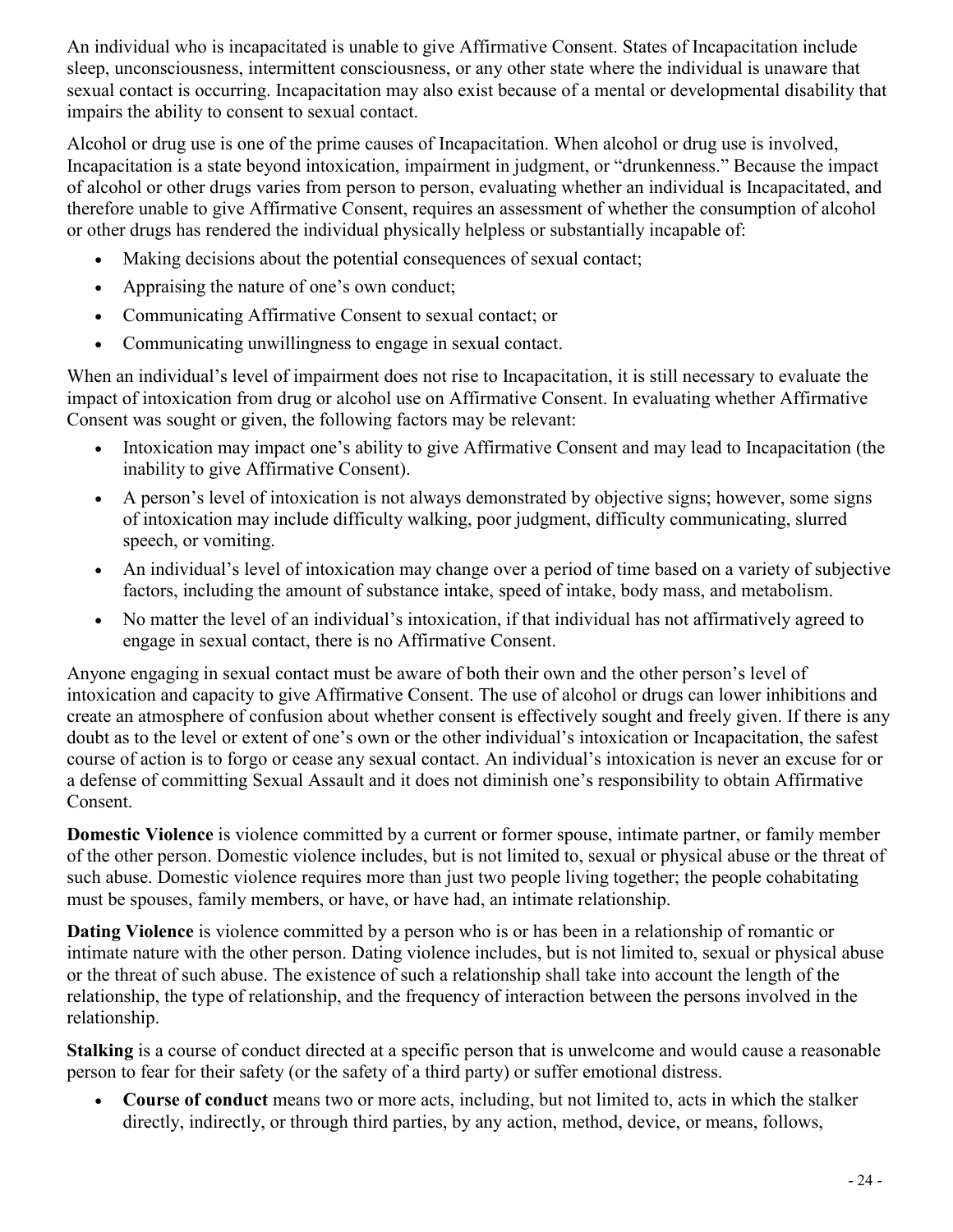An individual who is incapacitated is unable to give Affirmative Consent. States of Incapacitation include sleep, unconsciousness, intermittent consciousness, or any other state where the individual is unaware that sexual contact is occurring. Incapacitation may also exist because of a mental or developmental disability that impairs the ability to consent to sexual contact.

Alcohol or drug use is one of the prime causes of Incapacitation. When alcohol or drug use is involved, Incapacitation is a state beyond intoxication, impairment in judgment, or "drunkenness." Because the impact of alcohol or other drugs varies from person to person, evaluating whether an individual is Incapacitated, and therefore unable to give Affirmative Consent, requires an assessment of whether the consumption of alcohol or other drugs has rendered the individual physically helpless or substantially incapable of:

- Making decisions about the potential consequences of sexual contact;
- Appraising the nature of one's own conduct;
- Communicating Affirmative Consent to sexual contact; or
- Communicating unwillingness to engage in sexual contact.

When an individual's level of impairment does not rise to Incapacitation, it is still necessary to evaluate the impact of intoxication from drug or alcohol use on Affirmative Consent. In evaluating whether Affirmative Consent was sought or given, the following factors may be relevant:

- Intoxication may impact one's ability to give Affirmative Consent and may lead to Incapacitation (the inability to give Affirmative Consent).
- A person's level of intoxication is not always demonstrated by objective signs; however, some signs of intoxication may include difficulty walking, poor judgment, difficulty communicating, slurred speech, or vomiting.
- An individual's level of intoxication may change over a period of time based on a variety of subjective factors, including the amount of substance intake, speed of intake, body mass, and metabolism.
- No matter the level of an individual's intoxication, if that individual has not affirmatively agreed to engage in sexual contact, there is no Affirmative Consent.

Anyone engaging in sexual contact must be aware of both their own and the other person's level of intoxication and capacity to give Affirmative Consent. The use of alcohol or drugs can lower inhibitions and create an atmosphere of confusion about whether consent is effectively sought and freely given. If there is any doubt as to the level or extent of one's own or the other individual's intoxication or Incapacitation, the safest course of action is to forgo or cease any sexual contact. An individual's intoxication is never an excuse for or a defense of committing Sexual Assault and it does not diminish one's responsibility to obtain Affirmative Consent.

**Domestic Violence** is violence committed by a current or former spouse, intimate partner, or family member of the other person. Domestic violence includes, but is not limited to, sexual or physical abuse or the threat of such abuse. Domestic violence requires more than just two people living together; the people cohabitating must be spouses, family members, or have, or have had, an intimate relationship.

**Dating Violence** is violence committed by a person who is or has been in a relationship of romantic or intimate nature with the other person. Dating violence includes, but is not limited to, sexual or physical abuse or the threat of such abuse. The existence of such a relationship shall take into account the length of the relationship, the type of relationship, and the frequency of interaction between the persons involved in the relationship.

**Stalking** is a course of conduct directed at a specific person that is unwelcome and would cause a reasonable person to fear for their safety (or the safety of a third party) or suffer emotional distress.

- **Course of conduct** means two or more acts, including, but not limited to, acts in which the stalker directly, indirectly, or through third parties, by any action, method, device, or means, follows,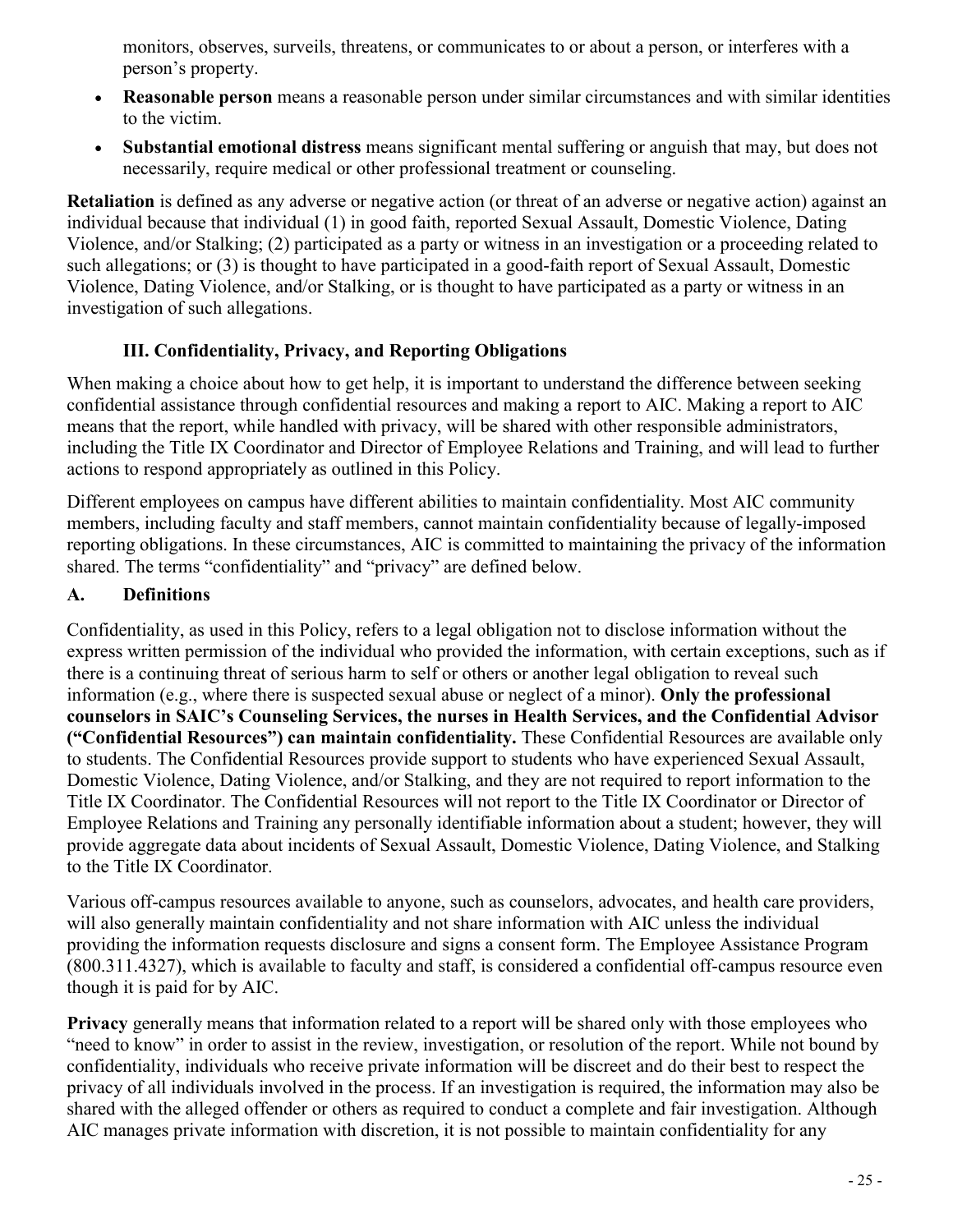monitors, observes, surveils, threatens, or communicates to or about a person, or interferes with a person's property.

- **Reasonable person** means a reasonable person under similar circumstances and with similar identities to the victim.
- **Substantial emotional distress** means significant mental suffering or anguish that may, but does not necessarily, require medical or other professional treatment or counseling.

**Retaliation** is defined as any adverse or negative action (or threat of an adverse or negative action) against an individual because that individual (1) in good faith, reported Sexual Assault, Domestic Violence, Dating Violence, and/or Stalking; (2) participated as a party or witness in an investigation or a proceeding related to such allegations; or (3) is thought to have participated in a good-faith report of Sexual Assault, Domestic Violence, Dating Violence, and/or Stalking, or is thought to have participated as a party or witness in an investigation of such allegations.

### III. Confidentiality, Privacy, and Reporting Obligations

When making a choice about how to get help, it is important to understand the difference between seeking confidential assistance through confidential resources and making a report to AIC. Making a report to AIC means that the report, while handled with privacy, will be shared with other responsible administrators, including the Title IX Coordinator and Director of Employee Relations and Training, and will lead to further actions to respond appropriately as outlined in this Policy.

Different employees on campus have different abilities to maintain confidentiality. Most AIC community members, including faculty and staff members, cannot maintain confidentiality because of legally-imposed reporting obligations. In these circumstances, AIC is committed to maintaining the privacy of the information shared. The terms "confidentiality" and "privacy" are defined below.

#### A. Definitions

Confidentiality, as used in this Policy, refers to a legal obligation not to disclose information without the express written permission of the individual who provided the information, with certain exceptions, such as if there is a continuing threat of serious harm to self or others or another legal obligation to reveal such information (e.g., where there is suspected sexual abuse or neglect of a minor). **Only the professional counselors in SAIC's Counseling Services, the nurses in Health Services, and the Confidential Advisor ("Confidential Resources") can maintain confidentiality.** These Confidential Resources are available only to students. The Confidential Resources provide support to students who have experienced Sexual Assault, Domestic Violence, Dating Violence, and/or Stalking, and they are not required to report information to the Title IX Coordinator. The Confidential Resources will not report to the Title IX Coordinator or Director of Employee Relations and Training any personally identifiable information about a student; however, they will provide aggregate data about incidents of Sexual Assault, Domestic Violence, Dating Violence, and Stalking to the Title IX Coordinator.

Various off-campus resources available to anyone, such as counselors, advocates, and health care providers, will also generally maintain confidentiality and not share information with AIC unless the individual providing the information requests disclosure and signs a consent form. The Employee Assistance Program (800.311.4327), which is available to faculty and staff, is considered a confidential off-campus resource even though it is paid for by AIC.

**Privacy** generally means that information related to a report will be shared only with those employees who "need to know" in order to assist in the review, investigation, or resolution of the report. While not bound by confidentiality, individuals who receive private information will be discreet and do their best to respect the privacy of all individuals involved in the process. If an investigation is required, the information may also be shared with the alleged offender or others as required to conduct a complete and fair investigation. Although AIC manages private information with discretion, it is not possible to maintain confidentiality for any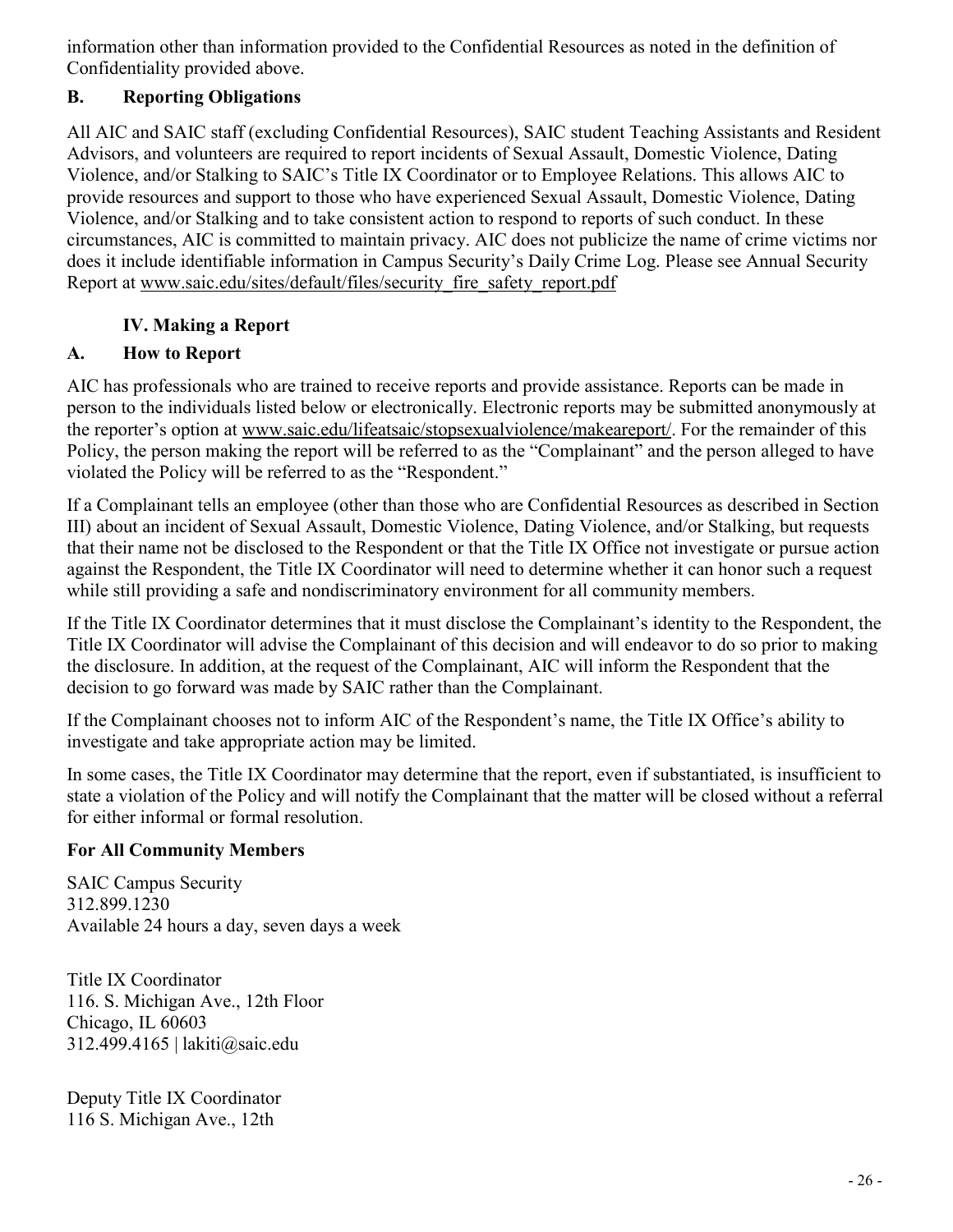information other than information provided to the Confidential Resources as noted in the definition of Confidentiality provided above.

### B. Reporting Obligations

All AIC and SAIC staff (excluding Confidential Resources), SAIC student Teaching Assistants and Resident Advisors, and volunteers are required to report incidents of Sexual Assault, Domestic Violence, Dating Violence, and/or Stalking to SAIC's Title IX Coordinator or to Employee Relations. This allows AIC to provide resources and support to those who have experienced Sexual Assault, Domestic Violence, Dating Violence, and/or Stalking and to take consistent action to respond to reports of such conduct. In these circumstances, AIC is committed to maintain privacy. AIC does not publicize the name of crime victims nor does it include identifiable information in Campus Security's Daily Crime Log. Please see Annual Security Report at www.saic.edu/sites/default/files/security_fire_safety_report.pdf

## IV. Making a Report

### A. How to Report

AIC has professionals who are trained to receive reports and provide assistance. Reports can be made in person to the individuals listed below or electronically. Electronic reports may be submitted anonymously at the reporter's option at www.saic.edu/lifeatsaic/stopsexualviolence/makeareport/. For the remainder of this Policy, the person making the report will be referred to as the "Complainant" and the person alleged to have violated the Policy will be referred to as the "Respondent."

If a Complainant tells an employee (other than those who are Confidential Resources as described in Section III) about an incident of Sexual Assault, Domestic Violence, Dating Violence, and/or Stalking, but requests that their name not be disclosed to the Respondent or that the Title IX Office not investigate or pursue action against the Respondent, the Title IX Coordinator will need to determine whether it can honor such a request while still providing a safe and nondiscriminatory environment for all community members.

If the Title IX Coordinator determines that it must disclose the Complainant's identity to the Respondent, the Title IX Coordinator will advise the Complainant of this decision and will endeavor to do so prior to making the disclosure. In addition, at the request of the Complainant, AIC will inform the Respondent that the decision to go forward was made by SAIC rather than the Complainant.

If the Complainant chooses not to inform AIC of the Respondent's name, the Title IX Office's ability to investigate and take appropriate action may be limited.

In some cases, the Title IX Coordinator may determine that the report, even if substantiated, is insufficient to state a violation of the Policy and will notify the Complainant that the matter will be closed without a referral for either informal or formal resolution.

**For All Community Members**

SAIC Campus Security
312.899.1230
Available 24 hours a day, seven days a week

Title IX Coordinator
116. S. Michigan Ave., 12th Floor
Chicago, IL 60603
312.499.4165 | lakiti@saic.edu

Deputy Title IX Coordinator
116 S. Michigan Ave., 12th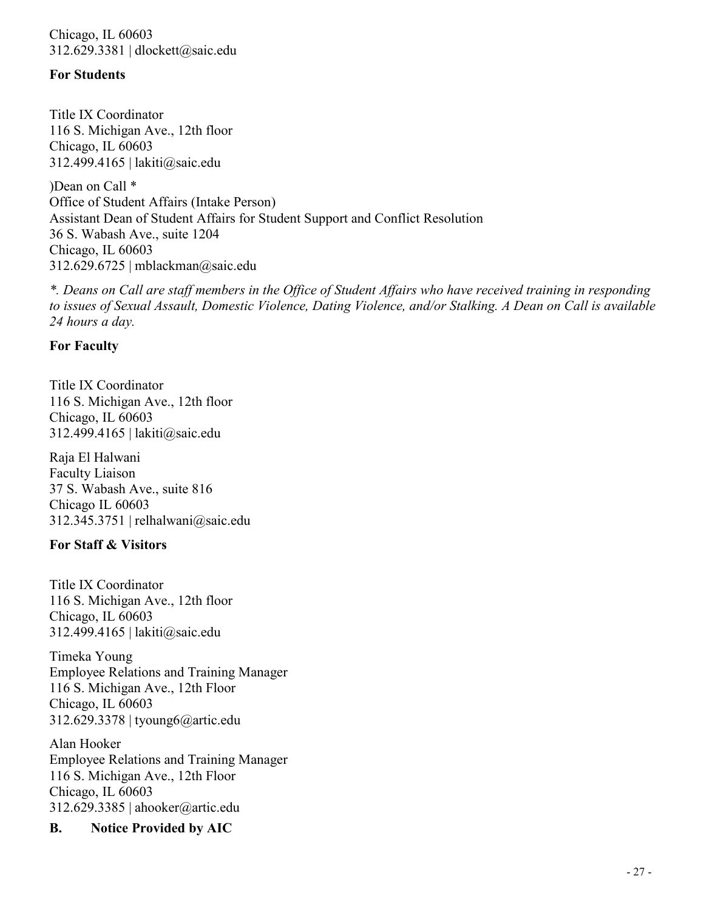Chicago, IL 60603
312.629.3381 | dlockett@saic.edu

**For Students**

Title IX Coordinator
116 S. Michigan Ave., 12th floor
Chicago, IL 60603
312.499.4165 | lakiti@saic.edu

)Dean on Call *
Office of Student Affairs (Intake Person)
Assistant Dean of Student Affairs for Student Support and Conflict Resolution
36 S. Wabash Ave., suite 1204
Chicago, IL 60603
312.629.6725 | mblackman@saic.edu

*\*. Deans on Call are staff members in the Office of Student Affairs who have received training in responding to issues of Sexual Assault, Domestic Violence, Dating Violence, and/or Stalking. A Dean on Call is available 24 hours a day.*

**For Faculty**

Title IX Coordinator
116 S. Michigan Ave., 12th floor
Chicago, IL 60603
312.499.4165 | lakiti@saic.edu

Raja El Halwani
Faculty Liaison
37 S. Wabash Ave., suite 816
Chicago IL 60603
312.345.3751 | relhalwani@saic.edu

**For Staff & Visitors**

Title IX Coordinator
116 S. Michigan Ave., 12th floor
Chicago, IL 60603
312.499.4165 | lakiti@saic.edu

Timeka Young
Employee Relations and Training Manager
116 S. Michigan Ave., 12th Floor
Chicago, IL 60603
312.629.3378 | tyoung6@artic.edu

Alan Hooker
Employee Relations and Training Manager
116 S. Michigan Ave., 12th Floor
Chicago, IL 60603
312.629.3385 | ahooker@artic.edu

**B. Notice Provided by AIC**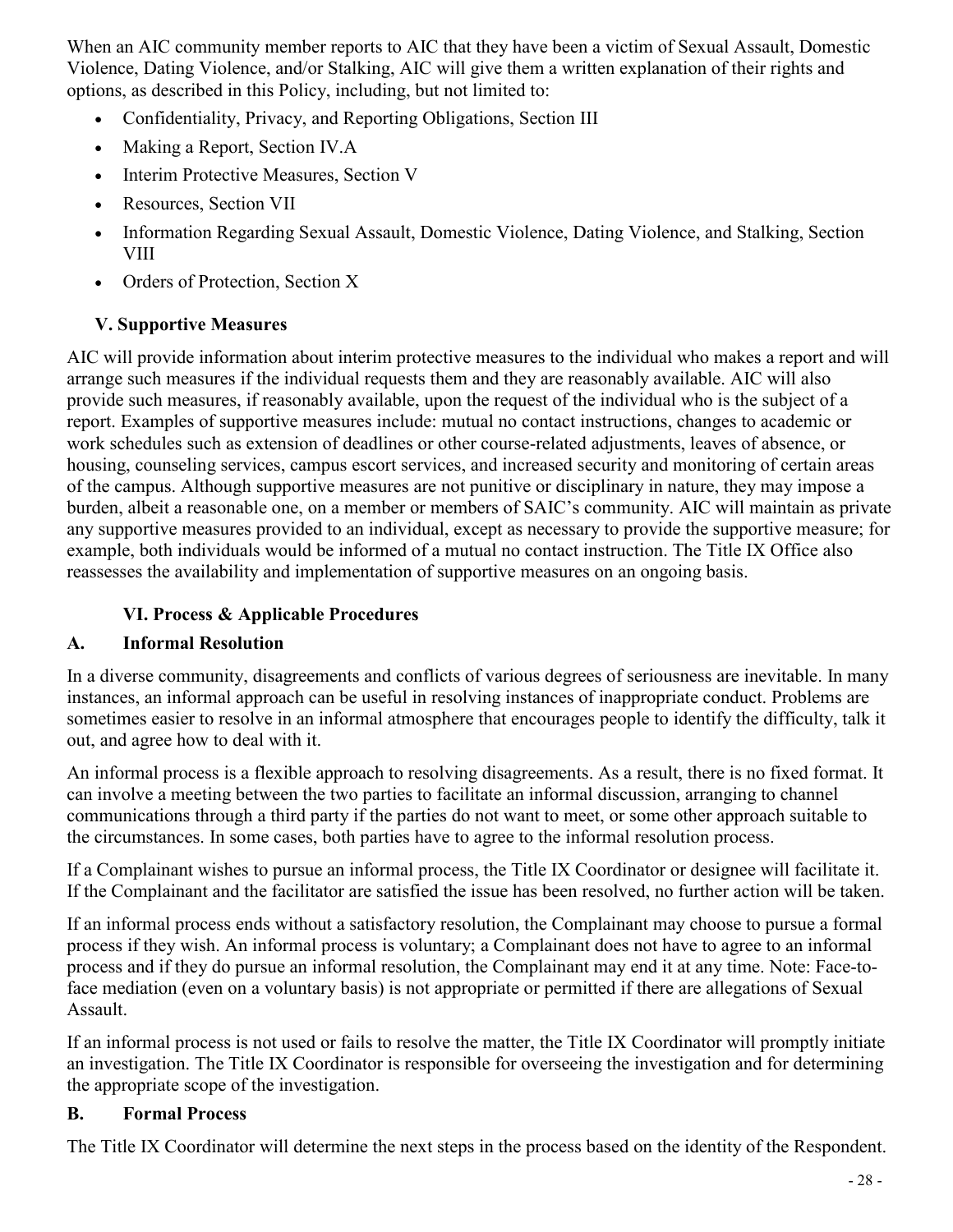When an AIC community member reports to AIC that they have been a victim of Sexual Assault, Domestic Violence, Dating Violence, and/or Stalking, AIC will give them a written explanation of their rights and options, as described in this Policy, including, but not limited to:

- Confidentiality, Privacy, and Reporting Obligations, Section III
- Making a Report, Section IV.A
- Interim Protective Measures, Section V
- Resources, Section VII
- Information Regarding Sexual Assault, Domestic Violence, Dating Violence, and Stalking, Section VIII
- Orders of Protection, Section X

### V. Supportive Measures

AIC will provide information about interim protective measures to the individual who makes a report and will arrange such measures if the individual requests them and they are reasonably available. AIC will also provide such measures, if reasonably available, upon the request of the individual who is the subject of a report. Examples of supportive measures include: mutual no contact instructions, changes to academic or work schedules such as extension of deadlines or other course-related adjustments, leaves of absence, or housing, counseling services, campus escort services, and increased security and monitoring of certain areas of the campus. Although supportive measures are not punitive or disciplinary in nature, they may impose a burden, albeit a reasonable one, on a member or members of SAIC's community. AIC will maintain as private any supportive measures provided to an individual, except as necessary to provide the supportive measure; for example, both individuals would be informed of a mutual no contact instruction. The Title IX Office also reassesses the availability and implementation of supportive measures on an ongoing basis.

### VI. Process & Applicable Procedures

#### A. Informal Resolution

In a diverse community, disagreements and conflicts of various degrees of seriousness are inevitable. In many instances, an informal approach can be useful in resolving instances of inappropriate conduct. Problems are sometimes easier to resolve in an informal atmosphere that encourages people to identify the difficulty, talk it out, and agree how to deal with it.

An informal process is a flexible approach to resolving disagreements. As a result, there is no fixed format. It can involve a meeting between the two parties to facilitate an informal discussion, arranging to channel communications through a third party if the parties do not want to meet, or some other approach suitable to the circumstances. In some cases, both parties have to agree to the informal resolution process.

If a Complainant wishes to pursue an informal process, the Title IX Coordinator or designee will facilitate it. If the Complainant and the facilitator are satisfied the issue has been resolved, no further action will be taken.

If an informal process ends without a satisfactory resolution, the Complainant may choose to pursue a formal process if they wish. An informal process is voluntary; a Complainant does not have to agree to an informal process and if they do pursue an informal resolution, the Complainant may end it at any time. Note: Face-to-face mediation (even on a voluntary basis) is not appropriate or permitted if there are allegations of Sexual Assault.

If an informal process is not used or fails to resolve the matter, the Title IX Coordinator will promptly initiate an investigation. The Title IX Coordinator is responsible for overseeing the investigation and for determining the appropriate scope of the investigation.

#### B. Formal Process

The Title IX Coordinator will determine the next steps in the process based on the identity of the Respondent.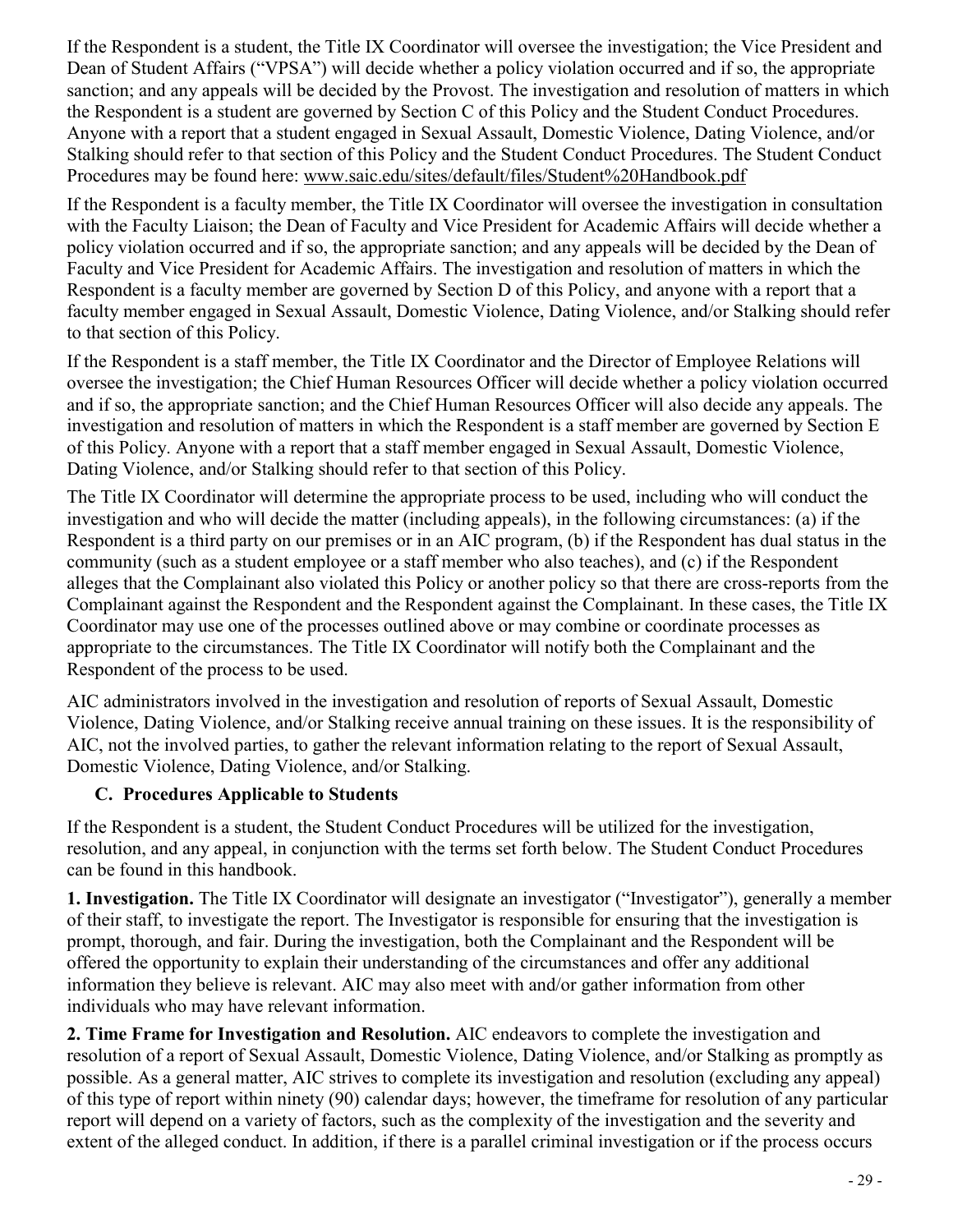If the Respondent is a student, the Title IX Coordinator will oversee the investigation; the Vice President and Dean of Student Affairs ("VPSA") will decide whether a policy violation occurred and if so, the appropriate sanction; and any appeals will be decided by the Provost. The investigation and resolution of matters in which the Respondent is a student are governed by Section C of this Policy and the Student Conduct Procedures. Anyone with a report that a student engaged in Sexual Assault, Domestic Violence, Dating Violence, and/or Stalking should refer to that section of this Policy and the Student Conduct Procedures. The Student Conduct Procedures may be found here: www.saic.edu/sites/default/files/Student%20Handbook.pdf

If the Respondent is a faculty member, the Title IX Coordinator will oversee the investigation in consultation with the Faculty Liaison; the Dean of Faculty and Vice President for Academic Affairs will decide whether a policy violation occurred and if so, the appropriate sanction; and any appeals will be decided by the Dean of Faculty and Vice President for Academic Affairs. The investigation and resolution of matters in which the Respondent is a faculty member are governed by Section D of this Policy, and anyone with a report that a faculty member engaged in Sexual Assault, Domestic Violence, Dating Violence, and/or Stalking should refer to that section of this Policy.

If the Respondent is a staff member, the Title IX Coordinator and the Director of Employee Relations will oversee the investigation; the Chief Human Resources Officer will decide whether a policy violation occurred and if so, the appropriate sanction; and the Chief Human Resources Officer will also decide any appeals. The investigation and resolution of matters in which the Respondent is a staff member are governed by Section E of this Policy. Anyone with a report that a staff member engaged in Sexual Assault, Domestic Violence, Dating Violence, and/or Stalking should refer to that section of this Policy.

The Title IX Coordinator will determine the appropriate process to be used, including who will conduct the investigation and who will decide the matter (including appeals), in the following circumstances: (a) if the Respondent is a third party on our premises or in an AIC program, (b) if the Respondent has dual status in the community (such as a student employee or a staff member who also teaches), and (c) if the Respondent alleges that the Complainant also violated this Policy or another policy so that there are cross-reports from the Complainant against the Respondent and the Respondent against the Complainant. In these cases, the Title IX Coordinator may use one of the processes outlined above or may combine or coordinate processes as appropriate to the circumstances. The Title IX Coordinator will notify both the Complainant and the Respondent of the process to be used.

AIC administrators involved in the investigation and resolution of reports of Sexual Assault, Domestic Violence, Dating Violence, and/or Stalking receive annual training on these issues. It is the responsibility of AIC, not the involved parties, to gather the relevant information relating to the report of Sexual Assault, Domestic Violence, Dating Violence, and/or Stalking.

### C. Procedures Applicable to Students

If the Respondent is a student, the Student Conduct Procedures will be utilized for the investigation, resolution, and any appeal, in conjunction with the terms set forth below. The Student Conduct Procedures can be found in this handbook.

**1. Investigation.** The Title IX Coordinator will designate an investigator ("Investigator"), generally a member of their staff, to investigate the report. The Investigator is responsible for ensuring that the investigation is prompt, thorough, and fair. During the investigation, both the Complainant and the Respondent will be offered the opportunity to explain their understanding of the circumstances and offer any additional information they believe is relevant. AIC may also meet with and/or gather information from other individuals who may have relevant information.

**2. Time Frame for Investigation and Resolution.** AIC endeavors to complete the investigation and resolution of a report of Sexual Assault, Domestic Violence, Dating Violence, and/or Stalking as promptly as possible. As a general matter, AIC strives to complete its investigation and resolution (excluding any appeal) of this type of report within ninety (90) calendar days; however, the timeframe for resolution of any particular report will depend on a variety of factors, such as the complexity of the investigation and the severity and extent of the alleged conduct. In addition, if there is a parallel criminal investigation or if the process occurs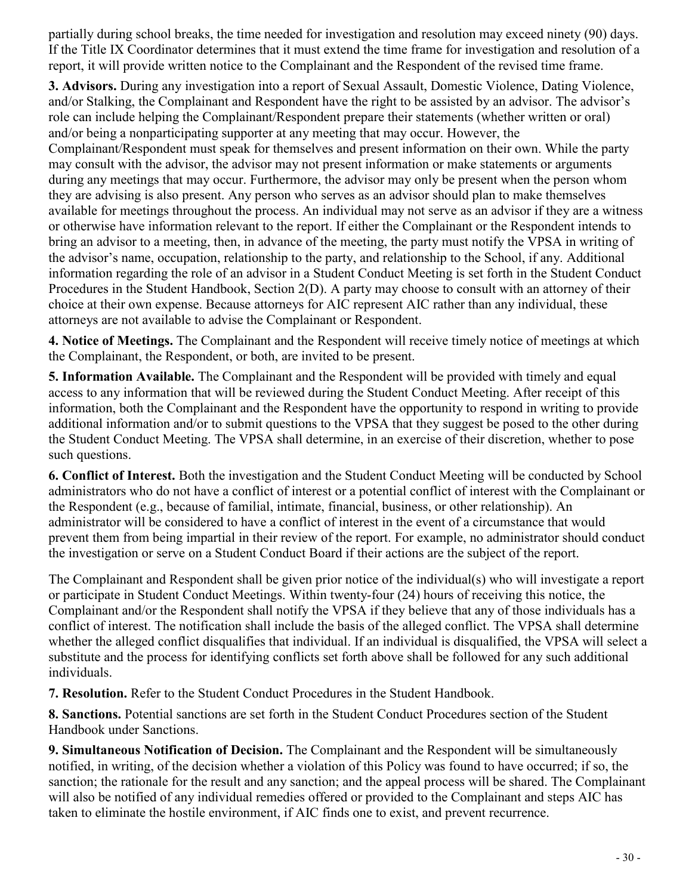partially during school breaks, the time needed for investigation and resolution may exceed ninety (90) days. If the Title IX Coordinator determines that it must extend the time frame for investigation and resolution of a report, it will provide written notice to the Complainant and the Respondent of the revised time frame.

**3. Advisors.** During any investigation into a report of Sexual Assault, Domestic Violence, Dating Violence, and/or Stalking, the Complainant and Respondent have the right to be assisted by an advisor. The advisor's role can include helping the Complainant/Respondent prepare their statements (whether written or oral) and/or being a nonparticipating supporter at any meeting that may occur. However, the Complainant/Respondent must speak for themselves and present information on their own. While the party may consult with the advisor, the advisor may not present information or make statements or arguments during any meetings that may occur. Furthermore, the advisor may only be present when the person whom they are advising is also present. Any person who serves as an advisor should plan to make themselves available for meetings throughout the process. An individual may not serve as an advisor if they are a witness or otherwise have information relevant to the report. If either the Complainant or the Respondent intends to bring an advisor to a meeting, then, in advance of the meeting, the party must notify the VPSA in writing of the advisor's name, occupation, relationship to the party, and relationship to the School, if any. Additional information regarding the role of an advisor in a Student Conduct Meeting is set forth in the Student Conduct Procedures in the Student Handbook, Section 2(D). A party may choose to consult with an attorney of their choice at their own expense. Because attorneys for AIC represent AIC rather than any individual, these attorneys are not available to advise the Complainant or Respondent.

**4. Notice of Meetings.** The Complainant and the Respondent will receive timely notice of meetings at which the Complainant, the Respondent, or both, are invited to be present.

**5. Information Available.** The Complainant and the Respondent will be provided with timely and equal access to any information that will be reviewed during the Student Conduct Meeting. After receipt of this information, both the Complainant and the Respondent have the opportunity to respond in writing to provide additional information and/or to submit questions to the VPSA that they suggest be posed to the other during the Student Conduct Meeting. The VPSA shall determine, in an exercise of their discretion, whether to pose such questions.

**6. Conflict of Interest.** Both the investigation and the Student Conduct Meeting will be conducted by School administrators who do not have a conflict of interest or a potential conflict of interest with the Complainant or the Respondent (e.g., because of familial, intimate, financial, business, or other relationship). An administrator will be considered to have a conflict of interest in the event of a circumstance that would prevent them from being impartial in their review of the report. For example, no administrator should conduct the investigation or serve on a Student Conduct Board if their actions are the subject of the report.

The Complainant and Respondent shall be given prior notice of the individual(s) who will investigate a report or participate in Student Conduct Meetings. Within twenty-four (24) hours of receiving this notice, the Complainant and/or the Respondent shall notify the VPSA if they believe that any of those individuals has a conflict of interest. The notification shall include the basis of the alleged conflict. The VPSA shall determine whether the alleged conflict disqualifies that individual. If an individual is disqualified, the VPSA will select a substitute and the process for identifying conflicts set forth above shall be followed for any such additional individuals.

**7. Resolution.** Refer to the Student Conduct Procedures in the Student Handbook.

**8. Sanctions.** Potential sanctions are set forth in the Student Conduct Procedures section of the Student Handbook under Sanctions.

**9. Simultaneous Notification of Decision.** The Complainant and the Respondent will be simultaneously notified, in writing, of the decision whether a violation of this Policy was found to have occurred; if so, the sanction; the rationale for the result and any sanction; and the appeal process will be shared. The Complainant will also be notified of any individual remedies offered or provided to the Complainant and steps AIC has taken to eliminate the hostile environment, if AIC finds one to exist, and prevent recurrence.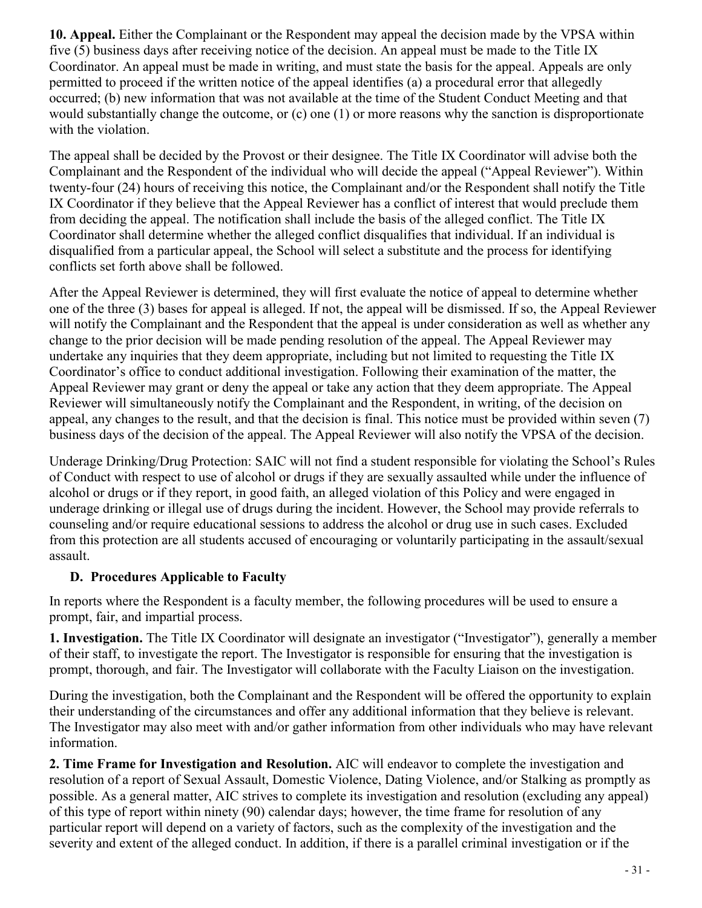**10. Appeal.** Either the Complainant or the Respondent may appeal the decision made by the VPSA within five (5) business days after receiving notice of the decision. An appeal must be made to the Title IX Coordinator. An appeal must be made in writing, and must state the basis for the appeal. Appeals are only permitted to proceed if the written notice of the appeal identifies (a) a procedural error that allegedly occurred; (b) new information that was not available at the time of the Student Conduct Meeting and that would substantially change the outcome, or (c) one (1) or more reasons why the sanction is disproportionate with the violation.

The appeal shall be decided by the Provost or their designee. The Title IX Coordinator will advise both the Complainant and the Respondent of the individual who will decide the appeal ("Appeal Reviewer"). Within twenty-four (24) hours of receiving this notice, the Complainant and/or the Respondent shall notify the Title IX Coordinator if they believe that the Appeal Reviewer has a conflict of interest that would preclude them from deciding the appeal. The notification shall include the basis of the alleged conflict. The Title IX Coordinator shall determine whether the alleged conflict disqualifies that individual. If an individual is disqualified from a particular appeal, the School will select a substitute and the process for identifying conflicts set forth above shall be followed.

After the Appeal Reviewer is determined, they will first evaluate the notice of appeal to determine whether one of the three (3) bases for appeal is alleged. If not, the appeal will be dismissed. If so, the Appeal Reviewer will notify the Complainant and the Respondent that the appeal is under consideration as well as whether any change to the prior decision will be made pending resolution of the appeal. The Appeal Reviewer may undertake any inquiries that they deem appropriate, including but not limited to requesting the Title IX Coordinator's office to conduct additional investigation. Following their examination of the matter, the Appeal Reviewer may grant or deny the appeal or take any action that they deem appropriate. The Appeal Reviewer will simultaneously notify the Complainant and the Respondent, in writing, of the decision on appeal, any changes to the result, and that the decision is final. This notice must be provided within seven (7) business days of the decision of the appeal. The Appeal Reviewer will also notify the VPSA of the decision.

Underage Drinking/Drug Protection: SAIC will not find a student responsible for violating the School's Rules of Conduct with respect to use of alcohol or drugs if they are sexually assaulted while under the influence of alcohol or drugs or if they report, in good faith, an alleged violation of this Policy and were engaged in underage drinking or illegal use of drugs during the incident. However, the School may provide referrals to counseling and/or require educational sessions to address the alcohol or drug use in such cases. Excluded from this protection are all students accused of encouraging or voluntarily participating in the assault/sexual assault.

### D. Procedures Applicable to Faculty

In reports where the Respondent is a faculty member, the following procedures will be used to ensure a prompt, fair, and impartial process.

**1. Investigation.** The Title IX Coordinator will designate an investigator ("Investigator"), generally a member of their staff, to investigate the report. The Investigator is responsible for ensuring that the investigation is prompt, thorough, and fair. The Investigator will collaborate with the Faculty Liaison on the investigation.

During the investigation, both the Complainant and the Respondent will be offered the opportunity to explain their understanding of the circumstances and offer any additional information that they believe is relevant. The Investigator may also meet with and/or gather information from other individuals who may have relevant information.

**2. Time Frame for Investigation and Resolution.** AIC will endeavor to complete the investigation and resolution of a report of Sexual Assault, Domestic Violence, Dating Violence, and/or Stalking as promptly as possible. As a general matter, AIC strives to complete its investigation and resolution (excluding any appeal) of this type of report within ninety (90) calendar days; however, the time frame for resolution of any particular report will depend on a variety of factors, such as the complexity of the investigation and the severity and extent of the alleged conduct. In addition, if there is a parallel criminal investigation or if the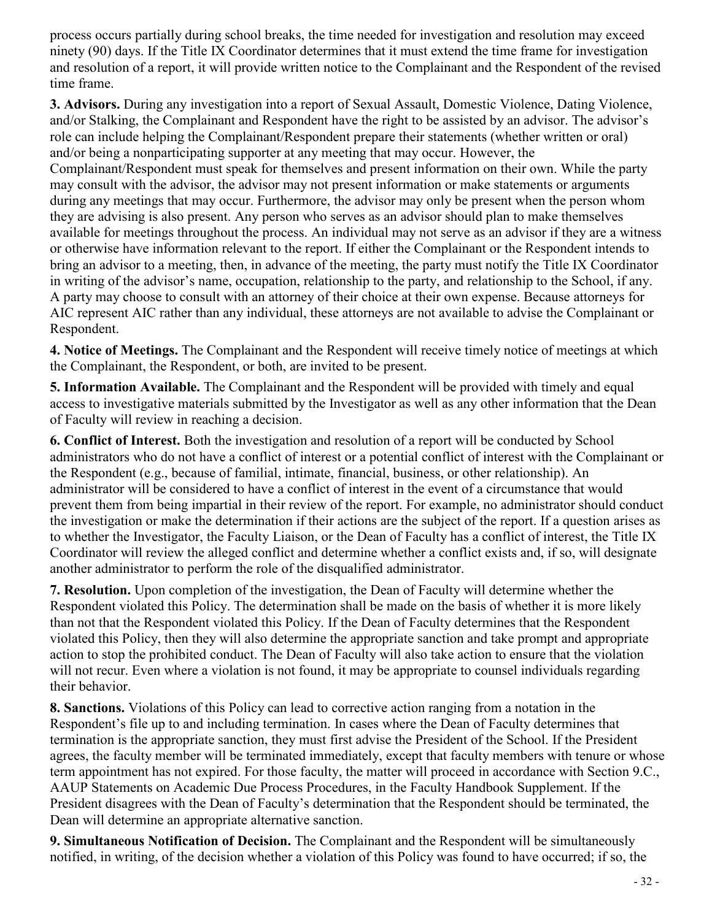process occurs partially during school breaks, the time needed for investigation and resolution may exceed ninety (90) days. If the Title IX Coordinator determines that it must extend the time frame for investigation and resolution of a report, it will provide written notice to the Complainant and the Respondent of the revised time frame.

**3. Advisors.** During any investigation into a report of Sexual Assault, Domestic Violence, Dating Violence, and/or Stalking, the Complainant and Respondent have the right to be assisted by an advisor. The advisor's role can include helping the Complainant/Respondent prepare their statements (whether written or oral) and/or being a nonparticipating supporter at any meeting that may occur. However, the Complainant/Respondent must speak for themselves and present information on their own. While the party may consult with the advisor, the advisor may not present information or make statements or arguments during any meetings that may occur. Furthermore, the advisor may only be present when the person whom they are advising is also present. Any person who serves as an advisor should plan to make themselves available for meetings throughout the process. An individual may not serve as an advisor if they are a witness or otherwise have information relevant to the report. If either the Complainant or the Respondent intends to bring an advisor to a meeting, then, in advance of the meeting, the party must notify the Title IX Coordinator in writing of the advisor's name, occupation, relationship to the party, and relationship to the School, if any. A party may choose to consult with an attorney of their choice at their own expense. Because attorneys for AIC represent AIC rather than any individual, these attorneys are not available to advise the Complainant or Respondent.

**4. Notice of Meetings.** The Complainant and the Respondent will receive timely notice of meetings at which the Complainant, the Respondent, or both, are invited to be present.

**5. Information Available.** The Complainant and the Respondent will be provided with timely and equal access to investigative materials submitted by the Investigator as well as any other information that the Dean of Faculty will review in reaching a decision.

**6. Conflict of Interest.** Both the investigation and resolution of a report will be conducted by School administrators who do not have a conflict of interest or a potential conflict of interest with the Complainant or the Respondent (e.g., because of familial, intimate, financial, business, or other relationship). An administrator will be considered to have a conflict of interest in the event of a circumstance that would prevent them from being impartial in their review of the report. For example, no administrator should conduct the investigation or make the determination if their actions are the subject of the report. If a question arises as to whether the Investigator, the Faculty Liaison, or the Dean of Faculty has a conflict of interest, the Title IX Coordinator will review the alleged conflict and determine whether a conflict exists and, if so, will designate another administrator to perform the role of the disqualified administrator.

**7. Resolution.** Upon completion of the investigation, the Dean of Faculty will determine whether the Respondent violated this Policy. The determination shall be made on the basis of whether it is more likely than not that the Respondent violated this Policy. If the Dean of Faculty determines that the Respondent violated this Policy, then they will also determine the appropriate sanction and take prompt and appropriate action to stop the prohibited conduct. The Dean of Faculty will also take action to ensure that the violation will not recur. Even where a violation is not found, it may be appropriate to counsel individuals regarding their behavior.

**8. Sanctions.** Violations of this Policy can lead to corrective action ranging from a notation in the Respondent's file up to and including termination. In cases where the Dean of Faculty determines that termination is the appropriate sanction, they must first advise the President of the School. If the President agrees, the faculty member will be terminated immediately, except that faculty members with tenure or whose term appointment has not expired. For those faculty, the matter will proceed in accordance with Section 9.C., AAUP Statements on Academic Due Process Procedures, in the Faculty Handbook Supplement. If the President disagrees with the Dean of Faculty's determination that the Respondent should be terminated, the Dean will determine an appropriate alternative sanction.

**9. Simultaneous Notification of Decision.** The Complainant and the Respondent will be simultaneously notified, in writing, of the decision whether a violation of this Policy was found to have occurred; if so, the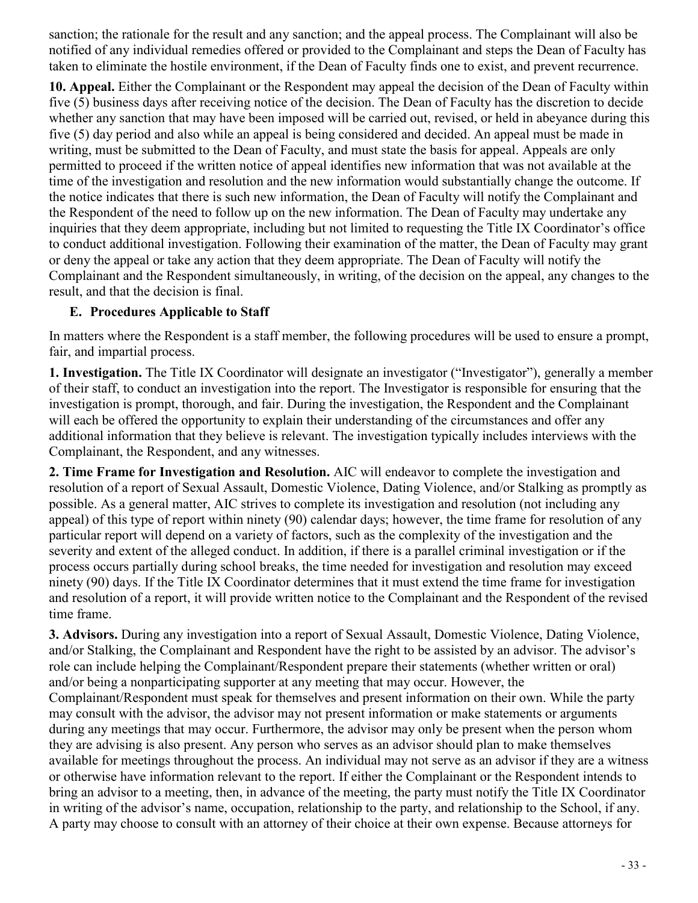sanction; the rationale for the result and any sanction; and the appeal process. The Complainant will also be notified of any individual remedies offered or provided to the Complainant and steps the Dean of Faculty has taken to eliminate the hostile environment, if the Dean of Faculty finds one to exist, and prevent recurrence.

**10. Appeal.** Either the Complainant or the Respondent may appeal the decision of the Dean of Faculty within five (5) business days after receiving notice of the decision. The Dean of Faculty has the discretion to decide whether any sanction that may have been imposed will be carried out, revised, or held in abeyance during this five (5) day period and also while an appeal is being considered and decided. An appeal must be made in writing, must be submitted to the Dean of Faculty, and must state the basis for appeal. Appeals are only permitted to proceed if the written notice of appeal identifies new information that was not available at the time of the investigation and resolution and the new information would substantially change the outcome. If the notice indicates that there is such new information, the Dean of Faculty will notify the Complainant and the Respondent of the need to follow up on the new information. The Dean of Faculty may undertake any inquiries that they deem appropriate, including but not limited to requesting the Title IX Coordinator's office to conduct additional investigation. Following their examination of the matter, the Dean of Faculty may grant or deny the appeal or take any action that they deem appropriate. The Dean of Faculty will notify the Complainant and the Respondent simultaneously, in writing, of the decision on the appeal, any changes to the result, and that the decision is final.

### E. Procedures Applicable to Staff

In matters where the Respondent is a staff member, the following procedures will be used to ensure a prompt, fair, and impartial process.

**1. Investigation.** The Title IX Coordinator will designate an investigator ("Investigator"), generally a member of their staff, to conduct an investigation into the report. The Investigator is responsible for ensuring that the investigation is prompt, thorough, and fair. During the investigation, the Respondent and the Complainant will each be offered the opportunity to explain their understanding of the circumstances and offer any additional information that they believe is relevant. The investigation typically includes interviews with the Complainant, the Respondent, and any witnesses.

**2. Time Frame for Investigation and Resolution.** AIC will endeavor to complete the investigation and resolution of a report of Sexual Assault, Domestic Violence, Dating Violence, and/or Stalking as promptly as possible. As a general matter, AIC strives to complete its investigation and resolution (not including any appeal) of this type of report within ninety (90) calendar days; however, the time frame for resolution of any particular report will depend on a variety of factors, such as the complexity of the investigation and the severity and extent of the alleged conduct. In addition, if there is a parallel criminal investigation or if the process occurs partially during school breaks, the time needed for investigation and resolution may exceed ninety (90) days. If the Title IX Coordinator determines that it must extend the time frame for investigation and resolution of a report, it will provide written notice to the Complainant and the Respondent of the revised time frame.

**3. Advisors.** During any investigation into a report of Sexual Assault, Domestic Violence, Dating Violence, and/or Stalking, the Complainant and Respondent have the right to be assisted by an advisor. The advisor's role can include helping the Complainant/Respondent prepare their statements (whether written or oral) and/or being a nonparticipating supporter at any meeting that may occur. However, the Complainant/Respondent must speak for themselves and present information on their own. While the party may consult with the advisor, the advisor may not present information or make statements or arguments during any meetings that may occur. Furthermore, the advisor may only be present when the person whom they are advising is also present. Any person who serves as an advisor should plan to make themselves available for meetings throughout the process. An individual may not serve as an advisor if they are a witness or otherwise have information relevant to the report. If either the Complainant or the Respondent intends to bring an advisor to a meeting, then, in advance of the meeting, the party must notify the Title IX Coordinator in writing of the advisor's name, occupation, relationship to the party, and relationship to the School, if any. A party may choose to consult with an attorney of their choice at their own expense. Because attorneys for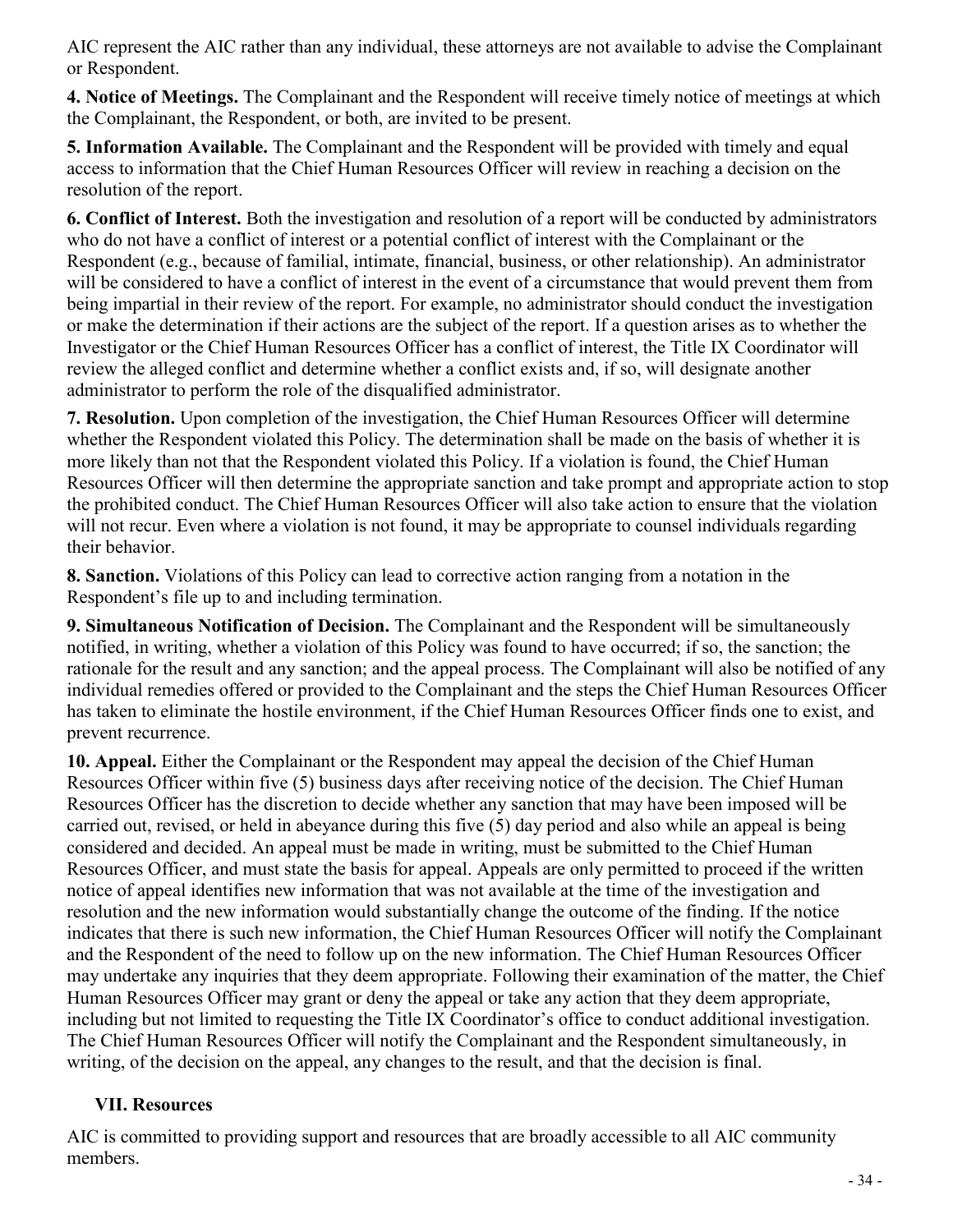AIC represent the AIC rather than any individual, these attorneys are not available to advise the Complainant or Respondent.

**4. Notice of Meetings.** The Complainant and the Respondent will receive timely notice of meetings at which the Complainant, the Respondent, or both, are invited to be present.

**5. Information Available.** The Complainant and the Respondent will be provided with timely and equal access to information that the Chief Human Resources Officer will review in reaching a decision on the resolution of the report.

**6. Conflict of Interest.** Both the investigation and resolution of a report will be conducted by administrators who do not have a conflict of interest or a potential conflict of interest with the Complainant or the Respondent (e.g., because of familial, intimate, financial, business, or other relationship). An administrator will be considered to have a conflict of interest in the event of a circumstance that would prevent them from being impartial in their review of the report. For example, no administrator should conduct the investigation or make the determination if their actions are the subject of the report. If a question arises as to whether the Investigator or the Chief Human Resources Officer has a conflict of interest, the Title IX Coordinator will review the alleged conflict and determine whether a conflict exists and, if so, will designate another administrator to perform the role of the disqualified administrator.

**7. Resolution.** Upon completion of the investigation, the Chief Human Resources Officer will determine whether the Respondent violated this Policy. The determination shall be made on the basis of whether it is more likely than not that the Respondent violated this Policy. If a violation is found, the Chief Human Resources Officer will then determine the appropriate sanction and take prompt and appropriate action to stop the prohibited conduct. The Chief Human Resources Officer will also take action to ensure that the violation will not recur. Even where a violation is not found, it may be appropriate to counsel individuals regarding their behavior.

**8. Sanction.** Violations of this Policy can lead to corrective action ranging from a notation in the Respondent's file up to and including termination.

**9. Simultaneous Notification of Decision.** The Complainant and the Respondent will be simultaneously notified, in writing, whether a violation of this Policy was found to have occurred; if so, the sanction; the rationale for the result and any sanction; and the appeal process. The Complainant will also be notified of any individual remedies offered or provided to the Complainant and the steps the Chief Human Resources Officer has taken to eliminate the hostile environment, if the Chief Human Resources Officer finds one to exist, and prevent recurrence.

**10. Appeal.** Either the Complainant or the Respondent may appeal the decision of the Chief Human Resources Officer within five (5) business days after receiving notice of the decision. The Chief Human Resources Officer has the discretion to decide whether any sanction that may have been imposed will be carried out, revised, or held in abeyance during this five (5) day period and also while an appeal is being considered and decided. An appeal must be made in writing, must be submitted to the Chief Human Resources Officer, and must state the basis for appeal. Appeals are only permitted to proceed if the written notice of appeal identifies new information that was not available at the time of the investigation and resolution and the new information would substantially change the outcome of the finding. If the notice indicates that there is such new information, the Chief Human Resources Officer will notify the Complainant and the Respondent of the need to follow up on the new information. The Chief Human Resources Officer may undertake any inquiries that they deem appropriate. Following their examination of the matter, the Chief Human Resources Officer may grant or deny the appeal or take any action that they deem appropriate, including but not limited to requesting the Title IX Coordinator's office to conduct additional investigation. The Chief Human Resources Officer will notify the Complainant and the Respondent simultaneously, in writing, of the decision on the appeal, any changes to the result, and that the decision is final.

## VII. Resources

AIC is committed to providing support and resources that are broadly accessible to all AIC community members.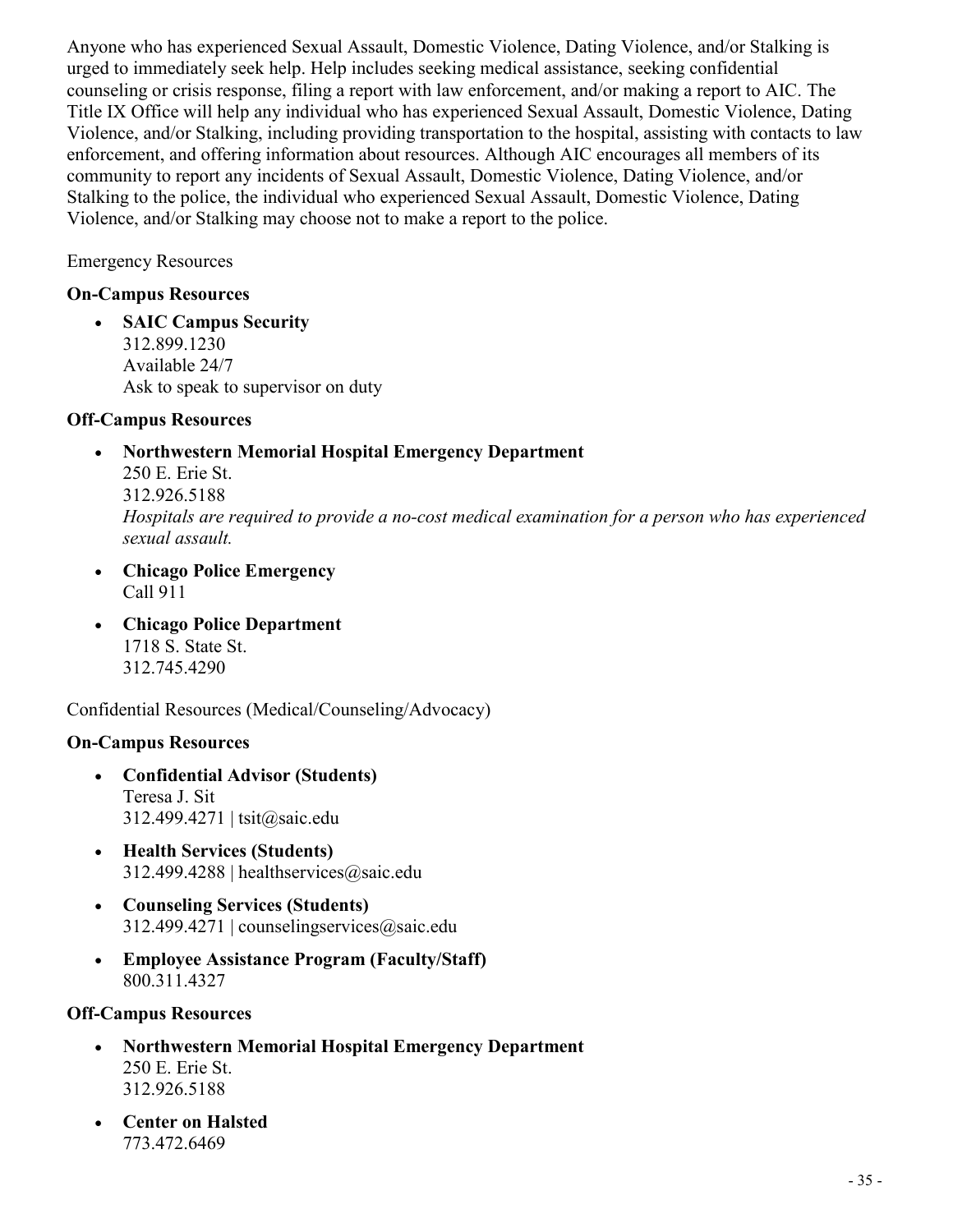Anyone who has experienced Sexual Assault, Domestic Violence, Dating Violence, and/or Stalking is urged to immediately seek help. Help includes seeking medical assistance, seeking confidential counseling or crisis response, filing a report with law enforcement, and/or making a report to AIC. The Title IX Office will help any individual who has experienced Sexual Assault, Domestic Violence, Dating Violence, and/or Stalking, including providing transportation to the hospital, assisting with contacts to law enforcement, and offering information about resources. Although AIC encourages all members of its community to report any incidents of Sexual Assault, Domestic Violence, Dating Violence, and/or Stalking to the police, the individual who experienced Sexual Assault, Domestic Violence, Dating Violence, and/or Stalking may choose not to make a report to the police.

Emergency Resources

**On-Campus Resources**

- **SAIC Campus Security**
  312.899.1230
  Available 24/7
  Ask to speak to supervisor on duty

**Off-Campus Resources**

- **Northwestern Memorial Hospital Emergency Department**
  250 E. Erie St.
  312.926.5188
  *Hospitals are required to provide a no-cost medical examination for a person who has experienced sexual assault.*
- **Chicago Police Emergency**
  Call 911
- **Chicago Police Department**
  1718 S. State St.
  312.745.4290

Confidential Resources (Medical/Counseling/Advocacy)

**On-Campus Resources**

- **Confidential Advisor (Students)**
  Teresa J. Sit
  312.499.4271 | tsit@saic.edu
- **Health Services (Students)**
  312.499.4288 | healthservices@saic.edu
- **Counseling Services (Students)**
  312.499.4271 | counselingservices@saic.edu
- **Employee Assistance Program (Faculty/Staff)**
  800.311.4327

**Off-Campus Resources**

- **Northwestern Memorial Hospital Emergency Department**
  250 E. Erie St.
  312.926.5188
- **Center on Halsted**
  773.472.6469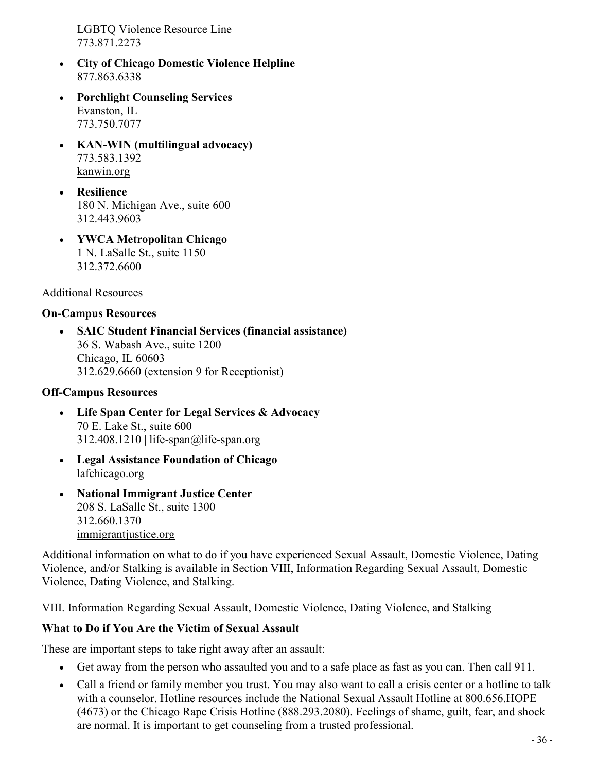LGBTQ Violence Resource Line
773.871.2273

- **City of Chicago Domestic Violence Helpline**
  877.863.6338

- **Porchlight Counseling Services**
  Evanston, IL
  773.750.7077

- **KAN-WIN (multilingual advocacy)**
  773.583.1392
  kanwin.org

- **Resilience**
  180 N. Michigan Ave., suite 600
  312.443.9603

- **YWCA Metropolitan Chicago**
  1 N. LaSalle St., suite 1150
  312.372.6600

Additional Resources

**On-Campus Resources**

- **SAIC Student Financial Services (financial assistance)**
  36 S. Wabash Ave., suite 1200
  Chicago, IL 60603
  312.629.6660 (extension 9 for Receptionist)

**Off-Campus Resources**

- **Life Span Center for Legal Services & Advocacy**
  70 E. Lake St., suite 600
  312.408.1210 | life-span@life-span.org

- **Legal Assistance Foundation of Chicago**
  lafchicago.org

- **National Immigrant Justice Center**
  208 S. LaSalle St., suite 1300
  312.660.1370
  immigrantjustice.org

Additional information on what to do if you have experienced Sexual Assault, Domestic Violence, Dating Violence, and/or Stalking is available in Section VIII, Information Regarding Sexual Assault, Domestic Violence, Dating Violence, and Stalking.

## VIII. Information Regarding Sexual Assault, Domestic Violence, Dating Violence, and Stalking

**What to Do if You Are the Victim of Sexual Assault**

These are important steps to take right away after an assault:

- Get away from the person who assaulted you and to a safe place as fast as you can. Then call 911.
- Call a friend or family member you trust. You may also want to call a crisis center or a hotline to talk with a counselor. Hotline resources include the National Sexual Assault Hotline at 800.656.HOPE (4673) or the Chicago Rape Crisis Hotline (888.293.2080). Feelings of shame, guilt, fear, and shock are normal. It is important to get counseling from a trusted professional.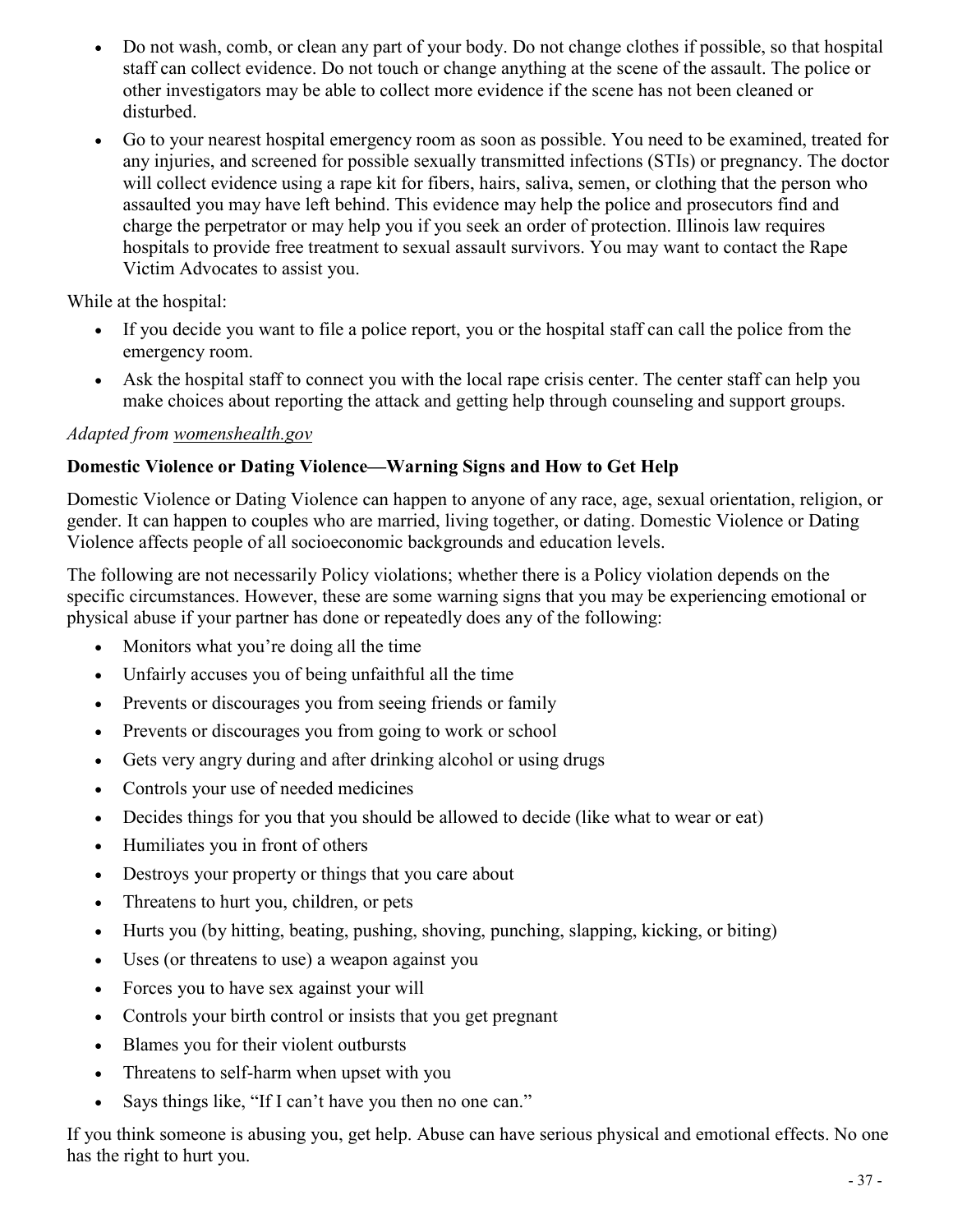- Do not wash, comb, or clean any part of your body. Do not change clothes if possible, so that hospital staff can collect evidence. Do not touch or change anything at the scene of the assault. The police or other investigators may be able to collect more evidence if the scene has not been cleaned or disturbed.
- Go to your nearest hospital emergency room as soon as possible. You need to be examined, treated for any injuries, and screened for possible sexually transmitted infections (STIs) or pregnancy. The doctor will collect evidence using a rape kit for fibers, hairs, saliva, semen, or clothing that the person who assaulted you may have left behind. This evidence may help the police and prosecutors find and charge the perpetrator or may help you if you seek an order of protection. Illinois law requires hospitals to provide free treatment to sexual assault survivors. You may want to contact the Rape Victim Advocates to assist you.

While at the hospital:

- If you decide you want to file a police report, you or the hospital staff can call the police from the emergency room.
- Ask the hospital staff to connect you with the local rape crisis center. The center staff can help you make choices about reporting the attack and getting help through counseling and support groups.

*Adapted from womenshealth.gov*

**Domestic Violence or Dating Violence—Warning Signs and How to Get Help**

Domestic Violence or Dating Violence can happen to anyone of any race, age, sexual orientation, religion, or gender. It can happen to couples who are married, living together, or dating. Domestic Violence or Dating Violence affects people of all socioeconomic backgrounds and education levels.

The following are not necessarily Policy violations; whether there is a Policy violation depends on the specific circumstances. However, these are some warning signs that you may be experiencing emotional or physical abuse if your partner has done or repeatedly does any of the following:

- Monitors what you're doing all the time
- Unfairly accuses you of being unfaithful all the time
- Prevents or discourages you from seeing friends or family
- Prevents or discourages you from going to work or school
- Gets very angry during and after drinking alcohol or using drugs
- Controls your use of needed medicines
- Decides things for you that you should be allowed to decide (like what to wear or eat)
- Humiliates you in front of others
- Destroys your property or things that you care about
- Threatens to hurt you, children, or pets
- Hurts you (by hitting, beating, pushing, shoving, punching, slapping, kicking, or biting)
- Uses (or threatens to use) a weapon against you
- Forces you to have sex against your will
- Controls your birth control or insists that you get pregnant
- Blames you for their violent outbursts
- Threatens to self-harm when upset with you
- Says things like, "If I can't have you then no one can."

If you think someone is abusing you, get help. Abuse can have serious physical and emotional effects. No one has the right to hurt you.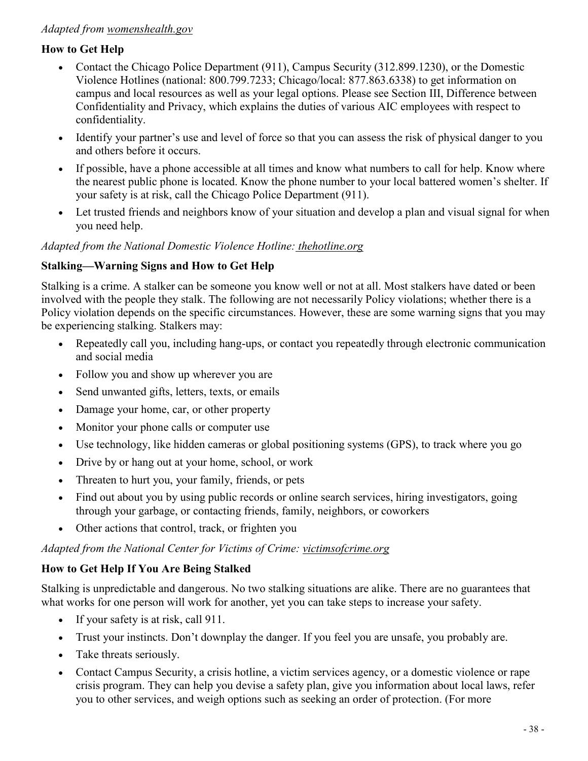*Adapted from womenshealth.gov*

**How to Get Help**

- Contact the Chicago Police Department (911), Campus Security (312.899.1230), or the Domestic Violence Hotlines (national: 800.799.7233; Chicago/local: 877.863.6338) to get information on campus and local resources as well as your legal options. Please see Section III, Difference between Confidentiality and Privacy, which explains the duties of various AIC employees with respect to confidentiality.
- Identify your partner's use and level of force so that you can assess the risk of physical danger to you and others before it occurs.
- If possible, have a phone accessible at all times and know what numbers to call for help. Know where the nearest public phone is located. Know the phone number to your local battered women's shelter. If your safety is at risk, call the Chicago Police Department (911).
- Let trusted friends and neighbors know of your situation and develop a plan and visual signal for when you need help.

*Adapted from the National Domestic Violence Hotline: thehotline.org*

**Stalking—Warning Signs and How to Get Help**

Stalking is a crime. A stalker can be someone you know well or not at all. Most stalkers have dated or been involved with the people they stalk. The following are not necessarily Policy violations; whether there is a Policy violation depends on the specific circumstances. However, these are some warning signs that you may be experiencing stalking. Stalkers may:

- Repeatedly call you, including hang-ups, or contact you repeatedly through electronic communication and social media
- Follow you and show up wherever you are
- Send unwanted gifts, letters, texts, or emails
- Damage your home, car, or other property
- Monitor your phone calls or computer use
- Use technology, like hidden cameras or global positioning systems (GPS), to track where you go
- Drive by or hang out at your home, school, or work
- Threaten to hurt you, your family, friends, or pets
- Find out about you by using public records or online search services, hiring investigators, going through your garbage, or contacting friends, family, neighbors, or coworkers
- Other actions that control, track, or frighten you

*Adapted from the National Center for Victims of Crime: victimsofcrime.org*

**How to Get Help If You Are Being Stalked**

Stalking is unpredictable and dangerous. No two stalking situations are alike. There are no guarantees that what works for one person will work for another, yet you can take steps to increase your safety.

- If your safety is at risk, call 911.
- Trust your instincts. Don't downplay the danger. If you feel you are unsafe, you probably are.
- Take threats seriously.
- Contact Campus Security, a crisis hotline, a victim services agency, or a domestic violence or rape crisis program. They can help you devise a safety plan, give you information about local laws, refer you to other services, and weigh options such as seeking an order of protection. (For more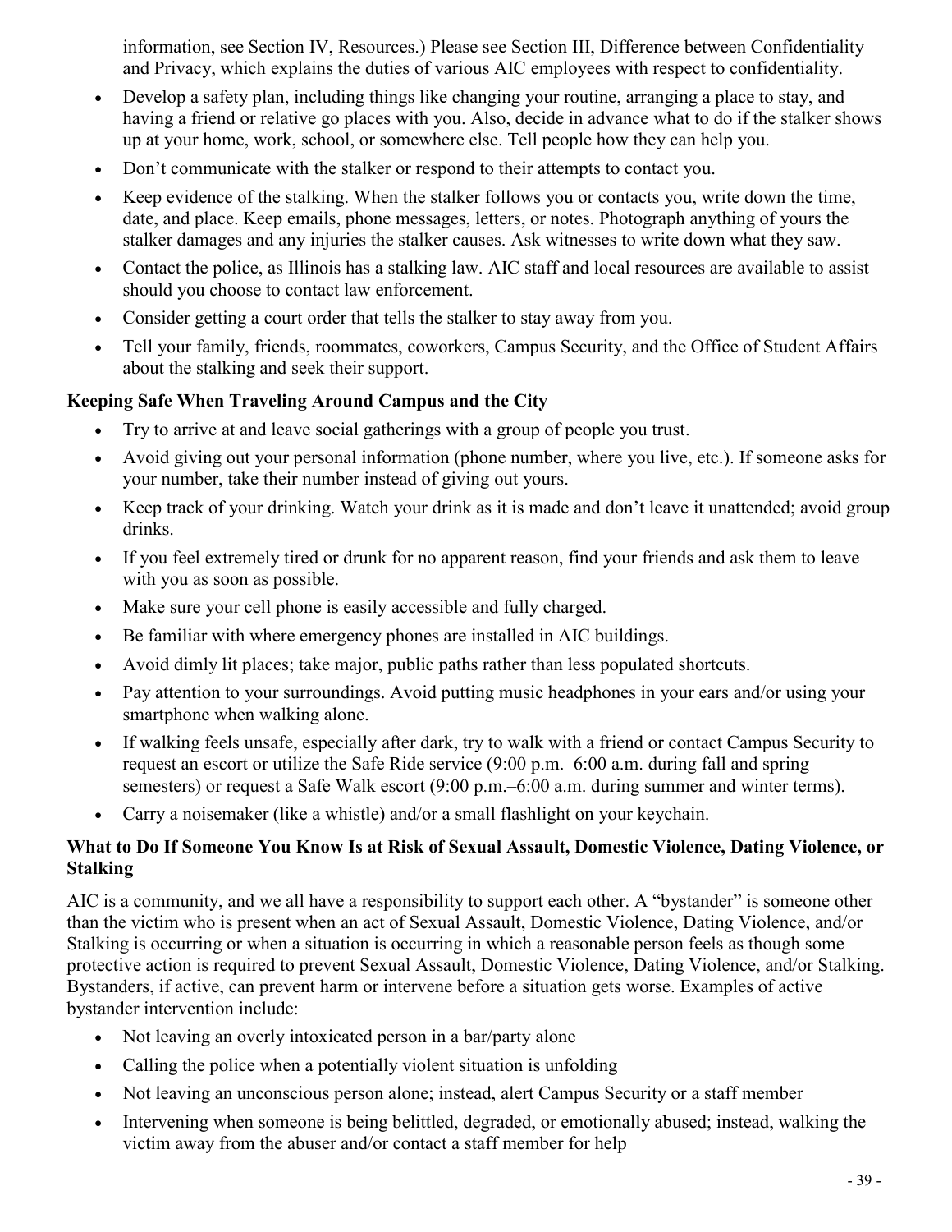information, see Section IV, Resources.) Please see Section III, Difference between Confidentiality and Privacy, which explains the duties of various AIC employees with respect to confidentiality.

- Develop a safety plan, including things like changing your routine, arranging a place to stay, and having a friend or relative go places with you. Also, decide in advance what to do if the stalker shows up at your home, work, school, or somewhere else. Tell people how they can help you.
- Don't communicate with the stalker or respond to their attempts to contact you.
- Keep evidence of the stalking. When the stalker follows you or contacts you, write down the time, date, and place. Keep emails, phone messages, letters, or notes. Photograph anything of yours the stalker damages and any injuries the stalker causes. Ask witnesses to write down what they saw.
- Contact the police, as Illinois has a stalking law. AIC staff and local resources are available to assist should you choose to contact law enforcement.
- Consider getting a court order that tells the stalker to stay away from you.
- Tell your family, friends, roommates, coworkers, Campus Security, and the Office of Student Affairs about the stalking and seek their support.

**Keeping Safe When Traveling Around Campus and the City**

- Try to arrive at and leave social gatherings with a group of people you trust.
- Avoid giving out your personal information (phone number, where you live, etc.). If someone asks for your number, take their number instead of giving out yours.
- Keep track of your drinking. Watch your drink as it is made and don't leave it unattended; avoid group drinks.
- If you feel extremely tired or drunk for no apparent reason, find your friends and ask them to leave with you as soon as possible.
- Make sure your cell phone is easily accessible and fully charged.
- Be familiar with where emergency phones are installed in AIC buildings.
- Avoid dimly lit places; take major, public paths rather than less populated shortcuts.
- Pay attention to your surroundings. Avoid putting music headphones in your ears and/or using your smartphone when walking alone.
- If walking feels unsafe, especially after dark, try to walk with a friend or contact Campus Security to request an escort or utilize the Safe Ride service (9:00 p.m.–6:00 a.m. during fall and spring semesters) or request a Safe Walk escort (9:00 p.m.–6:00 a.m. during summer and winter terms).
- Carry a noisemaker (like a whistle) and/or a small flashlight on your keychain.

**What to Do If Someone You Know Is at Risk of Sexual Assault, Domestic Violence, Dating Violence, or Stalking**

AIC is a community, and we all have a responsibility to support each other. A "bystander" is someone other than the victim who is present when an act of Sexual Assault, Domestic Violence, Dating Violence, and/or Stalking is occurring or when a situation is occurring in which a reasonable person feels as though some protective action is required to prevent Sexual Assault, Domestic Violence, Dating Violence, and/or Stalking. Bystanders, if active, can prevent harm or intervene before a situation gets worse. Examples of active bystander intervention include:

- Not leaving an overly intoxicated person in a bar/party alone
- Calling the police when a potentially violent situation is unfolding
- Not leaving an unconscious person alone; instead, alert Campus Security or a staff member
- Intervening when someone is being belittled, degraded, or emotionally abused; instead, walking the victim away from the abuser and/or contact a staff member for help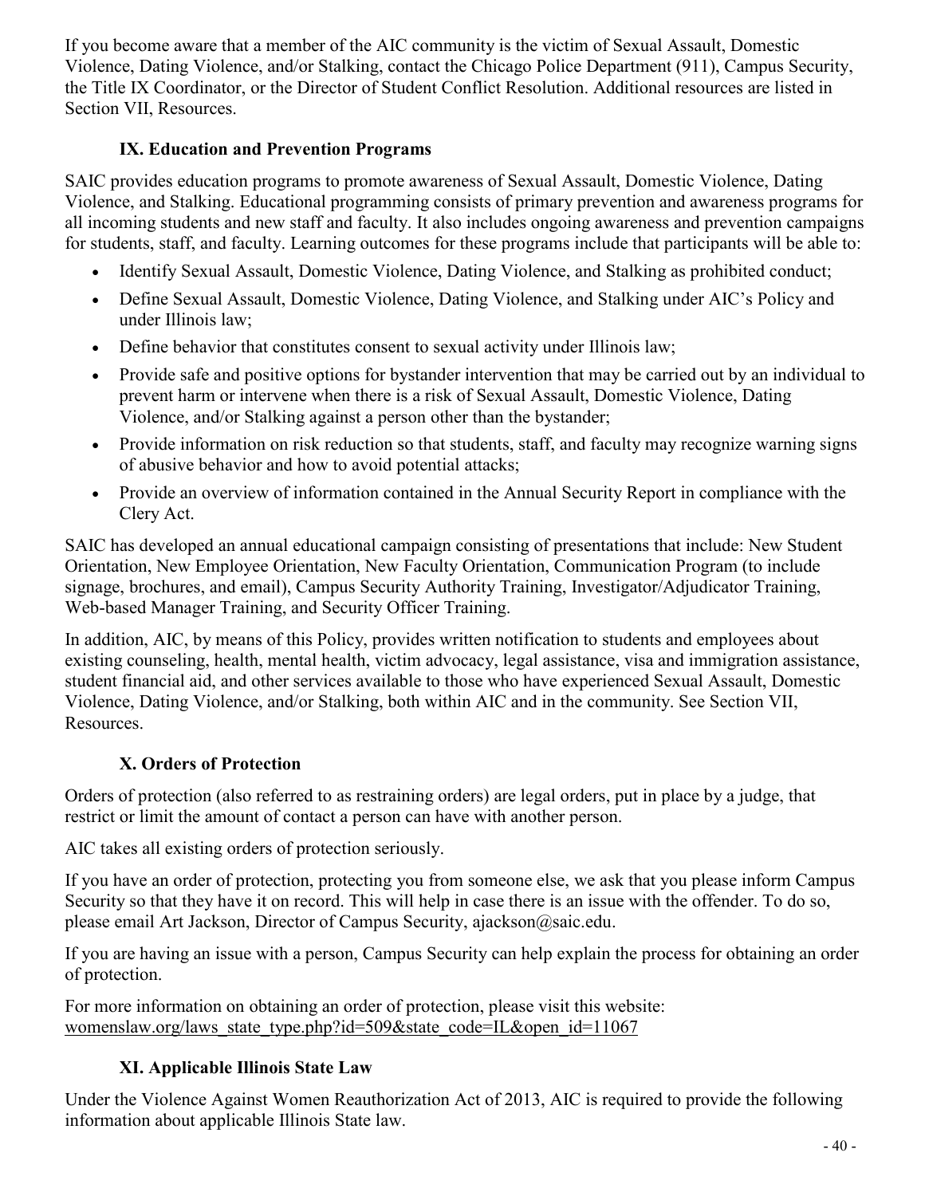If you become aware that a member of the AIC community is the victim of Sexual Assault, Domestic Violence, Dating Violence, and/or Stalking, contact the Chicago Police Department (911), Campus Security, the Title IX Coordinator, or the Director of Student Conflict Resolution. Additional resources are listed in Section VII, Resources.

## IX. Education and Prevention Programs

SAIC provides education programs to promote awareness of Sexual Assault, Domestic Violence, Dating Violence, and Stalking. Educational programming consists of primary prevention and awareness programs for all incoming students and new staff and faculty. It also includes ongoing awareness and prevention campaigns for students, staff, and faculty. Learning outcomes for these programs include that participants will be able to:

- Identify Sexual Assault, Domestic Violence, Dating Violence, and Stalking as prohibited conduct;
- Define Sexual Assault, Domestic Violence, Dating Violence, and Stalking under AIC's Policy and under Illinois law;
- Define behavior that constitutes consent to sexual activity under Illinois law;
- Provide safe and positive options for bystander intervention that may be carried out by an individual to prevent harm or intervene when there is a risk of Sexual Assault, Domestic Violence, Dating Violence, and/or Stalking against a person other than the bystander;
- Provide information on risk reduction so that students, staff, and faculty may recognize warning signs of abusive behavior and how to avoid potential attacks;
- Provide an overview of information contained in the Annual Security Report in compliance with the Clery Act.

SAIC has developed an annual educational campaign consisting of presentations that include: New Student Orientation, New Employee Orientation, New Faculty Orientation, Communication Program (to include signage, brochures, and email), Campus Security Authority Training, Investigator/Adjudicator Training, Web-based Manager Training, and Security Officer Training.

In addition, AIC, by means of this Policy, provides written notification to students and employees about existing counseling, health, mental health, victim advocacy, legal assistance, visa and immigration assistance, student financial aid, and other services available to those who have experienced Sexual Assault, Domestic Violence, Dating Violence, and/or Stalking, both within AIC and in the community. See Section VII, Resources.

## X. Orders of Protection

Orders of protection (also referred to as restraining orders) are legal orders, put in place by a judge, that restrict or limit the amount of contact a person can have with another person.

AIC takes all existing orders of protection seriously.

If you have an order of protection, protecting you from someone else, we ask that you please inform Campus Security so that they have it on record. This will help in case there is an issue with the offender. To do so, please email Art Jackson, Director of Campus Security, ajackson@saic.edu.

If you are having an issue with a person, Campus Security can help explain the process for obtaining an order of protection.

For more information on obtaining an order of protection, please visit this website: womenslaw.org/laws_state_type.php?id=509&state_code=IL&open_id=11067

## XI. Applicable Illinois State Law

Under the Violence Against Women Reauthorization Act of 2013, AIC is required to provide the following information about applicable Illinois State law.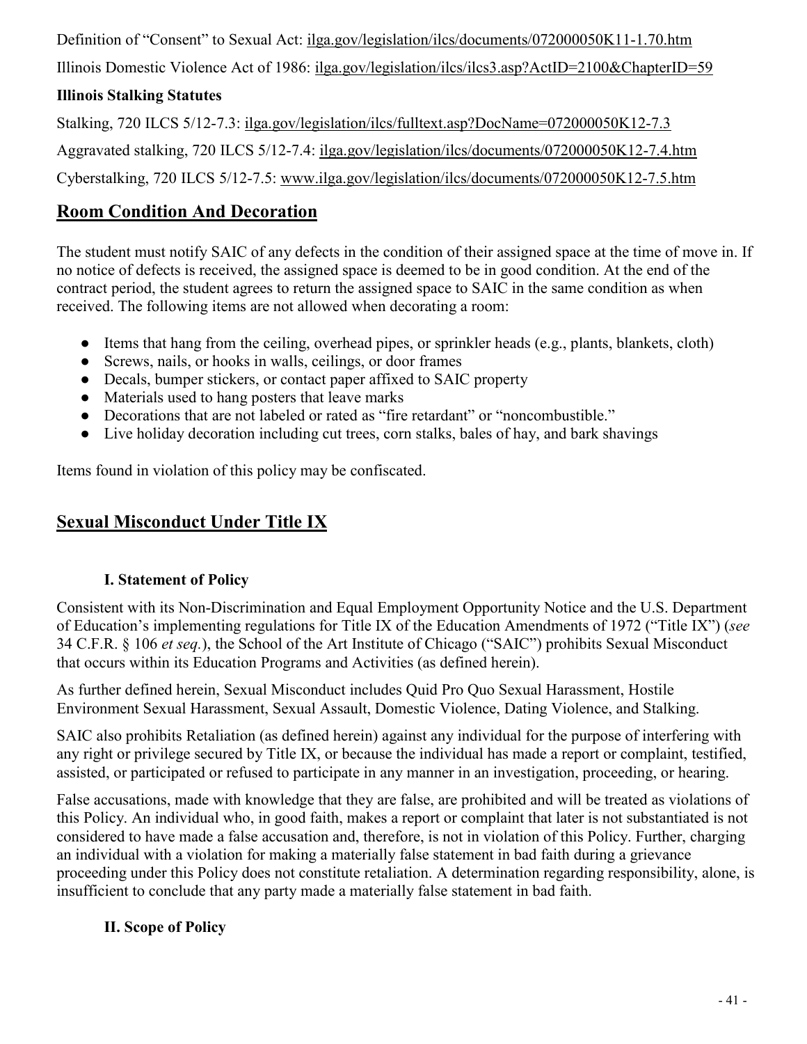Definition of "Consent" to Sexual Act: ilga.gov/legislation/ilcs/documents/072000050K11-1.70.htm

Illinois Domestic Violence Act of 1986: ilga.gov/legislation/ilcs/ilcs3.asp?ActID=2100&ChapterID=59

**Illinois Stalking Statutes**

Stalking, 720 ILCS 5/12-7.3: ilga.gov/legislation/ilcs/fulltext.asp?DocName=072000050K12-7.3

Aggravated stalking, 720 ILCS 5/12-7.4: ilga.gov/legislation/ilcs/documents/072000050K12-7.4.htm

Cyberstalking, 720 ILCS 5/12-7.5: www.ilga.gov/legislation/ilcs/documents/072000050K12-7.5.htm

## Room Condition And Decoration

The student must notify SAIC of any defects in the condition of their assigned space at the time of move in. If no notice of defects is received, the assigned space is deemed to be in good condition. At the end of the contract period, the student agrees to return the assigned space to SAIC in the same condition as when received. The following items are not allowed when decorating a room:

- Items that hang from the ceiling, overhead pipes, or sprinkler heads (e.g., plants, blankets, cloth)
- Screws, nails, or hooks in walls, ceilings, or door frames
- Decals, bumper stickers, or contact paper affixed to SAIC property
- Materials used to hang posters that leave marks
- Decorations that are not labeled or rated as "fire retardant" or "noncombustible."
- Live holiday decoration including cut trees, corn stalks, bales of hay, and bark shavings

Items found in violation of this policy may be confiscated.

## Sexual Misconduct Under Title IX

### I. Statement of Policy

Consistent with its Non-Discrimination and Equal Employment Opportunity Notice and the U.S. Department of Education's implementing regulations for Title IX of the Education Amendments of 1972 ("Title IX") (*see* 34 C.F.R. § 106 *et seq.*), the School of the Art Institute of Chicago ("SAIC") prohibits Sexual Misconduct that occurs within its Education Programs and Activities (as defined herein).

As further defined herein, Sexual Misconduct includes Quid Pro Quo Sexual Harassment, Hostile Environment Sexual Harassment, Sexual Assault, Domestic Violence, Dating Violence, and Stalking.

SAIC also prohibits Retaliation (as defined herein) against any individual for the purpose of interfering with any right or privilege secured by Title IX, or because the individual has made a report or complaint, testified, assisted, or participated or refused to participate in any manner in an investigation, proceeding, or hearing.

False accusations, made with knowledge that they are false, are prohibited and will be treated as violations of this Policy. An individual who, in good faith, makes a report or complaint that later is not substantiated is not considered to have made a false accusation and, therefore, is not in violation of this Policy. Further, charging an individual with a violation for making a materially false statement in bad faith during a grievance proceeding under this Policy does not constitute retaliation. A determination regarding responsibility, alone, is insufficient to conclude that any party made a materially false statement in bad faith.

### II. Scope of Policy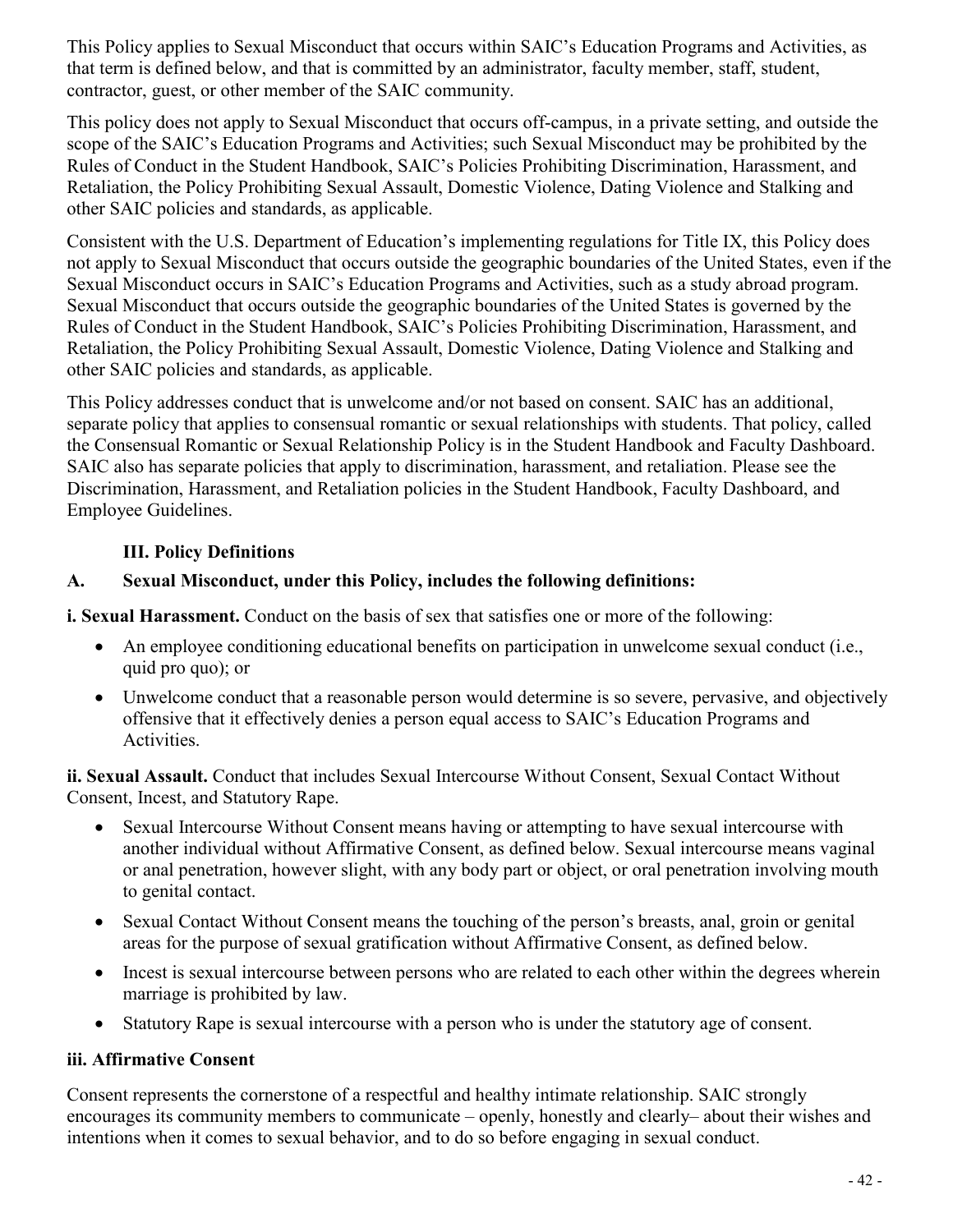This Policy applies to Sexual Misconduct that occurs within SAIC's Education Programs and Activities, as that term is defined below, and that is committed by an administrator, faculty member, staff, student, contractor, guest, or other member of the SAIC community.

This policy does not apply to Sexual Misconduct that occurs off-campus, in a private setting, and outside the scope of the SAIC's Education Programs and Activities; such Sexual Misconduct may be prohibited by the Rules of Conduct in the Student Handbook, SAIC's Policies Prohibiting Discrimination, Harassment, and Retaliation, the Policy Prohibiting Sexual Assault, Domestic Violence, Dating Violence and Stalking and other SAIC policies and standards, as applicable.

Consistent with the U.S. Department of Education's implementing regulations for Title IX, this Policy does not apply to Sexual Misconduct that occurs outside the geographic boundaries of the United States, even if the Sexual Misconduct occurs in SAIC's Education Programs and Activities, such as a study abroad program. Sexual Misconduct that occurs outside the geographic boundaries of the United States is governed by the Rules of Conduct in the Student Handbook, SAIC's Policies Prohibiting Discrimination, Harassment, and Retaliation, the Policy Prohibiting Sexual Assault, Domestic Violence, Dating Violence and Stalking and other SAIC policies and standards, as applicable.

This Policy addresses conduct that is unwelcome and/or not based on consent. SAIC has an additional, separate policy that applies to consensual romantic or sexual relationships with students. That policy, called the Consensual Romantic or Sexual Relationship Policy is in the Student Handbook and Faculty Dashboard. SAIC also has separate policies that apply to discrimination, harassment, and retaliation. Please see the Discrimination, Harassment, and Retaliation policies in the Student Handbook, Faculty Dashboard, and Employee Guidelines.

## III. Policy Definitions

### A. Sexual Misconduct, under this Policy, includes the following definitions:

**i. Sexual Harassment.** Conduct on the basis of sex that satisfies one or more of the following:

- An employee conditioning educational benefits on participation in unwelcome sexual conduct (i.e., quid pro quo); or
- Unwelcome conduct that a reasonable person would determine is so severe, pervasive, and objectively offensive that it effectively denies a person equal access to SAIC's Education Programs and Activities.

**ii. Sexual Assault.** Conduct that includes Sexual Intercourse Without Consent, Sexual Contact Without Consent, Incest, and Statutory Rape.

- Sexual Intercourse Without Consent means having or attempting to have sexual intercourse with another individual without Affirmative Consent, as defined below. Sexual intercourse means vaginal or anal penetration, however slight, with any body part or object, or oral penetration involving mouth to genital contact.
- Sexual Contact Without Consent means the touching of the person's breasts, anal, groin or genital areas for the purpose of sexual gratification without Affirmative Consent, as defined below.
- Incest is sexual intercourse between persons who are related to each other within the degrees wherein marriage is prohibited by law.
- Statutory Rape is sexual intercourse with a person who is under the statutory age of consent.

**iii. Affirmative Consent**

Consent represents the cornerstone of a respectful and healthy intimate relationship. SAIC strongly encourages its community members to communicate – openly, honestly and clearly– about their wishes and intentions when it comes to sexual behavior, and to do so before engaging in sexual conduct.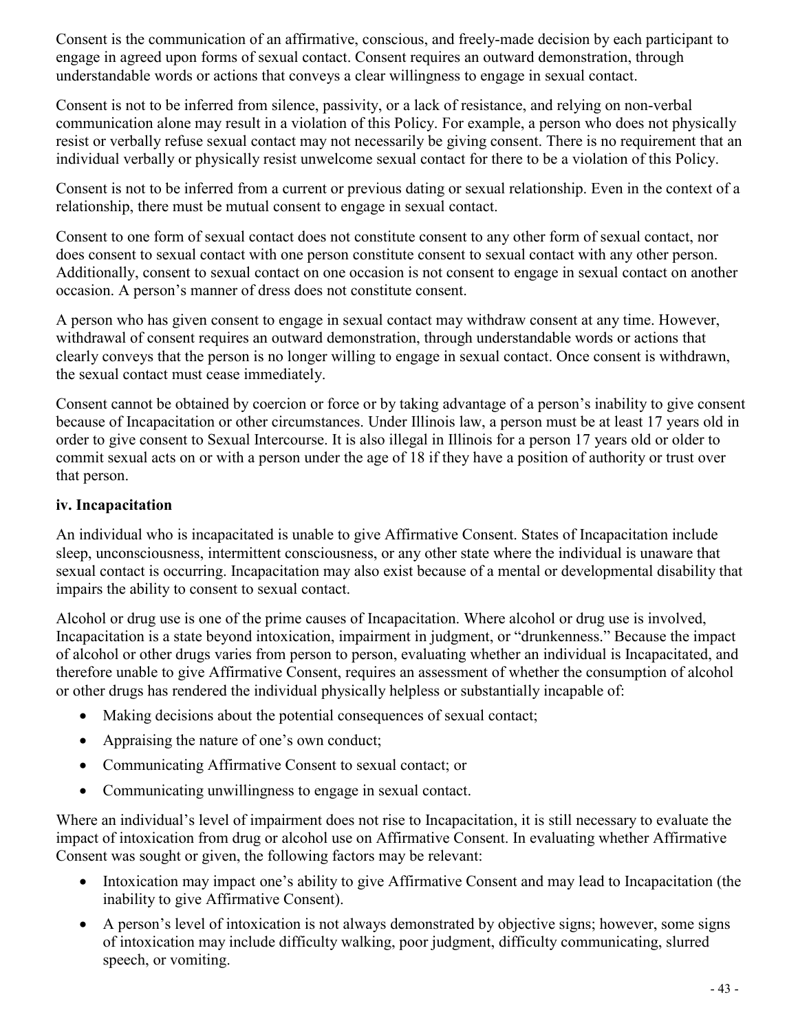Consent is the communication of an affirmative, conscious, and freely-made decision by each participant to engage in agreed upon forms of sexual contact. Consent requires an outward demonstration, through understandable words or actions that conveys a clear willingness to engage in sexual contact.

Consent is not to be inferred from silence, passivity, or a lack of resistance, and relying on non-verbal communication alone may result in a violation of this Policy. For example, a person who does not physically resist or verbally refuse sexual contact may not necessarily be giving consent. There is no requirement that an individual verbally or physically resist unwelcome sexual contact for there to be a violation of this Policy.

Consent is not to be inferred from a current or previous dating or sexual relationship. Even in the context of a relationship, there must be mutual consent to engage in sexual contact.

Consent to one form of sexual contact does not constitute consent to any other form of sexual contact, nor does consent to sexual contact with one person constitute consent to sexual contact with any other person. Additionally, consent to sexual contact on one occasion is not consent to engage in sexual contact on another occasion. A person's manner of dress does not constitute consent.

A person who has given consent to engage in sexual contact may withdraw consent at any time. However, withdrawal of consent requires an outward demonstration, through understandable words or actions that clearly conveys that the person is no longer willing to engage in sexual contact. Once consent is withdrawn, the sexual contact must cease immediately.

Consent cannot be obtained by coercion or force or by taking advantage of a person's inability to give consent because of Incapacitation or other circumstances. Under Illinois law, a person must be at least 17 years old in order to give consent to Sexual Intercourse. It is also illegal in Illinois for a person 17 years old or older to commit sexual acts on or with a person under the age of 18 if they have a position of authority or trust over that person.

**iv. Incapacitation**

An individual who is incapacitated is unable to give Affirmative Consent. States of Incapacitation include sleep, unconsciousness, intermittent consciousness, or any other state where the individual is unaware that sexual contact is occurring. Incapacitation may also exist because of a mental or developmental disability that impairs the ability to consent to sexual contact.

Alcohol or drug use is one of the prime causes of Incapacitation. Where alcohol or drug use is involved, Incapacitation is a state beyond intoxication, impairment in judgment, or "drunkenness." Because the impact of alcohol or other drugs varies from person to person, evaluating whether an individual is Incapacitated, and therefore unable to give Affirmative Consent, requires an assessment of whether the consumption of alcohol or other drugs has rendered the individual physically helpless or substantially incapable of:

- Making decisions about the potential consequences of sexual contact;
- Appraising the nature of one's own conduct;
- Communicating Affirmative Consent to sexual contact; or
- Communicating unwillingness to engage in sexual contact.

Where an individual's level of impairment does not rise to Incapacitation, it is still necessary to evaluate the impact of intoxication from drug or alcohol use on Affirmative Consent. In evaluating whether Affirmative Consent was sought or given, the following factors may be relevant:

- Intoxication may impact one's ability to give Affirmative Consent and may lead to Incapacitation (the inability to give Affirmative Consent).
- A person's level of intoxication is not always demonstrated by objective signs; however, some signs of intoxication may include difficulty walking, poor judgment, difficulty communicating, slurred speech, or vomiting.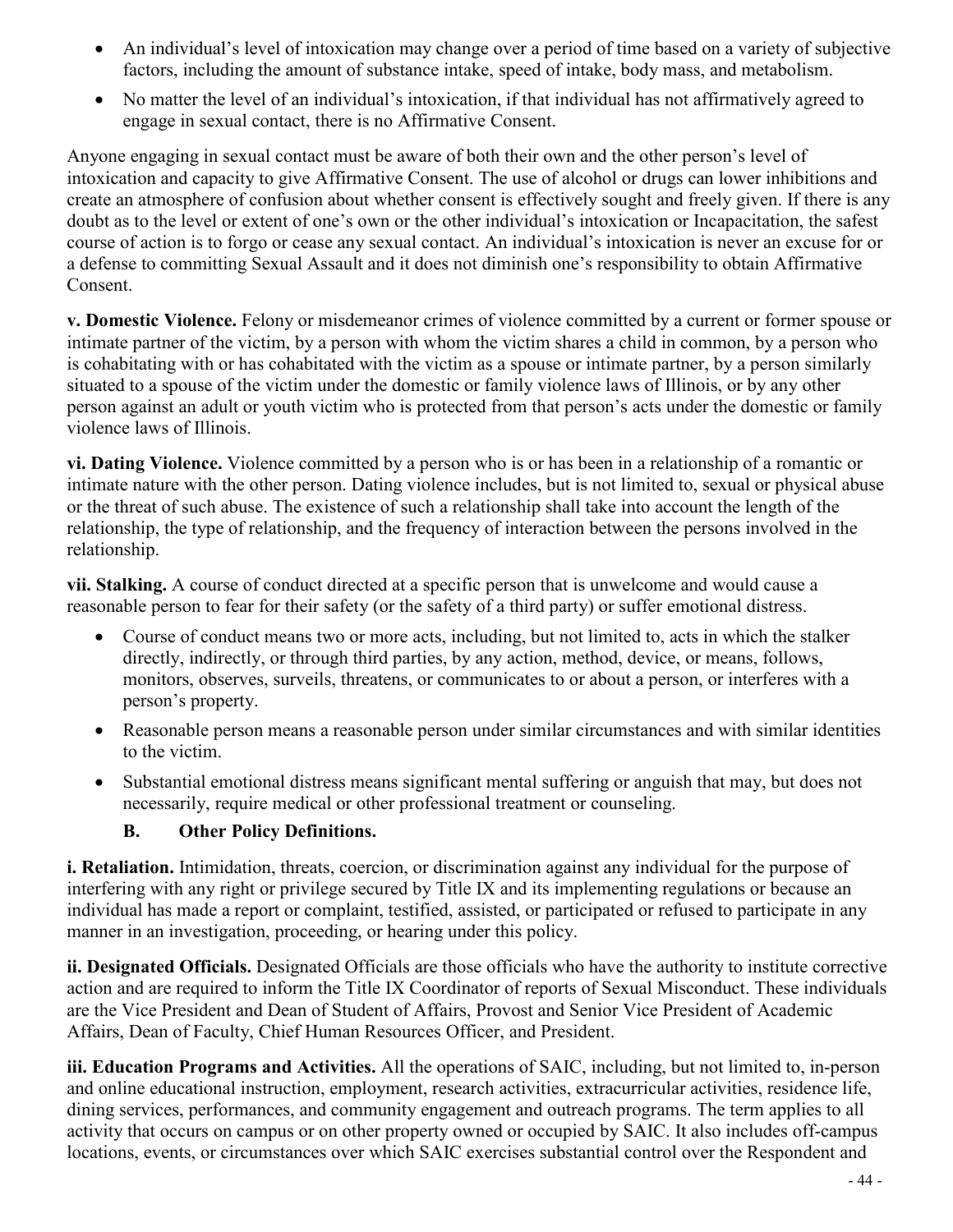- An individual's level of intoxication may change over a period of time based on a variety of subjective factors, including the amount of substance intake, speed of intake, body mass, and metabolism.
- No matter the level of an individual's intoxication, if that individual has not affirmatively agreed to engage in sexual contact, there is no Affirmative Consent.

Anyone engaging in sexual contact must be aware of both their own and the other person's level of intoxication and capacity to give Affirmative Consent. The use of alcohol or drugs can lower inhibitions and create an atmosphere of confusion about whether consent is effectively sought and freely given. If there is any doubt as to the level or extent of one's own or the other individual's intoxication or Incapacitation, the safest course of action is to forgo or cease any sexual contact. An individual's intoxication is never an excuse for or a defense to committing Sexual Assault and it does not diminish one's responsibility to obtain Affirmative Consent.

**v. Domestic Violence.** Felony or misdemeanor crimes of violence committed by a current or former spouse or intimate partner of the victim, by a person with whom the victim shares a child in common, by a person who is cohabitating with or has cohabitated with the victim as a spouse or intimate partner, by a person similarly situated to a spouse of the victim under the domestic or family violence laws of Illinois, or by any other person against an adult or youth victim who is protected from that person's acts under the domestic or family violence laws of Illinois.

**vi. Dating Violence.** Violence committed by a person who is or has been in a relationship of a romantic or intimate nature with the other person. Dating violence includes, but is not limited to, sexual or physical abuse or the threat of such abuse. The existence of such a relationship shall take into account the length of the relationship, the type of relationship, and the frequency of interaction between the persons involved in the relationship.

**vii. Stalking.** A course of conduct directed at a specific person that is unwelcome and would cause a reasonable person to fear for their safety (or the safety of a third party) or suffer emotional distress.

- Course of conduct means two or more acts, including, but not limited to, acts in which the stalker directly, indirectly, or through third parties, by any action, method, device, or means, follows, monitors, observes, surveils, threatens, or communicates to or about a person, or interferes with a person's property.
- Reasonable person means a reasonable person under similar circumstances and with similar identities to the victim.
- Substantial emotional distress means significant mental suffering or anguish that may, but does not necessarily, require medical or other professional treatment or counseling.

### B. Other Policy Definitions.

**i. Retaliation.** Intimidation, threats, coercion, or discrimination against any individual for the purpose of interfering with any right or privilege secured by Title IX and its implementing regulations or because an individual has made a report or complaint, testified, assisted, or participated or refused to participate in any manner in an investigation, proceeding, or hearing under this policy.

**ii. Designated Officials.** Designated Officials are those officials who have the authority to institute corrective action and are required to inform the Title IX Coordinator of reports of Sexual Misconduct. These individuals are the Vice President and Dean of Student of Affairs, Provost and Senior Vice President of Academic Affairs, Dean of Faculty, Chief Human Resources Officer, and President.

**iii. Education Programs and Activities.** All the operations of SAIC, including, but not limited to, in-person and online educational instruction, employment, research activities, extracurricular activities, residence life, dining services, performances, and community engagement and outreach programs. The term applies to all activity that occurs on campus or on other property owned or occupied by SAIC. It also includes off-campus locations, events, or circumstances over which SAIC exercises substantial control over the Respondent and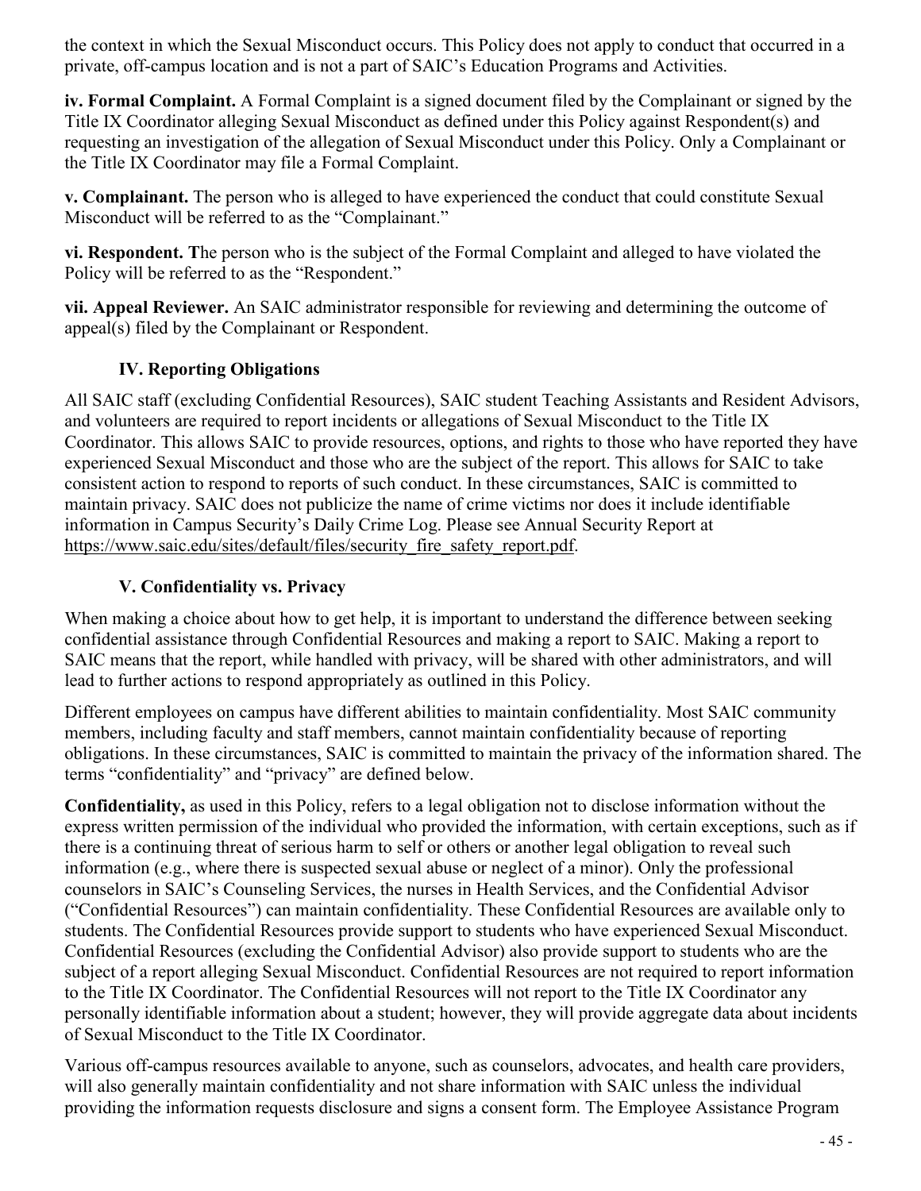the context in which the Sexual Misconduct occurs. This Policy does not apply to conduct that occurred in a private, off-campus location and is not a part of SAIC's Education Programs and Activities.

**iv. Formal Complaint.** A Formal Complaint is a signed document filed by the Complainant or signed by the Title IX Coordinator alleging Sexual Misconduct as defined under this Policy against Respondent(s) and requesting an investigation of the allegation of Sexual Misconduct under this Policy. Only a Complainant or the Title IX Coordinator may file a Formal Complaint.

**v. Complainant.** The person who is alleged to have experienced the conduct that could constitute Sexual Misconduct will be referred to as the "Complainant."

**vi. Respondent. T**he person who is the subject of the Formal Complaint and alleged to have violated the Policy will be referred to as the "Respondent."

**vii. Appeal Reviewer.** An SAIC administrator responsible for reviewing and determining the outcome of appeal(s) filed by the Complainant or Respondent.

### IV. Reporting Obligations

All SAIC staff (excluding Confidential Resources), SAIC student Teaching Assistants and Resident Advisors, and volunteers are required to report incidents or allegations of Sexual Misconduct to the Title IX Coordinator. This allows SAIC to provide resources, options, and rights to those who have reported they have experienced Sexual Misconduct and those who are the subject of the report. This allows for SAIC to take consistent action to respond to reports of such conduct. In these circumstances, SAIC is committed to maintain privacy. SAIC does not publicize the name of crime victims nor does it include identifiable information in Campus Security's Daily Crime Log. Please see Annual Security Report at https://www.saic.edu/sites/default/files/security_fire_safety_report.pdf.

### V. Confidentiality vs. Privacy

When making a choice about how to get help, it is important to understand the difference between seeking confidential assistance through Confidential Resources and making a report to SAIC. Making a report to SAIC means that the report, while handled with privacy, will be shared with other administrators, and will lead to further actions to respond appropriately as outlined in this Policy.

Different employees on campus have different abilities to maintain confidentiality. Most SAIC community members, including faculty and staff members, cannot maintain confidentiality because of reporting obligations. In these circumstances, SAIC is committed to maintain the privacy of the information shared. The terms "confidentiality" and "privacy" are defined below.

**Confidentiality,** as used in this Policy, refers to a legal obligation not to disclose information without the express written permission of the individual who provided the information, with certain exceptions, such as if there is a continuing threat of serious harm to self or others or another legal obligation to reveal such information (e.g., where there is suspected sexual abuse or neglect of a minor). Only the professional counselors in SAIC's Counseling Services, the nurses in Health Services, and the Confidential Advisor ("Confidential Resources") can maintain confidentiality. These Confidential Resources are available only to students. The Confidential Resources provide support to students who have experienced Sexual Misconduct. Confidential Resources (excluding the Confidential Advisor) also provide support to students who are the subject of a report alleging Sexual Misconduct. Confidential Resources are not required to report information to the Title IX Coordinator. The Confidential Resources will not report to the Title IX Coordinator any personally identifiable information about a student; however, they will provide aggregate data about incidents of Sexual Misconduct to the Title IX Coordinator.

Various off-campus resources available to anyone, such as counselors, advocates, and health care providers, will also generally maintain confidentiality and not share information with SAIC unless the individual providing the information requests disclosure and signs a consent form. The Employee Assistance Program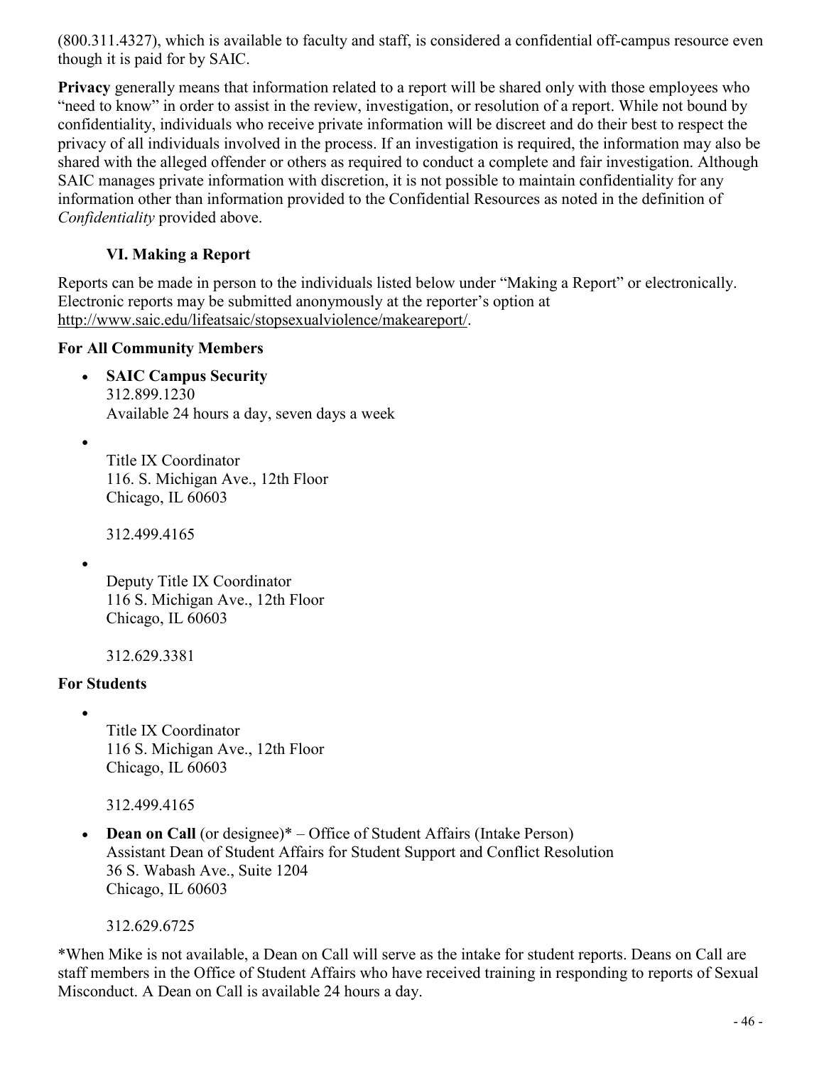(800.311.4327), which is available to faculty and staff, is considered a confidential off-campus resource even though it is paid for by SAIC.

**Privacy** generally means that information related to a report will be shared only with those employees who "need to know" in order to assist in the review, investigation, or resolution of a report. While not bound by confidentiality, individuals who receive private information will be discreet and do their best to respect the privacy of all individuals involved in the process. If an investigation is required, the information may also be shared with the alleged offender or others as required to conduct a complete and fair investigation. Although SAIC manages private information with discretion, it is not possible to maintain confidentiality for any information other than information provided to the Confidential Resources as noted in the definition of *Confidentiality* provided above.

### VI. Making a Report

Reports can be made in person to the individuals listed below under "Making a Report" or electronically. Electronic reports may be submitted anonymously at the reporter's option at http://www.saic.edu/lifeatsaic/stopsexualviolence/makeareport/.

**For All Community Members**

- **SAIC Campus Security**
  312.899.1230
  Available 24 hours a day, seven days a week

- Title IX Coordinator
  116. S. Michigan Ave., 12th Floor
  Chicago, IL 60603

  312.499.4165

- Deputy Title IX Coordinator
  116 S. Michigan Ave., 12th Floor
  Chicago, IL 60603

  312.629.3381

**For Students**

- Title IX Coordinator
  116 S. Michigan Ave., 12th Floor
  Chicago, IL 60603

  312.499.4165

- **Dean on Call** (or designee)* – Office of Student Affairs (Intake Person)
  Assistant Dean of Student Affairs for Student Support and Conflict Resolution
  36 S. Wabash Ave., Suite 1204
  Chicago, IL 60603

  312.629.6725

*When Mike is not available, a Dean on Call will serve as the intake for student reports. Deans on Call are staff members in the Office of Student Affairs who have received training in responding to reports of Sexual Misconduct. A Dean on Call is available 24 hours a day.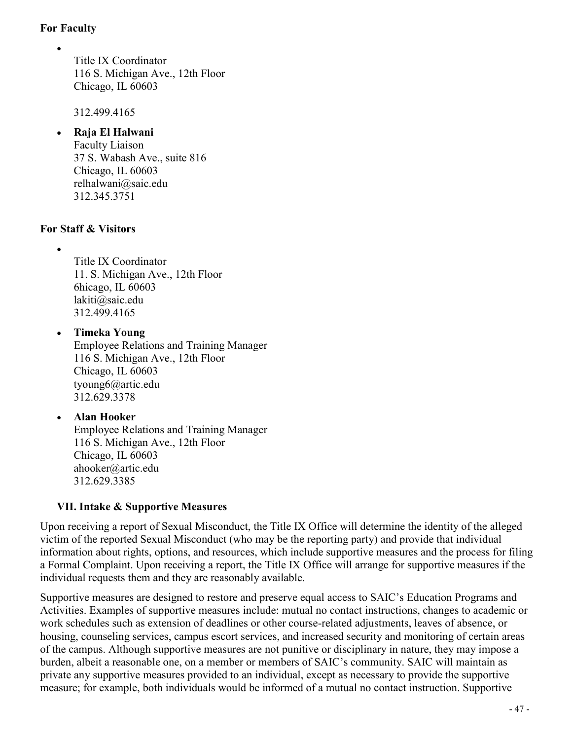**For Faculty**

- Title IX Coordinator
  116 S. Michigan Ave., 12th Floor
  Chicago, IL 60603

  312.499.4165

- **Raja El Halwani**
  Faculty Liaison
  37 S. Wabash Ave., suite 816
  Chicago, IL 60603
  relhalwani@saic.edu
  312.345.3751

**For Staff & Visitors**

- Title IX Coordinator
  11. S. Michigan Ave., 12th Floor
  6hicago, IL 60603
  lakiti@saic.edu
  312.499.4165

- **Timeka Young**
  Employee Relations and Training Manager
  116 S. Michigan Ave., 12th Floor
  Chicago, IL 60603
  tyoung6@artic.edu
  312.629.3378

- **Alan Hooker**
  Employee Relations and Training Manager
  116 S. Michigan Ave., 12th Floor
  Chicago, IL 60603
  ahooker@artic.edu
  312.629.3385

## VII. Intake & Supportive Measures

Upon receiving a report of Sexual Misconduct, the Title IX Office will determine the identity of the alleged victim of the reported Sexual Misconduct (who may be the reporting party) and provide that individual information about rights, options, and resources, which include supportive measures and the process for filing a Formal Complaint. Upon receiving a report, the Title IX Office will arrange for supportive measures if the individual requests them and they are reasonably available.

Supportive measures are designed to restore and preserve equal access to SAIC's Education Programs and Activities. Examples of supportive measures include: mutual no contact instructions, changes to academic or work schedules such as extension of deadlines or other course-related adjustments, leaves of absence, or housing, counseling services, campus escort services, and increased security and monitoring of certain areas of the campus. Although supportive measures are not punitive or disciplinary in nature, they may impose a burden, albeit a reasonable one, on a member or members of SAIC's community. SAIC will maintain as private any supportive measures provided to an individual, except as necessary to provide the supportive measure; for example, both individuals would be informed of a mutual no contact instruction. Supportive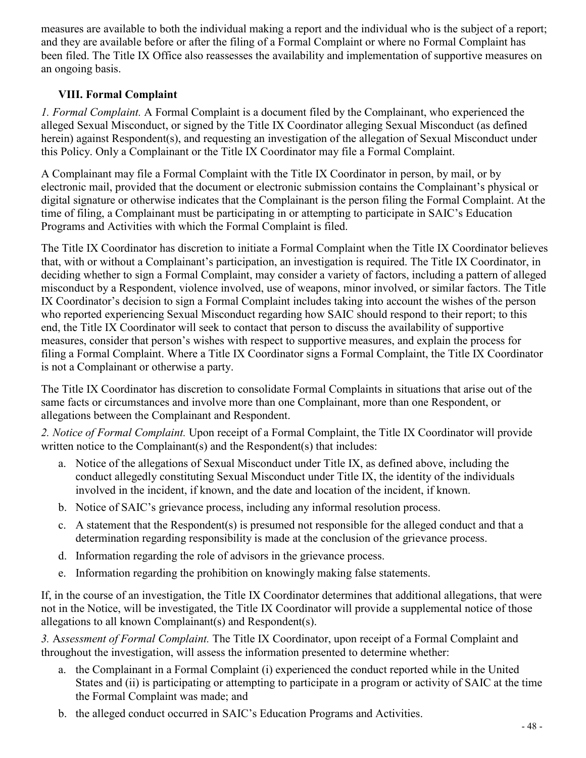measures are available to both the individual making a report and the individual who is the subject of a report; and they are available before or after the filing of a Formal Complaint or where no Formal Complaint has been filed. The Title IX Office also reassesses the availability and implementation of supportive measures on an ongoing basis.

### VIII. Formal Complaint

*1. Formal Complaint.* A Formal Complaint is a document filed by the Complainant, who experienced the alleged Sexual Misconduct, or signed by the Title IX Coordinator alleging Sexual Misconduct (as defined herein) against Respondent(s), and requesting an investigation of the allegation of Sexual Misconduct under this Policy. Only a Complainant or the Title IX Coordinator may file a Formal Complaint.

A Complainant may file a Formal Complaint with the Title IX Coordinator in person, by mail, or by electronic mail, provided that the document or electronic submission contains the Complainant's physical or digital signature or otherwise indicates that the Complainant is the person filing the Formal Complaint. At the time of filing, a Complainant must be participating in or attempting to participate in SAIC's Education Programs and Activities with which the Formal Complaint is filed.

The Title IX Coordinator has discretion to initiate a Formal Complaint when the Title IX Coordinator believes that, with or without a Complainant's participation, an investigation is required. The Title IX Coordinator, in deciding whether to sign a Formal Complaint, may consider a variety of factors, including a pattern of alleged misconduct by a Respondent, violence involved, use of weapons, minor involved, or similar factors. The Title IX Coordinator's decision to sign a Formal Complaint includes taking into account the wishes of the person who reported experiencing Sexual Misconduct regarding how SAIC should respond to their report; to this end, the Title IX Coordinator will seek to contact that person to discuss the availability of supportive measures, consider that person's wishes with respect to supportive measures, and explain the process for filing a Formal Complaint. Where a Title IX Coordinator signs a Formal Complaint, the Title IX Coordinator is not a Complainant or otherwise a party.

The Title IX Coordinator has discretion to consolidate Formal Complaints in situations that arise out of the same facts or circumstances and involve more than one Complainant, more than one Respondent, or allegations between the Complainant and Respondent.

*2. Notice of Formal Complaint.* Upon receipt of a Formal Complaint, the Title IX Coordinator will provide written notice to the Complainant(s) and the Respondent(s) that includes:

a. Notice of the allegations of Sexual Misconduct under Title IX, as defined above, including the conduct allegedly constituting Sexual Misconduct under Title IX, the identity of the individuals involved in the incident, if known, and the date and location of the incident, if known.
b. Notice of SAIC's grievance process, including any informal resolution process.
c. A statement that the Respondent(s) is presumed not responsible for the alleged conduct and that a determination regarding responsibility is made at the conclusion of the grievance process.
d. Information regarding the role of advisors in the grievance process.
e. Information regarding the prohibition on knowingly making false statements.

If, in the course of an investigation, the Title IX Coordinator determines that additional allegations, that were not in the Notice, will be investigated, the Title IX Coordinator will provide a supplemental notice of those allegations to all known Complainant(s) and Respondent(s).

*3. Assessment of Formal Complaint.* The Title IX Coordinator, upon receipt of a Formal Complaint and throughout the investigation, will assess the information presented to determine whether:

a. the Complainant in a Formal Complaint (i) experienced the conduct reported while in the United States and (ii) is participating or attempting to participate in a program or activity of SAIC at the time the Formal Complaint was made; and
b. the alleged conduct occurred in SAIC's Education Programs and Activities.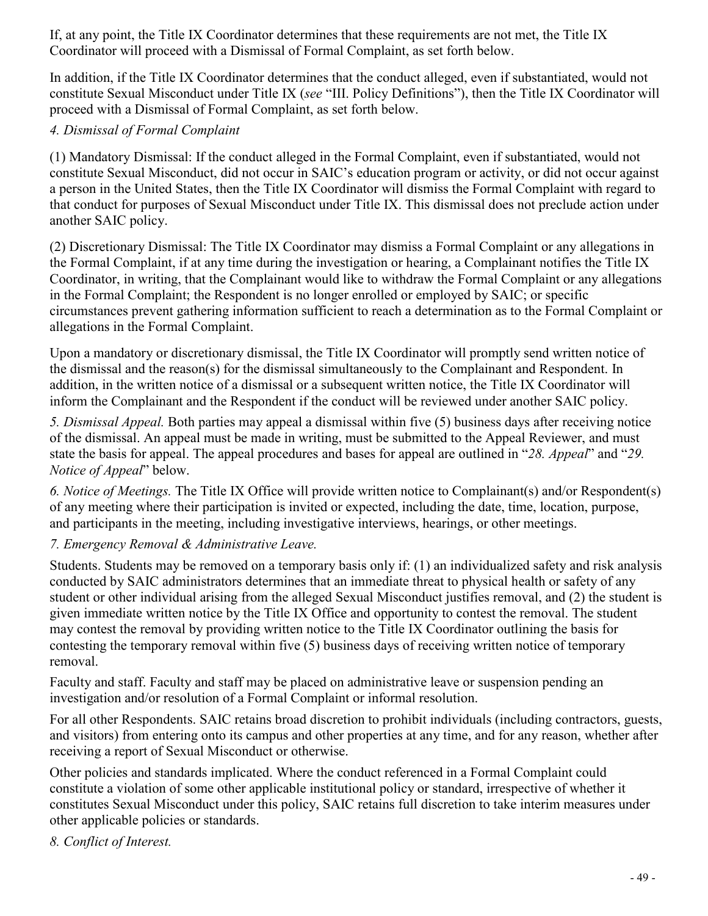If, at any point, the Title IX Coordinator determines that these requirements are not met, the Title IX Coordinator will proceed with a Dismissal of Formal Complaint, as set forth below.

In addition, if the Title IX Coordinator determines that the conduct alleged, even if substantiated, would not constitute Sexual Misconduct under Title IX (*see* "III. Policy Definitions"), then the Title IX Coordinator will proceed with a Dismissal of Formal Complaint, as set forth below.

*4. Dismissal of Formal Complaint*

(1) Mandatory Dismissal: If the conduct alleged in the Formal Complaint, even if substantiated, would not constitute Sexual Misconduct, did not occur in SAIC's education program or activity, or did not occur against a person in the United States, then the Title IX Coordinator will dismiss the Formal Complaint with regard to that conduct for purposes of Sexual Misconduct under Title IX. This dismissal does not preclude action under another SAIC policy.

(2) Discretionary Dismissal: The Title IX Coordinator may dismiss a Formal Complaint or any allegations in the Formal Complaint, if at any time during the investigation or hearing, a Complainant notifies the Title IX Coordinator, in writing, that the Complainant would like to withdraw the Formal Complaint or any allegations in the Formal Complaint; the Respondent is no longer enrolled or employed by SAIC; or specific circumstances prevent gathering information sufficient to reach a determination as to the Formal Complaint or allegations in the Formal Complaint.

Upon a mandatory or discretionary dismissal, the Title IX Coordinator will promptly send written notice of the dismissal and the reason(s) for the dismissal simultaneously to the Complainant and Respondent. In addition, in the written notice of a dismissal or a subsequent written notice, the Title IX Coordinator will inform the Complainant and the Respondent if the conduct will be reviewed under another SAIC policy.

*5. Dismissal Appeal.* Both parties may appeal a dismissal within five (5) business days after receiving notice of the dismissal. An appeal must be made in writing, must be submitted to the Appeal Reviewer, and must state the basis for appeal. The appeal procedures and bases for appeal are outlined in "*28. Appeal*" and "*29. Notice of Appeal*" below.

*6. Notice of Meetings.* The Title IX Office will provide written notice to Complainant(s) and/or Respondent(s) of any meeting where their participation is invited or expected, including the date, time, location, purpose, and participants in the meeting, including investigative interviews, hearings, or other meetings.

*7. Emergency Removal & Administrative Leave.*

Students. Students may be removed on a temporary basis only if: (1) an individualized safety and risk analysis conducted by SAIC administrators determines that an immediate threat to physical health or safety of any student or other individual arising from the alleged Sexual Misconduct justifies removal, and (2) the student is given immediate written notice by the Title IX Office and opportunity to contest the removal. The student may contest the removal by providing written notice to the Title IX Coordinator outlining the basis for contesting the temporary removal within five (5) business days of receiving written notice of temporary removal.

Faculty and staff. Faculty and staff may be placed on administrative leave or suspension pending an investigation and/or resolution of a Formal Complaint or informal resolution.

For all other Respondents. SAIC retains broad discretion to prohibit individuals (including contractors, guests, and visitors) from entering onto its campus and other properties at any time, and for any reason, whether after receiving a report of Sexual Misconduct or otherwise.

Other policies and standards implicated. Where the conduct referenced in a Formal Complaint could constitute a violation of some other applicable institutional policy or standard, irrespective of whether it constitutes Sexual Misconduct under this policy, SAIC retains full discretion to take interim measures under other applicable policies or standards.

*8. Conflict of Interest.*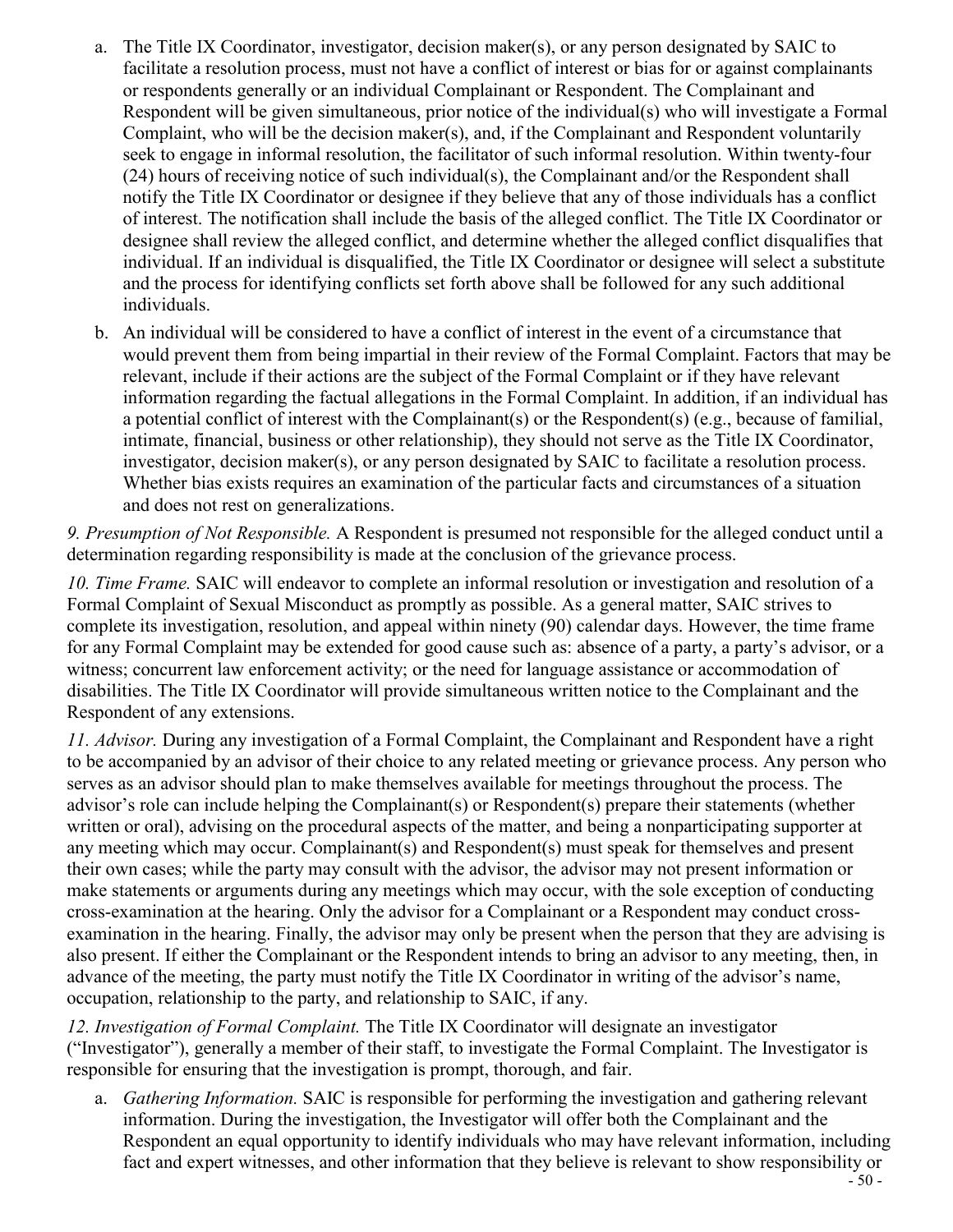a. The Title IX Coordinator, investigator, decision maker(s), or any person designated by SAIC to facilitate a resolution process, must not have a conflict of interest or bias for or against complainants or respondents generally or an individual Complainant or Respondent. The Complainant and Respondent will be given simultaneous, prior notice of the individual(s) who will investigate a Formal Complaint, who will be the decision maker(s), and, if the Complainant and Respondent voluntarily seek to engage in informal resolution, the facilitator of such informal resolution. Within twenty-four (24) hours of receiving notice of such individual(s), the Complainant and/or the Respondent shall notify the Title IX Coordinator or designee if they believe that any of those individuals has a conflict of interest. The notification shall include the basis of the alleged conflict. The Title IX Coordinator or designee shall review the alleged conflict, and determine whether the alleged conflict disqualifies that individual. If an individual is disqualified, the Title IX Coordinator or designee will select a substitute and the process for identifying conflicts set forth above shall be followed for any such additional individuals.

b. An individual will be considered to have a conflict of interest in the event of a circumstance that would prevent them from being impartial in their review of the Formal Complaint. Factors that may be relevant, include if their actions are the subject of the Formal Complaint or if they have relevant information regarding the factual allegations in the Formal Complaint. In addition, if an individual has a potential conflict of interest with the Complainant(s) or the Respondent(s) (e.g., because of familial, intimate, financial, business or other relationship), they should not serve as the Title IX Coordinator, investigator, decision maker(s), or any person designated by SAIC to facilitate a resolution process. Whether bias exists requires an examination of the particular facts and circumstances of a situation and does not rest on generalizations.

*9. Presumption of Not Responsible.* A Respondent is presumed not responsible for the alleged conduct until a determination regarding responsibility is made at the conclusion of the grievance process.

*10. Time Frame.* SAIC will endeavor to complete an informal resolution or investigation and resolution of a Formal Complaint of Sexual Misconduct as promptly as possible. As a general matter, SAIC strives to complete its investigation, resolution, and appeal within ninety (90) calendar days. However, the time frame for any Formal Complaint may be extended for good cause such as: absence of a party, a party's advisor, or a witness; concurrent law enforcement activity; or the need for language assistance or accommodation of disabilities. The Title IX Coordinator will provide simultaneous written notice to the Complainant and the Respondent of any extensions.

*11. Advisor.* During any investigation of a Formal Complaint, the Complainant and Respondent have a right to be accompanied by an advisor of their choice to any related meeting or grievance process. Any person who serves as an advisor should plan to make themselves available for meetings throughout the process. The advisor's role can include helping the Complainant(s) or Respondent(s) prepare their statements (whether written or oral), advising on the procedural aspects of the matter, and being a nonparticipating supporter at any meeting which may occur. Complainant(s) and Respondent(s) must speak for themselves and present their own cases; while the party may consult with the advisor, the advisor may not present information or make statements or arguments during any meetings which may occur, with the sole exception of conducting cross-examination at the hearing. Only the advisor for a Complainant or a Respondent may conduct cross-examination in the hearing. Finally, the advisor may only be present when the person that they are advising is also present. If either the Complainant or the Respondent intends to bring an advisor to any meeting, then, in advance of the meeting, the party must notify the Title IX Coordinator in writing of the advisor's name, occupation, relationship to the party, and relationship to SAIC, if any.

*12. Investigation of Formal Complaint.* The Title IX Coordinator will designate an investigator ("Investigator"), generally a member of their staff, to investigate the Formal Complaint. The Investigator is responsible for ensuring that the investigation is prompt, thorough, and fair.

a. *Gathering Information.* SAIC is responsible for performing the investigation and gathering relevant information. During the investigation, the Investigator will offer both the Complainant and the Respondent an equal opportunity to identify individuals who may have relevant information, including fact and expert witnesses, and other information that they believe is relevant to show responsibility or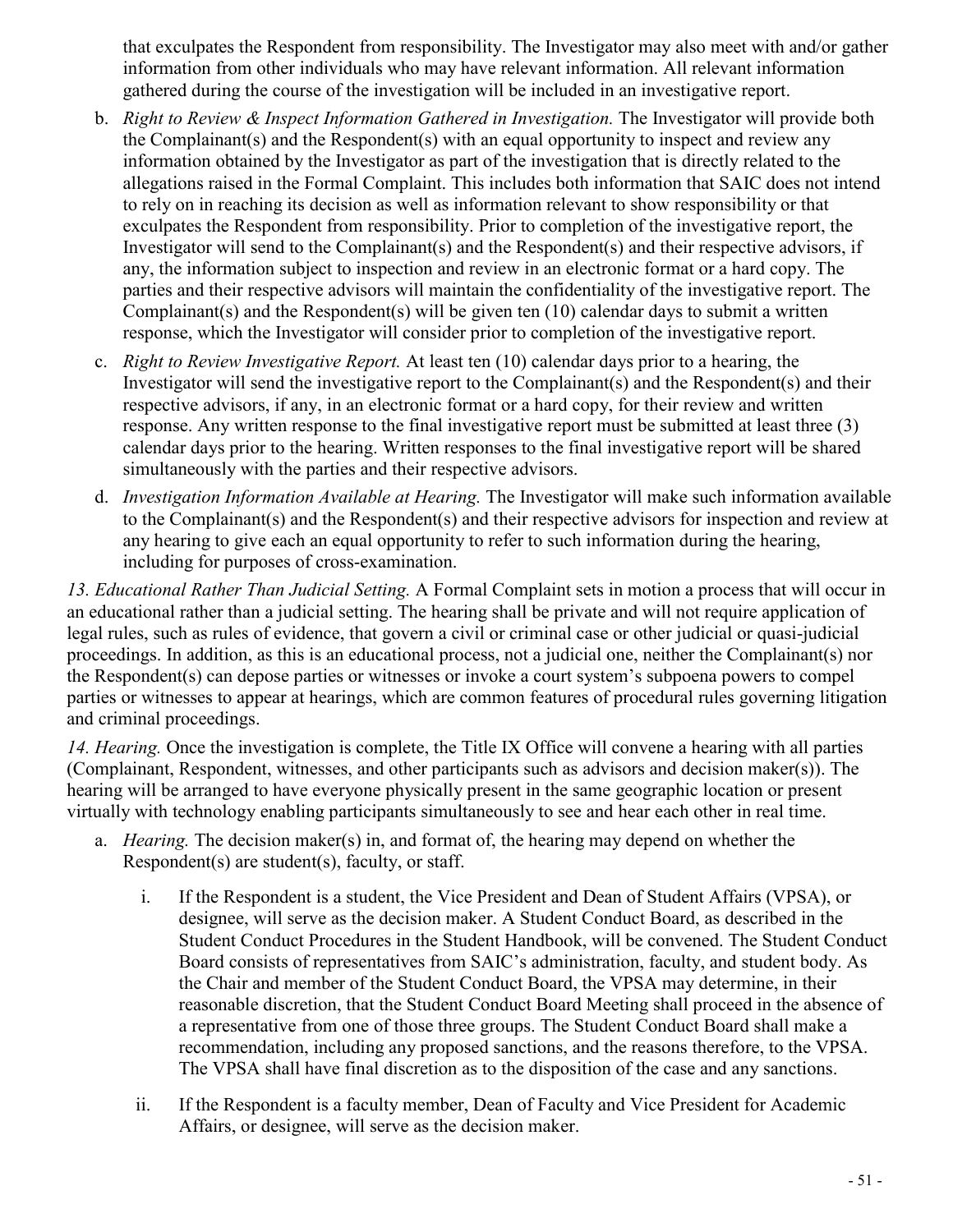that exculpates the Respondent from responsibility. The Investigator may also meet with and/or gather information from other individuals who may have relevant information. All relevant information gathered during the course of the investigation will be included in an investigative report.

b. *Right to Review & Inspect Information Gathered in Investigation.* The Investigator will provide both the Complainant(s) and the Respondent(s) with an equal opportunity to inspect and review any information obtained by the Investigator as part of the investigation that is directly related to the allegations raised in the Formal Complaint. This includes both information that SAIC does not intend to rely on in reaching its decision as well as information relevant to show responsibility or that exculpates the Respondent from responsibility. Prior to completion of the investigative report, the Investigator will send to the Complainant(s) and the Respondent(s) and their respective advisors, if any, the information subject to inspection and review in an electronic format or a hard copy. The parties and their respective advisors will maintain the confidentiality of the investigative report. The Complainant(s) and the Respondent(s) will be given ten (10) calendar days to submit a written response, which the Investigator will consider prior to completion of the investigative report.

c. *Right to Review Investigative Report.* At least ten (10) calendar days prior to a hearing, the Investigator will send the investigative report to the Complainant(s) and the Respondent(s) and their respective advisors, if any, in an electronic format or a hard copy, for their review and written response. Any written response to the final investigative report must be submitted at least three (3) calendar days prior to the hearing. Written responses to the final investigative report will be shared simultaneously with the parties and their respective advisors.

d. *Investigation Information Available at Hearing.* The Investigator will make such information available to the Complainant(s) and the Respondent(s) and their respective advisors for inspection and review at any hearing to give each an equal opportunity to refer to such information during the hearing, including for purposes of cross-examination.

*13. Educational Rather Than Judicial Setting.* A Formal Complaint sets in motion a process that will occur in an educational rather than a judicial setting. The hearing shall be private and will not require application of legal rules, such as rules of evidence, that govern a civil or criminal case or other judicial or quasi-judicial proceedings. In addition, as this is an educational process, not a judicial one, neither the Complainant(s) nor the Respondent(s) can depose parties or witnesses or invoke a court system's subpoena powers to compel parties or witnesses to appear at hearings, which are common features of procedural rules governing litigation and criminal proceedings.

*14. Hearing.* Once the investigation is complete, the Title IX Office will convene a hearing with all parties (Complainant, Respondent, witnesses, and other participants such as advisors and decision maker(s)). The hearing will be arranged to have everyone physically present in the same geographic location or present virtually with technology enabling participants simultaneously to see and hear each other in real time.

a. *Hearing.* The decision maker(s) in, and format of, the hearing may depend on whether the Respondent(s) are student(s), faculty, or staff.

   i. If the Respondent is a student, the Vice President and Dean of Student Affairs (VPSA), or designee, will serve as the decision maker. A Student Conduct Board, as described in the Student Conduct Procedures in the Student Handbook, will be convened. The Student Conduct Board consists of representatives from SAIC's administration, faculty, and student body. As the Chair and member of the Student Conduct Board, the VPSA may determine, in their reasonable discretion, that the Student Conduct Board Meeting shall proceed in the absence of a representative from one of those three groups. The Student Conduct Board shall make a recommendation, including any proposed sanctions, and the reasons therefore, to the VPSA. The VPSA shall have final discretion as to the disposition of the case and any sanctions.

   ii. If the Respondent is a faculty member, Dean of Faculty and Vice President for Academic Affairs, or designee, will serve as the decision maker.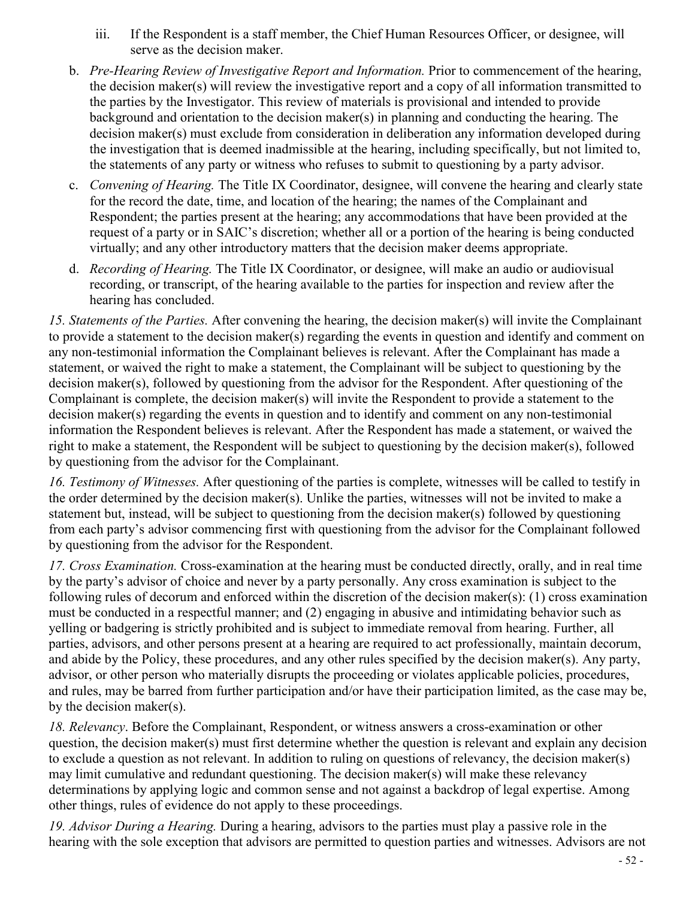iii. If the Respondent is a staff member, the Chief Human Resources Officer, or designee, will serve as the decision maker.

b. *Pre-Hearing Review of Investigative Report and Information.* Prior to commencement of the hearing, the decision maker(s) will review the investigative report and a copy of all information transmitted to the parties by the Investigator. This review of materials is provisional and intended to provide background and orientation to the decision maker(s) in planning and conducting the hearing. The decision maker(s) must exclude from consideration in deliberation any information developed during the investigation that is deemed inadmissible at the hearing, including specifically, but not limited to, the statements of any party or witness who refuses to submit to questioning by a party advisor.

c. *Convening of Hearing.* The Title IX Coordinator, designee, will convene the hearing and clearly state for the record the date, time, and location of the hearing; the names of the Complainant and Respondent; the parties present at the hearing; any accommodations that have been provided at the request of a party or in SAIC's discretion; whether all or a portion of the hearing is being conducted virtually; and any other introductory matters that the decision maker deems appropriate.

d. *Recording of Hearing.* The Title IX Coordinator, or designee, will make an audio or audiovisual recording, or transcript, of the hearing available to the parties for inspection and review after the hearing has concluded.

*15. Statements of the Parties.* After convening the hearing, the decision maker(s) will invite the Complainant to provide a statement to the decision maker(s) regarding the events in question and identify and comment on any non-testimonial information the Complainant believes is relevant. After the Complainant has made a statement, or waived the right to make a statement, the Complainant will be subject to questioning by the decision maker(s), followed by questioning from the advisor for the Respondent. After questioning of the Complainant is complete, the decision maker(s) will invite the Respondent to provide a statement to the decision maker(s) regarding the events in question and to identify and comment on any non-testimonial information the Respondent believes is relevant. After the Respondent has made a statement, or waived the right to make a statement, the Respondent will be subject to questioning by the decision maker(s), followed by questioning from the advisor for the Complainant.

*16. Testimony of Witnesses.* After questioning of the parties is complete, witnesses will be called to testify in the order determined by the decision maker(s). Unlike the parties, witnesses will not be invited to make a statement but, instead, will be subject to questioning from the decision maker(s) followed by questioning from each party's advisor commencing first with questioning from the advisor for the Complainant followed by questioning from the advisor for the Respondent.

*17. Cross Examination.* Cross-examination at the hearing must be conducted directly, orally, and in real time by the party's advisor of choice and never by a party personally. Any cross examination is subject to the following rules of decorum and enforced within the discretion of the decision maker(s): (1) cross examination must be conducted in a respectful manner; and (2) engaging in abusive and intimidating behavior such as yelling or badgering is strictly prohibited and is subject to immediate removal from hearing. Further, all parties, advisors, and other persons present at a hearing are required to act professionally, maintain decorum, and abide by the Policy, these procedures, and any other rules specified by the decision maker(s). Any party, advisor, or other person who materially disrupts the proceeding or violates applicable policies, procedures, and rules, may be barred from further participation and/or have their participation limited, as the case may be, by the decision maker(s).

*18. Relevancy*. Before the Complainant, Respondent, or witness answers a cross-examination or other question, the decision maker(s) must first determine whether the question is relevant and explain any decision to exclude a question as not relevant. In addition to ruling on questions of relevancy, the decision maker(s) may limit cumulative and redundant questioning. The decision maker(s) will make these relevancy determinations by applying logic and common sense and not against a backdrop of legal expertise. Among other things, rules of evidence do not apply to these proceedings.

*19. Advisor During a Hearing.* During a hearing, advisors to the parties must play a passive role in the hearing with the sole exception that advisors are permitted to question parties and witnesses. Advisors are not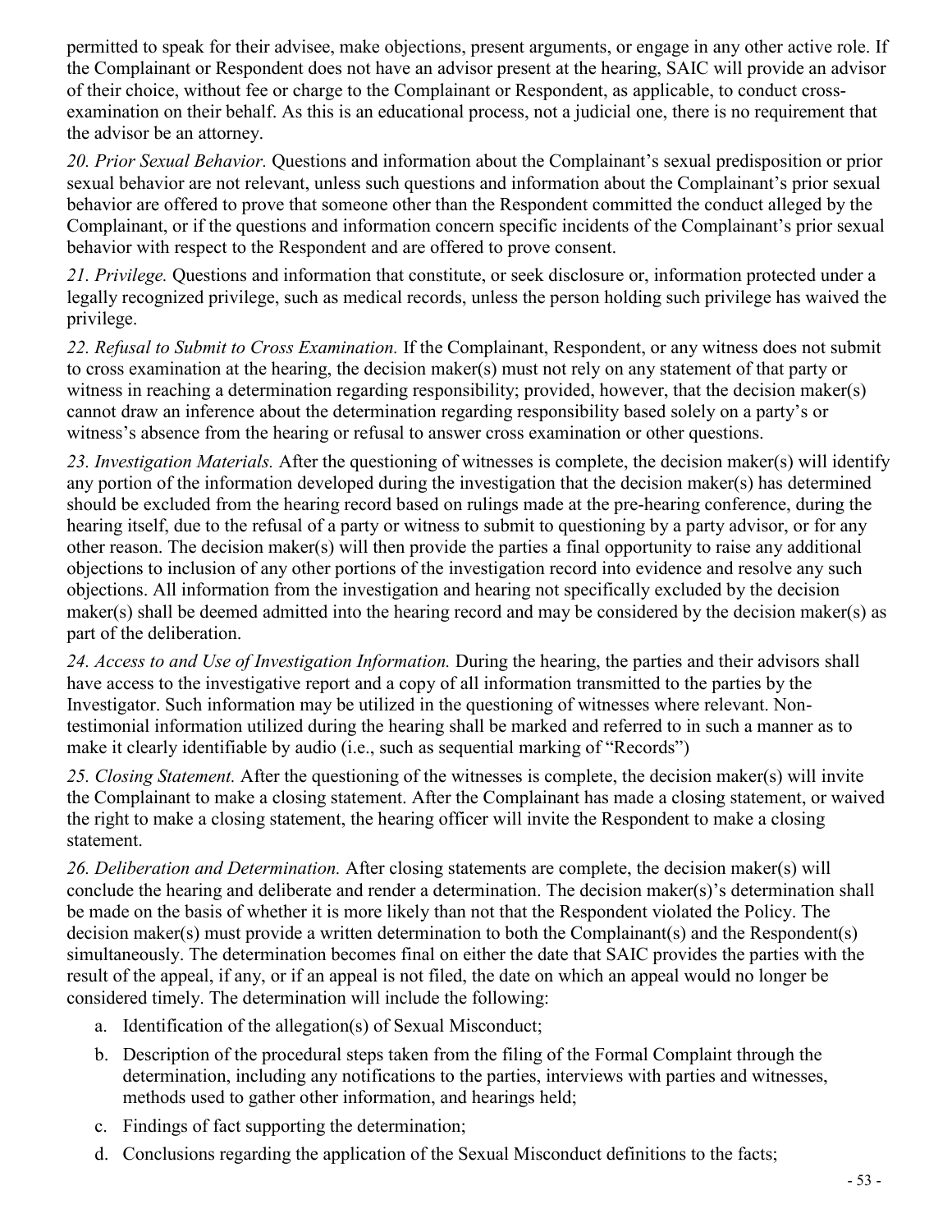permitted to speak for their advisee, make objections, present arguments, or engage in any other active role. If the Complainant or Respondent does not have an advisor present at the hearing, SAIC will provide an advisor of their choice, without fee or charge to the Complainant or Respondent, as applicable, to conduct cross-examination on their behalf. As this is an educational process, not a judicial one, there is no requirement that the advisor be an attorney.

*20. Prior Sexual Behavior.* Questions and information about the Complainant's sexual predisposition or prior sexual behavior are not relevant, unless such questions and information about the Complainant's prior sexual behavior are offered to prove that someone other than the Respondent committed the conduct alleged by the Complainant, or if the questions and information concern specific incidents of the Complainant's prior sexual behavior with respect to the Respondent and are offered to prove consent.

*21. Privilege.* Questions and information that constitute, or seek disclosure or, information protected under a legally recognized privilege, such as medical records, unless the person holding such privilege has waived the privilege.

*22. Refusal to Submit to Cross Examination.* If the Complainant, Respondent, or any witness does not submit to cross examination at the hearing, the decision maker(s) must not rely on any statement of that party or witness in reaching a determination regarding responsibility; provided, however, that the decision maker(s) cannot draw an inference about the determination regarding responsibility based solely on a party's or witness's absence from the hearing or refusal to answer cross examination or other questions.

*23. Investigation Materials.* After the questioning of witnesses is complete, the decision maker(s) will identify any portion of the information developed during the investigation that the decision maker(s) has determined should be excluded from the hearing record based on rulings made at the pre-hearing conference, during the hearing itself, due to the refusal of a party or witness to submit to questioning by a party advisor, or for any other reason. The decision maker(s) will then provide the parties a final opportunity to raise any additional objections to inclusion of any other portions of the investigation record into evidence and resolve any such objections. All information from the investigation and hearing not specifically excluded by the decision maker(s) shall be deemed admitted into the hearing record and may be considered by the decision maker(s) as part of the deliberation.

*24. Access to and Use of Investigation Information.* During the hearing, the parties and their advisors shall have access to the investigative report and a copy of all information transmitted to the parties by the Investigator. Such information may be utilized in the questioning of witnesses where relevant. Non-testimonial information utilized during the hearing shall be marked and referred to in such a manner as to make it clearly identifiable by audio (i.e., such as sequential marking of "Records")

*25. Closing Statement.* After the questioning of the witnesses is complete, the decision maker(s) will invite the Complainant to make a closing statement. After the Complainant has made a closing statement, or waived the right to make a closing statement, the hearing officer will invite the Respondent to make a closing statement.

*26. Deliberation and Determination.* After closing statements are complete, the decision maker(s) will conclude the hearing and deliberate and render a determination. The decision maker(s)'s determination shall be made on the basis of whether it is more likely than not that the Respondent violated the Policy. The decision maker(s) must provide a written determination to both the Complainant(s) and the Respondent(s) simultaneously. The determination becomes final on either the date that SAIC provides the parties with the result of the appeal, if any, or if an appeal is not filed, the date on which an appeal would no longer be considered timely. The determination will include the following:

a. Identification of the allegation(s) of Sexual Misconduct;
b. Description of the procedural steps taken from the filing of the Formal Complaint through the determination, including any notifications to the parties, interviews with parties and witnesses, methods used to gather other information, and hearings held;
c. Findings of fact supporting the determination;
d. Conclusions regarding the application of the Sexual Misconduct definitions to the facts;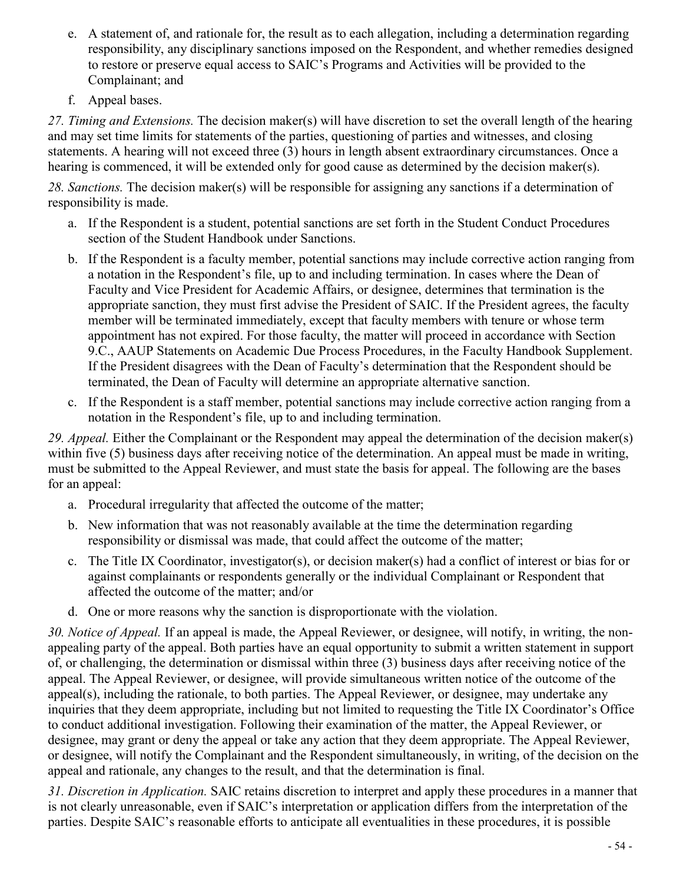e. A statement of, and rationale for, the result as to each allegation, including a determination regarding responsibility, any disciplinary sanctions imposed on the Respondent, and whether remedies designed to restore or preserve equal access to SAIC's Programs and Activities will be provided to the Complainant; and
f. Appeal bases.

*27. Timing and Extensions.* The decision maker(s) will have discretion to set the overall length of the hearing and may set time limits for statements of the parties, questioning of parties and witnesses, and closing statements. A hearing will not exceed three (3) hours in length absent extraordinary circumstances. Once a hearing is commenced, it will be extended only for good cause as determined by the decision maker(s).

*28. Sanctions.* The decision maker(s) will be responsible for assigning any sanctions if a determination of responsibility is made.

a. If the Respondent is a student, potential sanctions are set forth in the Student Conduct Procedures section of the Student Handbook under Sanctions.
b. If the Respondent is a faculty member, potential sanctions may include corrective action ranging from a notation in the Respondent's file, up to and including termination. In cases where the Dean of Faculty and Vice President for Academic Affairs, or designee, determines that termination is the appropriate sanction, they must first advise the President of SAIC. If the President agrees, the faculty member will be terminated immediately, except that faculty members with tenure or whose term appointment has not expired. For those faculty, the matter will proceed in accordance with Section 9.C., AAUP Statements on Academic Due Process Procedures, in the Faculty Handbook Supplement. If the President disagrees with the Dean of Faculty's determination that the Respondent should be terminated, the Dean of Faculty will determine an appropriate alternative sanction.
c. If the Respondent is a staff member, potential sanctions may include corrective action ranging from a notation in the Respondent's file, up to and including termination.

*29. Appeal.* Either the Complainant or the Respondent may appeal the determination of the decision maker(s) within five (5) business days after receiving notice of the determination. An appeal must be made in writing, must be submitted to the Appeal Reviewer, and must state the basis for appeal. The following are the bases for an appeal:

a. Procedural irregularity that affected the outcome of the matter;
b. New information that was not reasonably available at the time the determination regarding responsibility or dismissal was made, that could affect the outcome of the matter;
c. The Title IX Coordinator, investigator(s), or decision maker(s) had a conflict of interest or bias for or against complainants or respondents generally or the individual Complainant or Respondent that affected the outcome of the matter; and/or
d. One or more reasons why the sanction is disproportionate with the violation.

*30. Notice of Appeal.* If an appeal is made, the Appeal Reviewer, or designee, will notify, in writing, the non-appealing party of the appeal. Both parties have an equal opportunity to submit a written statement in support of, or challenging, the determination or dismissal within three (3) business days after receiving notice of the appeal. The Appeal Reviewer, or designee, will provide simultaneous written notice of the outcome of the appeal(s), including the rationale, to both parties. The Appeal Reviewer, or designee, may undertake any inquiries that they deem appropriate, including but not limited to requesting the Title IX Coordinator's Office to conduct additional investigation. Following their examination of the matter, the Appeal Reviewer, or designee, may grant or deny the appeal or take any action that they deem appropriate. The Appeal Reviewer, or designee, will notify the Complainant and the Respondent simultaneously, in writing, of the decision on the appeal and rationale, any changes to the result, and that the determination is final.

*31. Discretion in Application.* SAIC retains discretion to interpret and apply these procedures in a manner that is not clearly unreasonable, even if SAIC's interpretation or application differs from the interpretation of the parties. Despite SAIC's reasonable efforts to anticipate all eventualities in these procedures, it is possible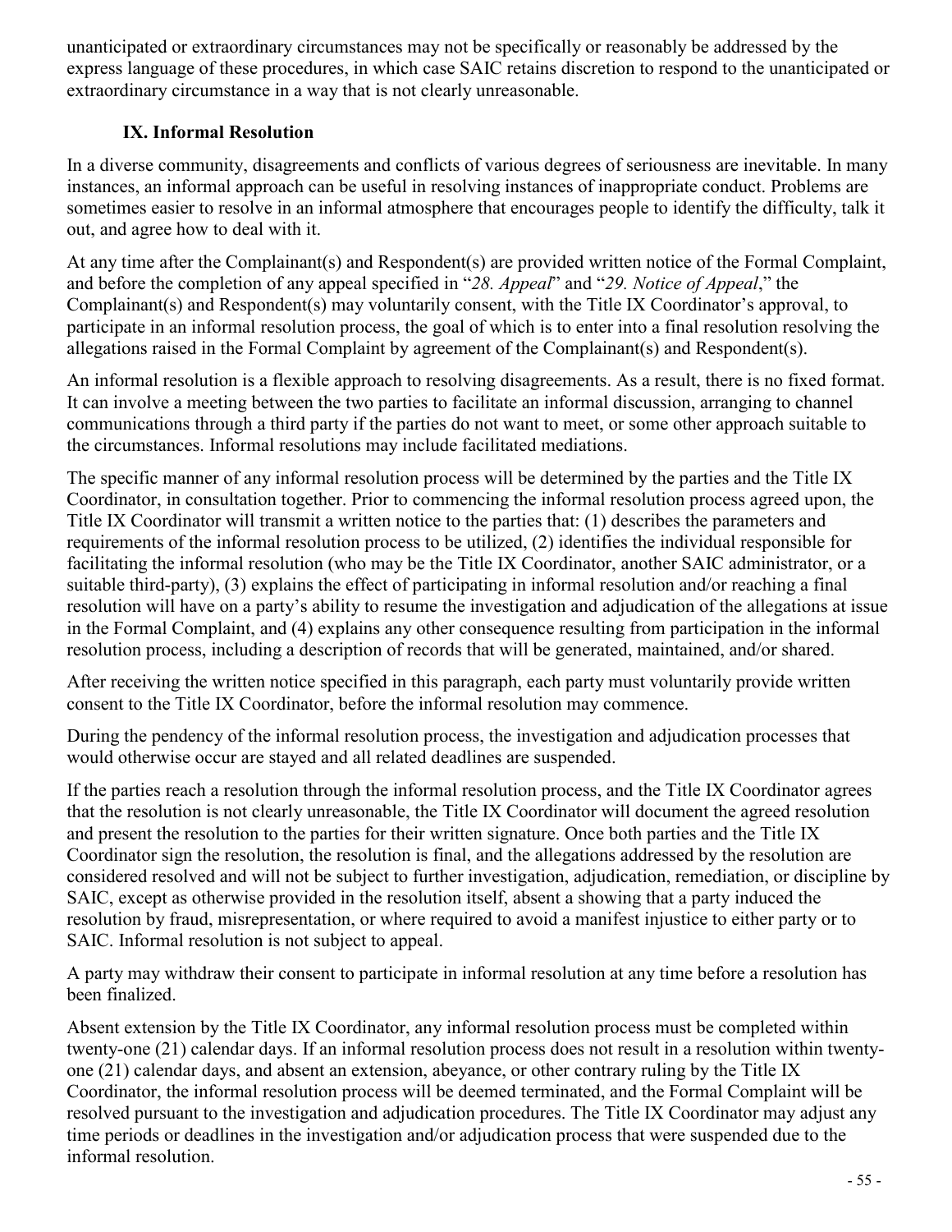unanticipated or extraordinary circumstances may not be specifically or reasonably be addressed by the express language of these procedures, in which case SAIC retains discretion to respond to the unanticipated or extraordinary circumstance in a way that is not clearly unreasonable.

### IX. Informal Resolution

In a diverse community, disagreements and conflicts of various degrees of seriousness are inevitable. In many instances, an informal approach can be useful in resolving instances of inappropriate conduct. Problems are sometimes easier to resolve in an informal atmosphere that encourages people to identify the difficulty, talk it out, and agree how to deal with it.

At any time after the Complainant(s) and Respondent(s) are provided written notice of the Formal Complaint, and before the completion of any appeal specified in "*28. Appeal*" and "*29. Notice of Appeal*," the Complainant(s) and Respondent(s) may voluntarily consent, with the Title IX Coordinator's approval, to participate in an informal resolution process, the goal of which is to enter into a final resolution resolving the allegations raised in the Formal Complaint by agreement of the Complainant(s) and Respondent(s).

An informal resolution is a flexible approach to resolving disagreements. As a result, there is no fixed format. It can involve a meeting between the two parties to facilitate an informal discussion, arranging to channel communications through a third party if the parties do not want to meet, or some other approach suitable to the circumstances. Informal resolutions may include facilitated mediations.

The specific manner of any informal resolution process will be determined by the parties and the Title IX Coordinator, in consultation together. Prior to commencing the informal resolution process agreed upon, the Title IX Coordinator will transmit a written notice to the parties that: (1) describes the parameters and requirements of the informal resolution process to be utilized, (2) identifies the individual responsible for facilitating the informal resolution (who may be the Title IX Coordinator, another SAIC administrator, or a suitable third-party), (3) explains the effect of participating in informal resolution and/or reaching a final resolution will have on a party's ability to resume the investigation and adjudication of the allegations at issue in the Formal Complaint, and (4) explains any other consequence resulting from participation in the informal resolution process, including a description of records that will be generated, maintained, and/or shared.

After receiving the written notice specified in this paragraph, each party must voluntarily provide written consent to the Title IX Coordinator, before the informal resolution may commence.

During the pendency of the informal resolution process, the investigation and adjudication processes that would otherwise occur are stayed and all related deadlines are suspended.

If the parties reach a resolution through the informal resolution process, and the Title IX Coordinator agrees that the resolution is not clearly unreasonable, the Title IX Coordinator will document the agreed resolution and present the resolution to the parties for their written signature. Once both parties and the Title IX Coordinator sign the resolution, the resolution is final, and the allegations addressed by the resolution are considered resolved and will not be subject to further investigation, adjudication, remediation, or discipline by SAIC, except as otherwise provided in the resolution itself, absent a showing that a party induced the resolution by fraud, misrepresentation, or where required to avoid a manifest injustice to either party or to SAIC. Informal resolution is not subject to appeal.

A party may withdraw their consent to participate in informal resolution at any time before a resolution has been finalized.

Absent extension by the Title IX Coordinator, any informal resolution process must be completed within twenty-one (21) calendar days. If an informal resolution process does not result in a resolution within twenty-one (21) calendar days, and absent an extension, abeyance, or other contrary ruling by the Title IX Coordinator, the informal resolution process will be deemed terminated, and the Formal Complaint will be resolved pursuant to the investigation and adjudication procedures. The Title IX Coordinator may adjust any time periods or deadlines in the investigation and/or adjudication process that were suspended due to the informal resolution.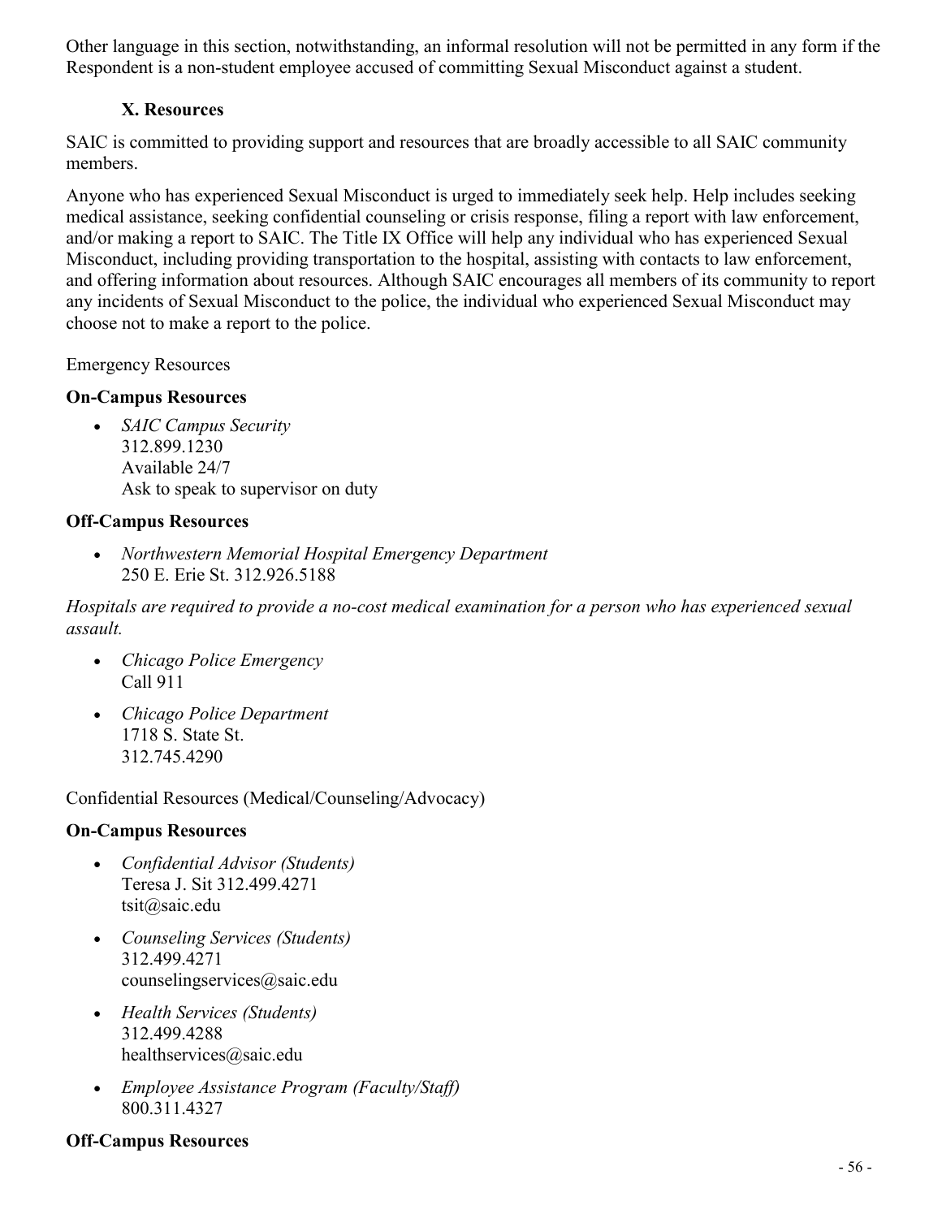Other language in this section, notwithstanding, an informal resolution will not be permitted in any form if the Respondent is a non-student employee accused of committing Sexual Misconduct against a student.

### X. Resources

SAIC is committed to providing support and resources that are broadly accessible to all SAIC community members.

Anyone who has experienced Sexual Misconduct is urged to immediately seek help. Help includes seeking medical assistance, seeking confidential counseling or crisis response, filing a report with law enforcement, and/or making a report to SAIC. The Title IX Office will help any individual who has experienced Sexual Misconduct, including providing transportation to the hospital, assisting with contacts to law enforcement, and offering information about resources. Although SAIC encourages all members of its community to report any incidents of Sexual Misconduct to the police, the individual who experienced Sexual Misconduct may choose not to make a report to the police.

Emergency Resources

**On-Campus Resources**

- *SAIC Campus Security*
  312.899.1230
  Available 24/7
  Ask to speak to supervisor on duty

**Off-Campus Resources**

- *Northwestern Memorial Hospital Emergency Department*
  250 E. Erie St. 312.926.5188

*Hospitals are required to provide a no-cost medical examination for a person who has experienced sexual assault.*

- *Chicago Police Emergency*
  Call 911
- *Chicago Police Department*
  1718 S. State St.
  312.745.4290

Confidential Resources (Medical/Counseling/Advocacy)

**On-Campus Resources**

- *Confidential Advisor (Students)*
  Teresa J. Sit 312.499.4271
  tsit@saic.edu
- *Counseling Services (Students)*
  312.499.4271
  counselingservices@saic.edu
- *Health Services (Students)*
  312.499.4288
  healthservices@saic.edu
- *Employee Assistance Program (Faculty/Staff)*
  800.311.4327

**Off-Campus Resources**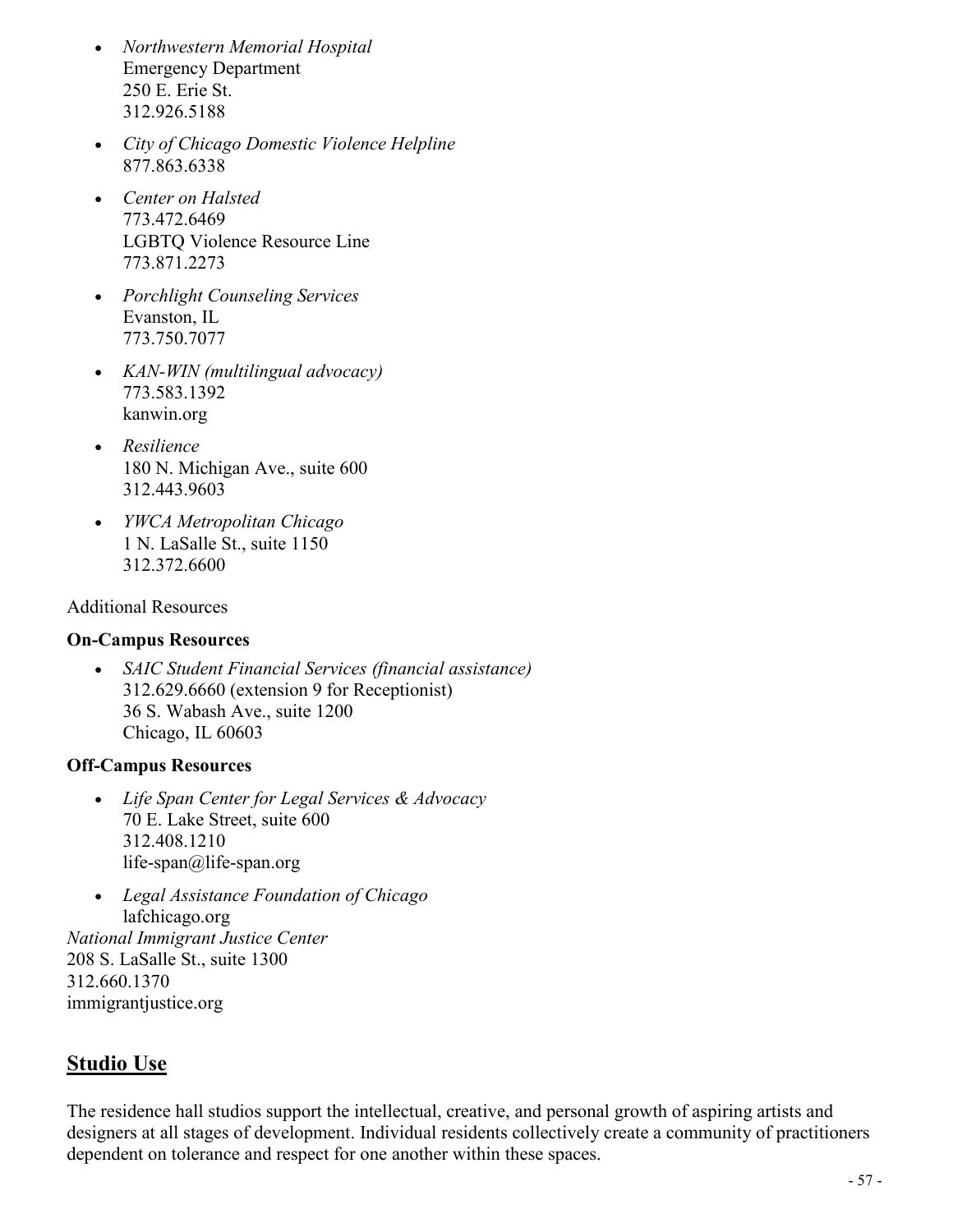- *Northwestern Memorial Hospital*
  Emergency Department
  250 E. Erie St.
  312.926.5188
- *City of Chicago Domestic Violence Helpline*
  877.863.6338
- *Center on Halsted*
  773.472.6469
  LGBTQ Violence Resource Line
  773.871.2273
- *Porchlight Counseling Services*
  Evanston, IL
  773.750.7077
- *KAN-WIN (multilingual advocacy)*
  773.583.1392
  kanwin.org
- *Resilience*
  180 N. Michigan Ave., suite 600
  312.443.9603
- *YWCA Metropolitan Chicago*
  1 N. LaSalle St., suite 1150
  312.372.6600

Additional Resources

**On-Campus Resources**

- *SAIC Student Financial Services (financial assistance)*
  312.629.6660 (extension 9 for Receptionist)
  36 S. Wabash Ave., suite 1200
  Chicago, IL 60603

**Off-Campus Resources**

- *Life Span Center for Legal Services & Advocacy*
  70 E. Lake Street, suite 600
  312.408.1210
  life-span@life-span.org
- *Legal Assistance Foundation of Chicago*
  lafchicago.org

*National Immigrant Justice Center*
208 S. LaSalle St., suite 1300
312.660.1370
immigrantjustice.org

## Studio Use

The residence hall studios support the intellectual, creative, and personal growth of aspiring artists and designers at all stages of development. Individual residents collectively create a community of practitioners dependent on tolerance and respect for one another within these spaces.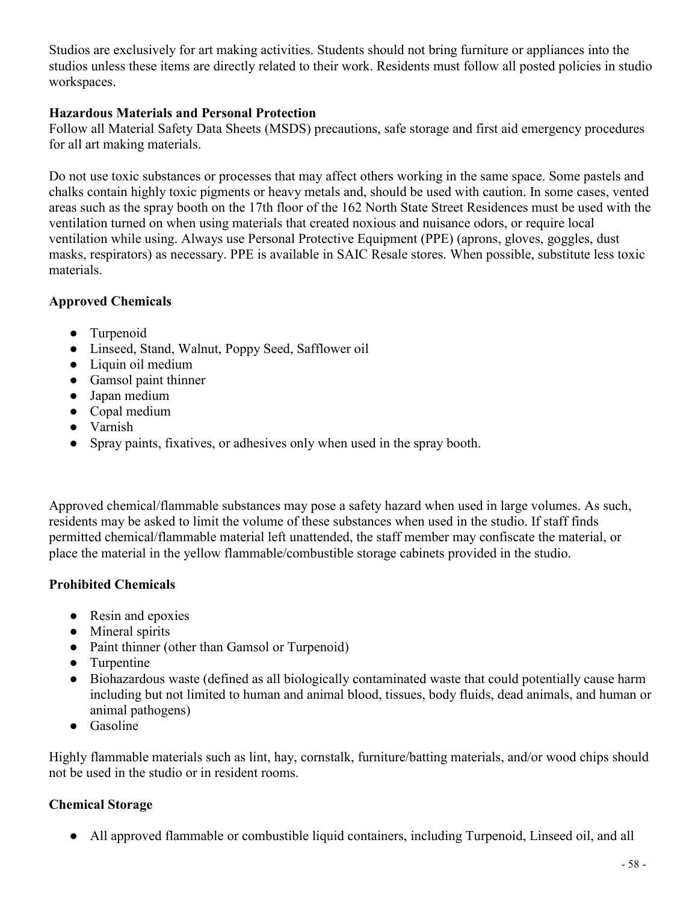Studios are exclusively for art making activities. Students should not bring furniture or appliances into the studios unless these items are directly related to their work. Residents must follow all posted policies in studio workspaces.

**Hazardous Materials and Personal Protection**

Follow all Material Safety Data Sheets (MSDS) precautions, safe storage and first aid emergency procedures for all art making materials.

Do not use toxic substances or processes that may affect others working in the same space. Some pastels and chalks contain highly toxic pigments or heavy metals and, should be used with caution. In some cases, vented areas such as the spray booth on the 17th floor of the 162 North State Street Residences must be used with the ventilation turned on when using materials that created noxious and nuisance odors, or require local ventilation while using. Always use Personal Protective Equipment (PPE) (aprons, gloves, goggles, dust masks, respirators) as necessary. PPE is available in SAIC Resale stores. When possible, substitute less toxic materials.

**Approved Chemicals**

- Turpenoid
- Linseed, Stand, Walnut, Poppy Seed, Safflower oil
- Liquin oil medium
- Gamsol paint thinner
- Japan medium
- Copal medium
- Varnish
- Spray paints, fixatives, or adhesives only when used in the spray booth.

Approved chemical/flammable substances may pose a safety hazard when used in large volumes. As such, residents may be asked to limit the volume of these substances when used in the studio. If staff finds permitted chemical/flammable material left unattended, the staff member may confiscate the material, or place the material in the yellow flammable/combustible storage cabinets provided in the studio.

**Prohibited Chemicals**

- Resin and epoxies
- Mineral spirits
- Paint thinner (other than Gamsol or Turpenoid)
- Turpentine
- Biohazardous waste (defined as all biologically contaminated waste that could potentially cause harm including but not limited to human and animal blood, tissues, body fluids, dead animals, and human or animal pathogens)
- Gasoline

Highly flammable materials such as lint, hay, cornstalk, furniture/batting materials, and/or wood chips should not be used in the studio or in resident rooms.

**Chemical Storage**

- All approved flammable or combustible liquid containers, including Turpenoid, Linseed oil, and all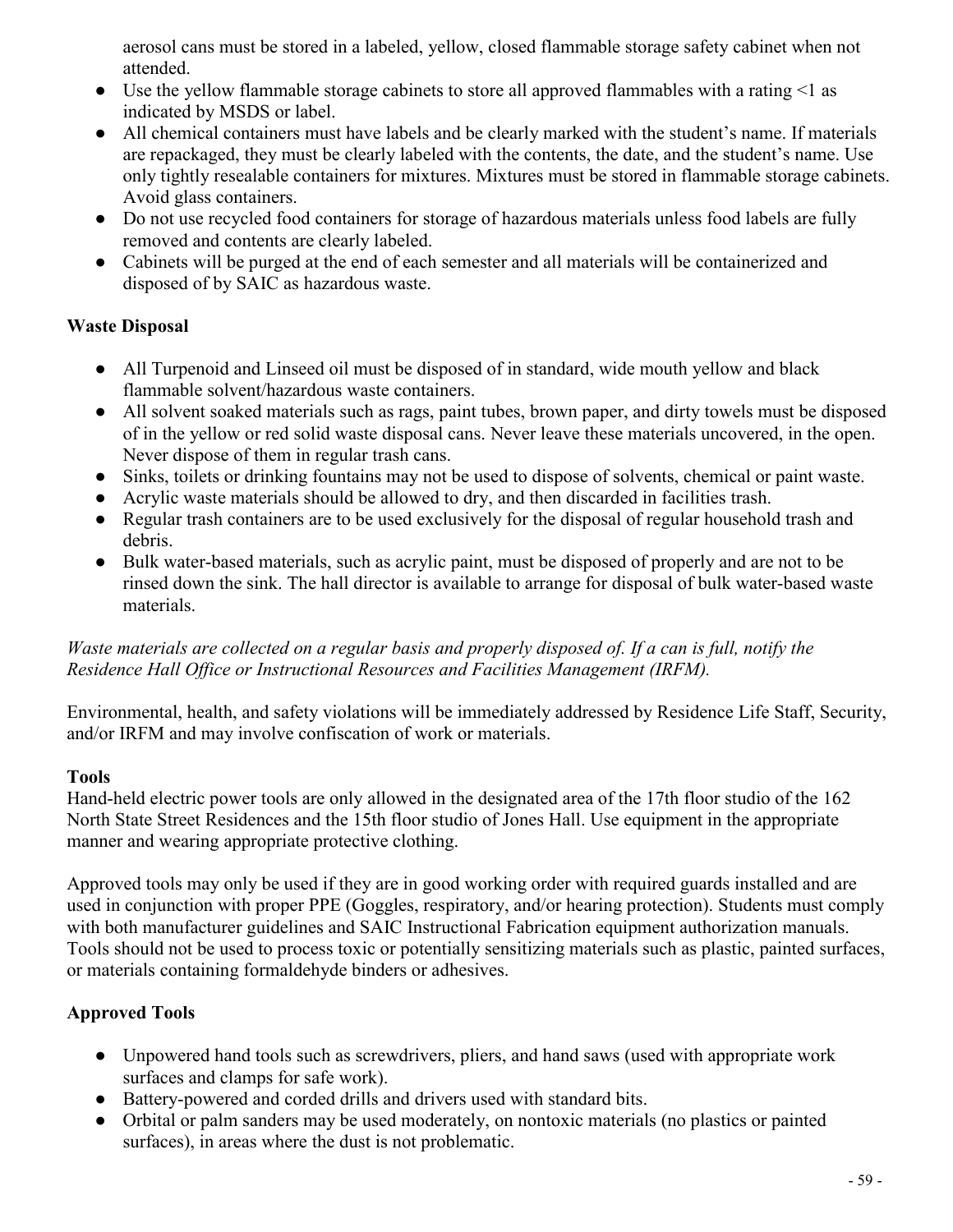aerosol cans must be stored in a labeled, yellow, closed flammable storage safety cabinet when not attended.

- Use the yellow flammable storage cabinets to store all approved flammables with a rating <1 as indicated by MSDS or label.
- All chemical containers must have labels and be clearly marked with the student's name. If materials are repackaged, they must be clearly labeled with the contents, the date, and the student's name. Use only tightly resealable containers for mixtures. Mixtures must be stored in flammable storage cabinets. Avoid glass containers.
- Do not use recycled food containers for storage of hazardous materials unless food labels are fully removed and contents are clearly labeled.
- Cabinets will be purged at the end of each semester and all materials will be containerized and disposed of by SAIC as hazardous waste.

**Waste Disposal**

- All Turpenoid and Linseed oil must be disposed of in standard, wide mouth yellow and black flammable solvent/hazardous waste containers.
- All solvent soaked materials such as rags, paint tubes, brown paper, and dirty towels must be disposed of in the yellow or red solid waste disposal cans. Never leave these materials uncovered, in the open. Never dispose of them in regular trash cans.
- Sinks, toilets or drinking fountains may not be used to dispose of solvents, chemical or paint waste.
- Acrylic waste materials should be allowed to dry, and then discarded in facilities trash.
- Regular trash containers are to be used exclusively for the disposal of regular household trash and debris.
- Bulk water-based materials, such as acrylic paint, must be disposed of properly and are not to be rinsed down the sink. The hall director is available to arrange for disposal of bulk water-based waste materials.

*Waste materials are collected on a regular basis and properly disposed of. If a can is full, notify the Residence Hall Office or Instructional Resources and Facilities Management (IRFM).*

Environmental, health, and safety violations will be immediately addressed by Residence Life Staff, Security, and/or IRFM and may involve confiscation of work or materials.

**Tools**

Hand-held electric power tools are only allowed in the designated area of the 17th floor studio of the 162 North State Street Residences and the 15th floor studio of Jones Hall. Use equipment in the appropriate manner and wearing appropriate protective clothing.

Approved tools may only be used if they are in good working order with required guards installed and are used in conjunction with proper PPE (Goggles, respiratory, and/or hearing protection). Students must comply with both manufacturer guidelines and SAIC Instructional Fabrication equipment authorization manuals. Tools should not be used to process toxic or potentially sensitizing materials such as plastic, painted surfaces, or materials containing formaldehyde binders or adhesives.

**Approved Tools**

- Unpowered hand tools such as screwdrivers, pliers, and hand saws (used with appropriate work surfaces and clamps for safe work).
- Battery-powered and corded drills and drivers used with standard bits.
- Orbital or palm sanders may be used moderately, on nontoxic materials (no plastics or painted surfaces), in areas where the dust is not problematic.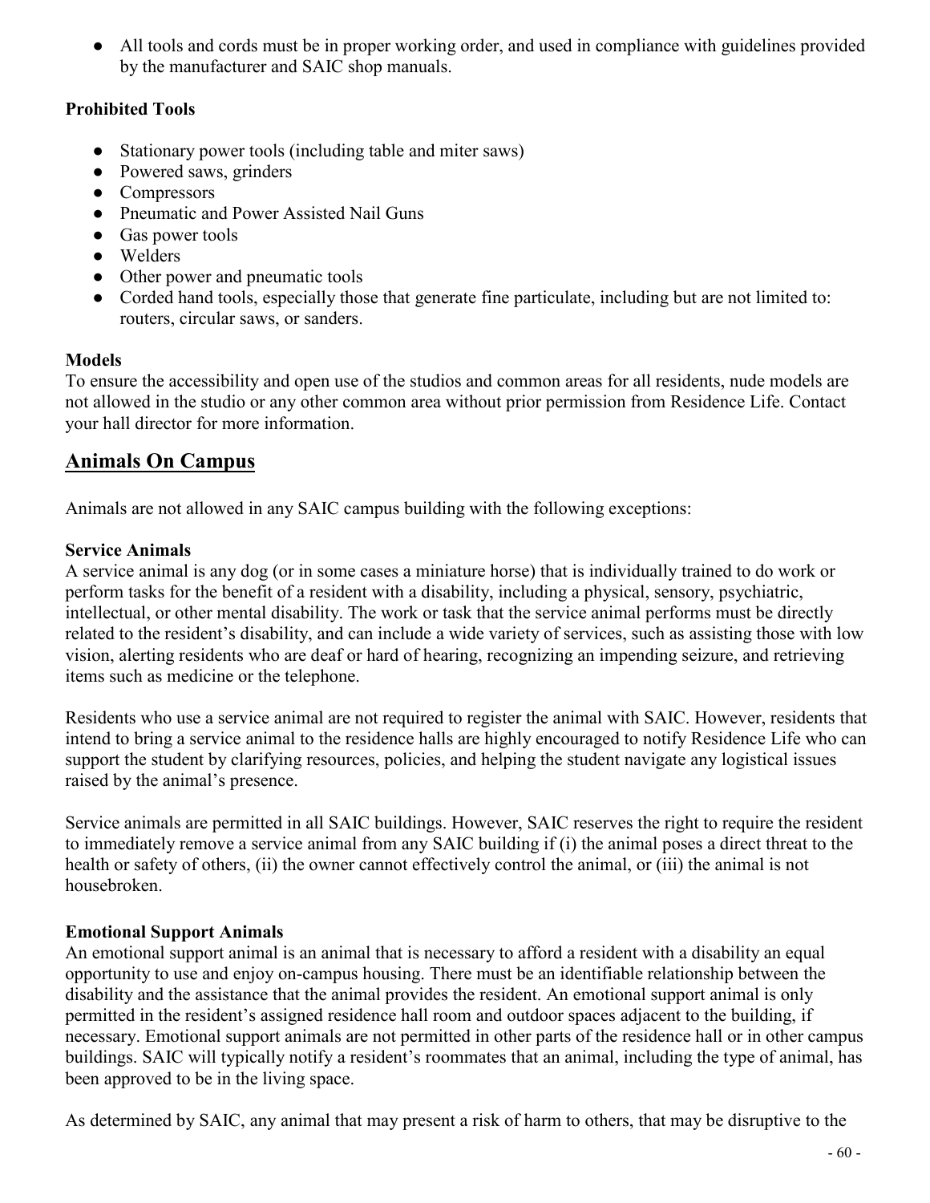- All tools and cords must be in proper working order, and used in compliance with guidelines provided by the manufacturer and SAIC shop manuals.

**Prohibited Tools**

- Stationary power tools (including table and miter saws)
- Powered saws, grinders
- Compressors
- Pneumatic and Power Assisted Nail Guns
- Gas power tools
- Welders
- Other power and pneumatic tools
- Corded hand tools, especially those that generate fine particulate, including but are not limited to: routers, circular saws, or sanders.

**Models**

To ensure the accessibility and open use of the studios and common areas for all residents, nude models are not allowed in the studio or any other common area without prior permission from Residence Life. Contact your hall director for more information.

## Animals On Campus

Animals are not allowed in any SAIC campus building with the following exceptions:

**Service Animals**

A service animal is any dog (or in some cases a miniature horse) that is individually trained to do work or perform tasks for the benefit of a resident with a disability, including a physical, sensory, psychiatric, intellectual, or other mental disability. The work or task that the service animal performs must be directly related to the resident's disability, and can include a wide variety of services, such as assisting those with low vision, alerting residents who are deaf or hard of hearing, recognizing an impending seizure, and retrieving items such as medicine or the telephone.

Residents who use a service animal are not required to register the animal with SAIC. However, residents that intend to bring a service animal to the residence halls are highly encouraged to notify Residence Life who can support the student by clarifying resources, policies, and helping the student navigate any logistical issues raised by the animal's presence.

Service animals are permitted in all SAIC buildings. However, SAIC reserves the right to require the resident to immediately remove a service animal from any SAIC building if (i) the animal poses a direct threat to the health or safety of others, (ii) the owner cannot effectively control the animal, or (iii) the animal is not housebroken.

**Emotional Support Animals**

An emotional support animal is an animal that is necessary to afford a resident with a disability an equal opportunity to use and enjoy on-campus housing. There must be an identifiable relationship between the disability and the assistance that the animal provides the resident. An emotional support animal is only permitted in the resident's assigned residence hall room and outdoor spaces adjacent to the building, if necessary. Emotional support animals are not permitted in other parts of the residence hall or in other campus buildings. SAIC will typically notify a resident's roommates that an animal, including the type of animal, has been approved to be in the living space.

As determined by SAIC, any animal that may present a risk of harm to others, that may be disruptive to the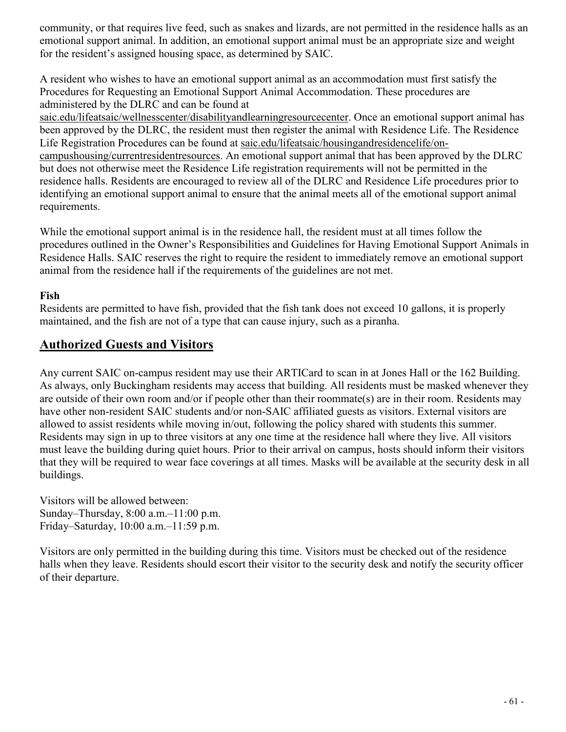community, or that requires live feed, such as snakes and lizards, are not permitted in the residence halls as an emotional support animal. In addition, an emotional support animal must be an appropriate size and weight for the resident's assigned housing space, as determined by SAIC.

A resident who wishes to have an emotional support animal as an accommodation must first satisfy the Procedures for Requesting an Emotional Support Animal Accommodation. These procedures are administered by the DLRC and can be found at saic.edu/lifeatsaic/wellnesscenter/disabilityandlearningresourcecenter. Once an emotional support animal has been approved by the DLRC, the resident must then register the animal with Residence Life. The Residence Life Registration Procedures can be found at saic.edu/lifeatsaic/housingandresidencelife/on-campushousing/currentresidentresources. An emotional support animal that has been approved by the DLRC but does not otherwise meet the Residence Life registration requirements will not be permitted in the residence halls. Residents are encouraged to review all of the DLRC and Residence Life procedures prior to identifying an emotional support animal to ensure that the animal meets all of the emotional support animal requirements.

While the emotional support animal is in the residence hall, the resident must at all times follow the procedures outlined in the Owner's Responsibilities and Guidelines for Having Emotional Support Animals in Residence Halls. SAIC reserves the right to require the resident to immediately remove an emotional support animal from the residence hall if the requirements of the guidelines are not met.

**Fish**

Residents are permitted to have fish, provided that the fish tank does not exceed 10 gallons, it is properly maintained, and the fish are not of a type that can cause injury, such as a piranha.

## Authorized Guests and Visitors

Any current SAIC on-campus resident may use their ARTICard to scan in at Jones Hall or the 162 Building. As always, only Buckingham residents may access that building. All residents must be masked whenever they are outside of their own room and/or if people other than their roommate(s) are in their room. Residents may have other non-resident SAIC students and/or non-SAIC affiliated guests as visitors. External visitors are allowed to assist residents while moving in/out, following the policy shared with students this summer. Residents may sign in up to three visitors at any one time at the residence hall where they live. All visitors must leave the building during quiet hours. Prior to their arrival on campus, hosts should inform their visitors that they will be required to wear face coverings at all times. Masks will be available at the security desk in all buildings.

Visitors will be allowed between:
Sunday–Thursday, 8:00 a.m.–11:00 p.m.
Friday–Saturday, 10:00 a.m.–11:59 p.m.

Visitors are only permitted in the building during this time. Visitors must be checked out of the residence halls when they leave. Residents should escort their visitor to the security desk and notify the security officer of their departure.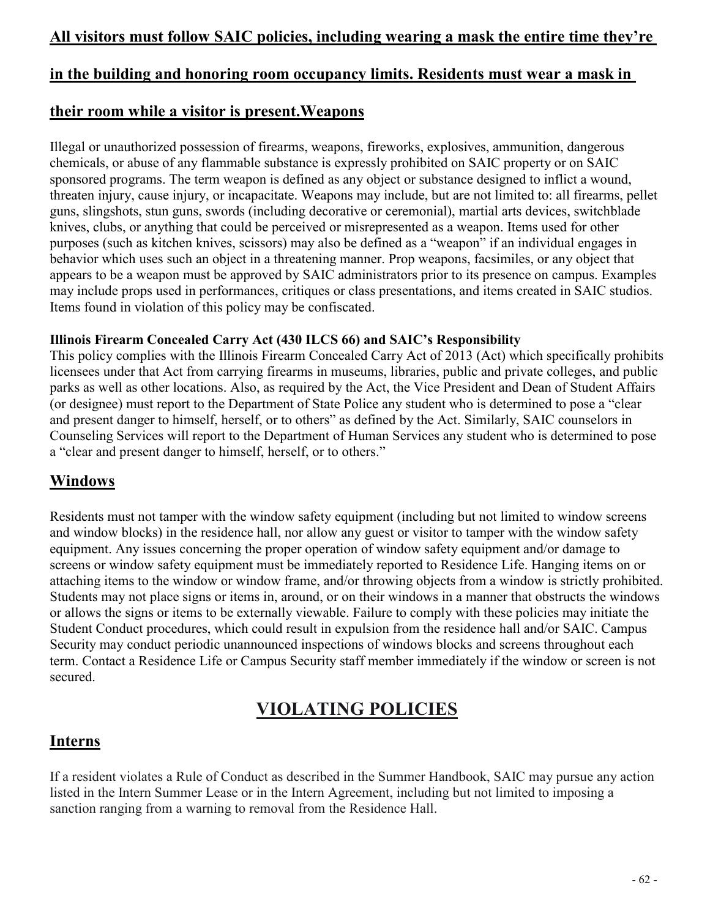**All visitors must follow SAIC policies, including wearing a mask the entire time they're in the building and honoring room occupancy limits. Residents must wear a mask in their room while a visitor is present.**

## Weapons

Illegal or unauthorized possession of firearms, weapons, fireworks, explosives, ammunition, dangerous chemicals, or abuse of any flammable substance is expressly prohibited on SAIC property or on SAIC sponsored programs. The term weapon is defined as any object or substance designed to inflict a wound, threaten injury, cause injury, or incapacitate. Weapons may include, but are not limited to: all firearms, pellet guns, slingshots, stun guns, swords (including decorative or ceremonial), martial arts devices, switchblade knives, clubs, or anything that could be perceived or misrepresented as a weapon. Items used for other purposes (such as kitchen knives, scissors) may also be defined as a "weapon" if an individual engages in behavior which uses such an object in a threatening manner. Prop weapons, facsimiles, or any object that appears to be a weapon must be approved by SAIC administrators prior to its presence on campus. Examples may include props used in performances, critiques or class presentations, and items created in SAIC studios. Items found in violation of this policy may be confiscated.

**Illinois Firearm Concealed Carry Act (430 ILCS 66) and SAIC's Responsibility**
This policy complies with the Illinois Firearm Concealed Carry Act of 2013 (Act) which specifically prohibits licensees under that Act from carrying firearms in museums, libraries, public and private colleges, and public parks as well as other locations. Also, as required by the Act, the Vice President and Dean of Student Affairs (or designee) must report to the Department of State Police any student who is determined to pose a "clear and present danger to himself, herself, or to others" as defined by the Act. Similarly, SAIC counselors in Counseling Services will report to the Department of Human Services any student who is determined to pose a "clear and present danger to himself, herself, or to others."

## Windows

Residents must not tamper with the window safety equipment (including but not limited to window screens and window blocks) in the residence hall, nor allow any guest or visitor to tamper with the window safety equipment. Any issues concerning the proper operation of window safety equipment and/or damage to screens or window safety equipment must be immediately reported to Residence Life. Hanging items on or attaching items to the window or window frame, and/or throwing objects from a window is strictly prohibited. Students may not place signs or items in, around, or on their windows in a manner that obstructs the windows or allows the signs or items to be externally viewable. Failure to comply with these policies may initiate the Student Conduct procedures, which could result in expulsion from the residence hall and/or SAIC. Campus Security may conduct periodic unannounced inspections of windows blocks and screens throughout each term. Contact a Residence Life or Campus Security staff member immediately if the window or screen is not secured.

# VIOLATING POLICIES

## Interns

If a resident violates a Rule of Conduct as described in the Summer Handbook, SAIC may pursue any action listed in the Intern Summer Lease or in the Intern Agreement, including but not limited to imposing a sanction ranging from a warning to removal from the Residence Hall.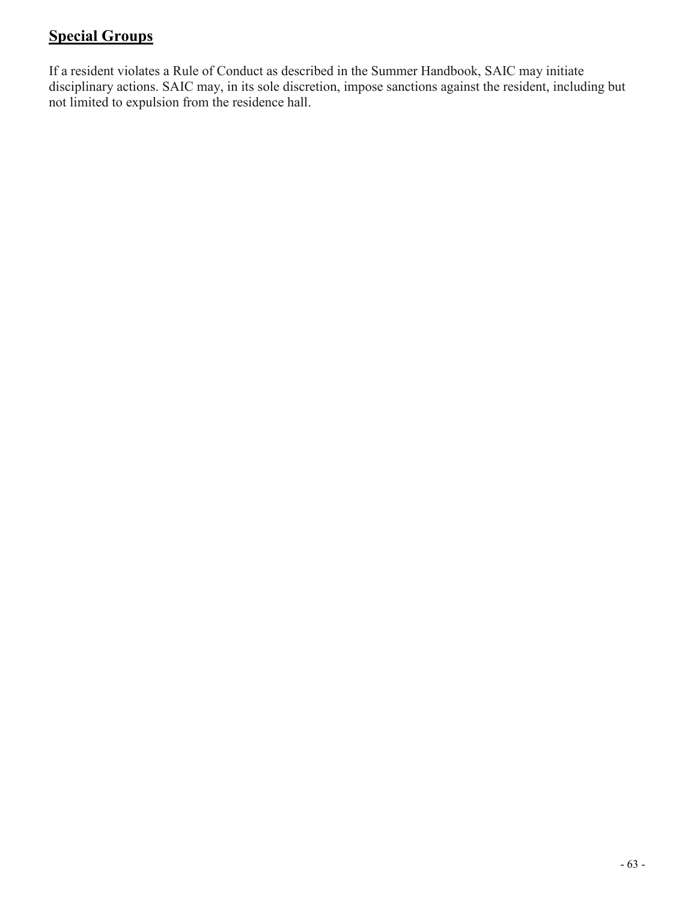## **Special Groups**

If a resident violates a Rule of Conduct as described in the Summer Handbook, SAIC may initiate disciplinary actions. SAIC may, in its sole discretion, impose sanctions against the resident, including but not limited to expulsion from the residence hall.